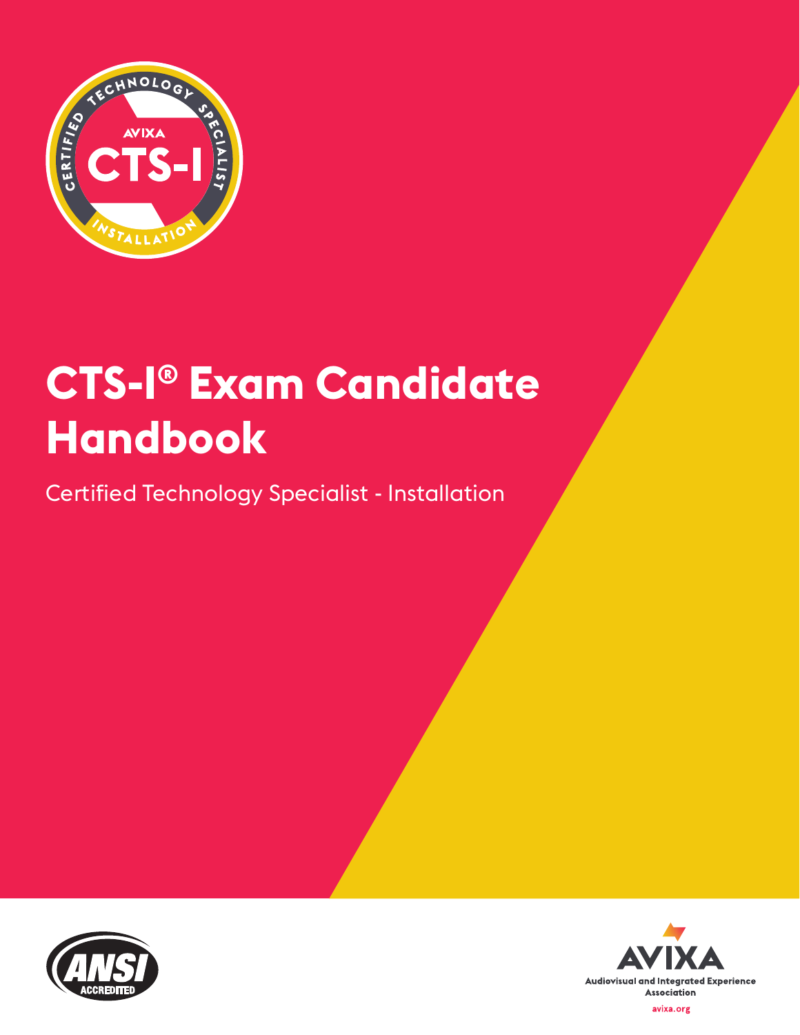# CTS-I® Exam Candidate Handbook

Certified Technology Specialist - Installation

AVIXA

Audiovisual and Integrated Experience Association

avixa.org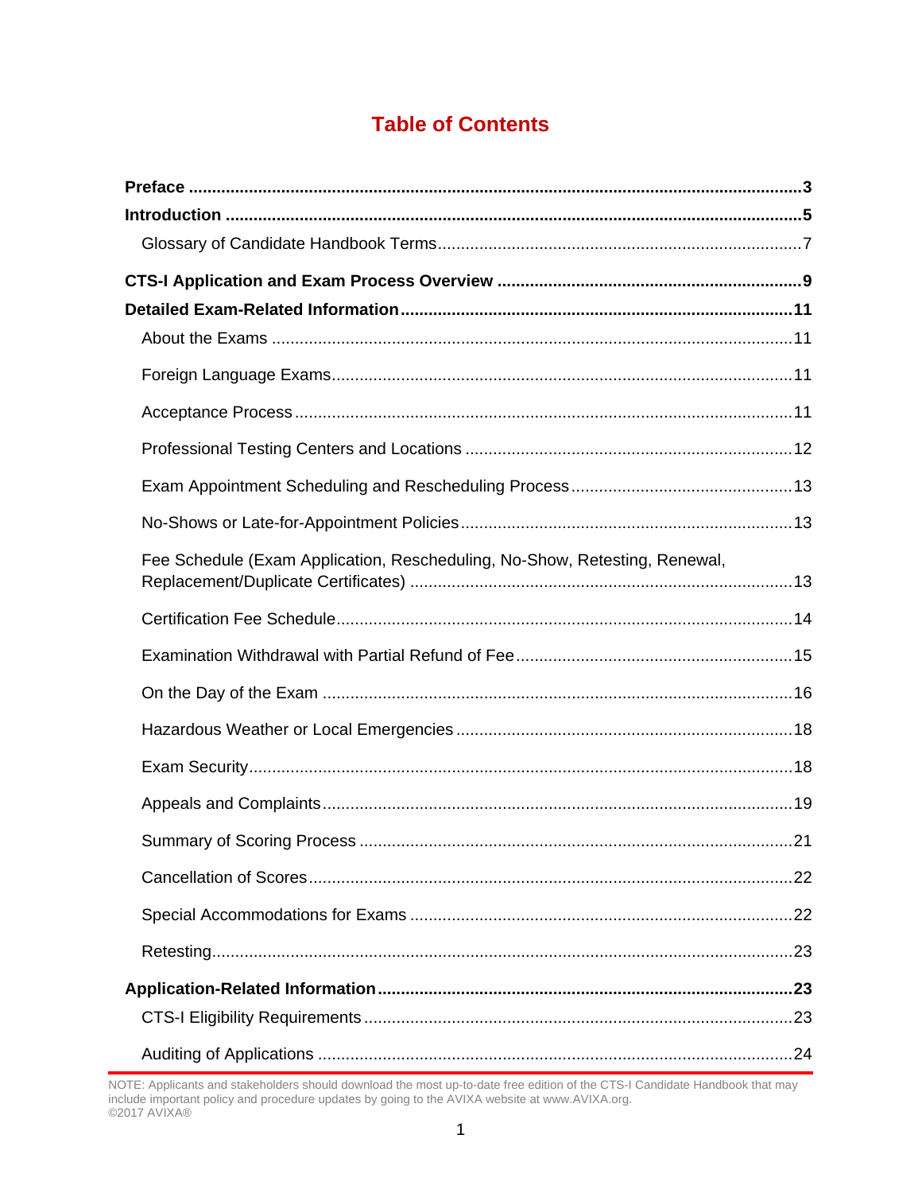# Table of Contents

**Preface** ........................................................................................................................ **3**

**Introduction** ................................................................................................................ **5**

Glossary of Candidate Handbook Terms ............................................................................ 7

**CTS-I Application and Exam Process Overview** .................................................................. **9**

**Detailed Exam-Related Information** .................................................................................. **11**

About the Exams ............................................................................................................ 11

Foreign Language Exams ................................................................................................. 11

Acceptance Process ........................................................................................................ 11

Professional Testing Centers and Locations ..................................................................... 12

Exam Appointment Scheduling and Rescheduling Process ............................................... 13

No-Shows or Late-for-Appointment Policies ..................................................................... 13

Fee Schedule (Exam Application, Rescheduling, No-Show, Retesting, Renewal, Replacement/Duplicate Certificates) ................................................................................. 13

Certification Fee Schedule ................................................................................................ 14

Examination Withdrawal with Partial Refund of Fee .......................................................... 15

On the Day of the Exam ................................................................................................... 16

Hazardous Weather or Local Emergencies ........................................................................ 18

Exam Security ................................................................................................................. 18

Appeals and Complaints ................................................................................................... 19

Summary of Scoring Process ........................................................................................... 21

Cancellation of Scores ...................................................................................................... 22

Special Accommodations for Exams ................................................................................. 22

Retesting ......................................................................................................................... 23

**Application-Related Information** ..................................................................................... **23**

CTS-I Eligibility Requirements .......................................................................................... 23

Auditing of Applications .................................................................................................... 24

NOTE: Applicants and stakeholders should download the most up-to-date free edition of the CTS-I Candidate Handbook that may include important policy and procedure updates by going to the AVIXA website at www.AVIXA.org.
©2017 AVIXA®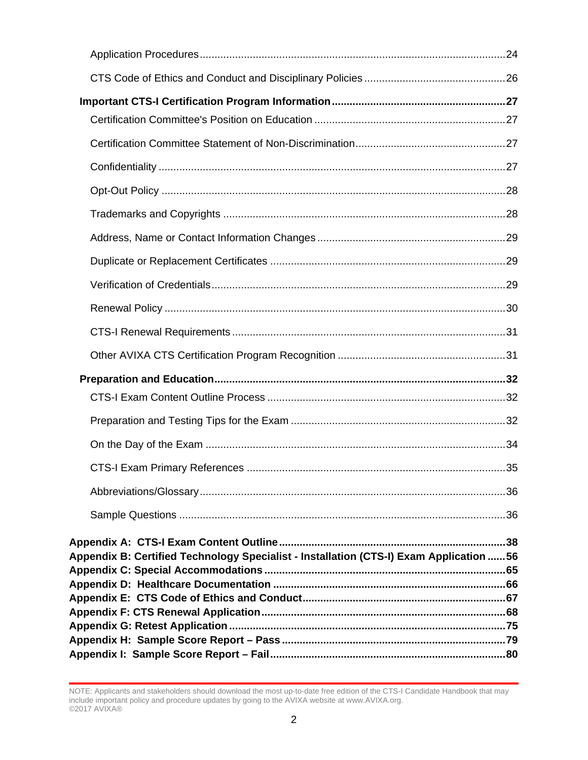Application Procedures......................................................................................................24

CTS Code of Ethics and Conduct and Disciplinary Policies ...............................................26

**Important CTS-I Certification Program Information..........................................................27**

Certification Committee's Position on Education ................................................................27

Certification Committee Statement of Non-Discrimination..................................................27

Confidentiality ....................................................................................................................27

Opt-Out Policy ...................................................................................................................28

Trademarks and Copyrights ..............................................................................................28

Address, Name or Contact Information Changes ...............................................................29

Duplicate or Replacement Certificates ..............................................................................29

Verification of Credentials..................................................................................................29

Renewal Policy ..................................................................................................................30

CTS-I Renewal Requirements ...........................................................................................31

Other AVIXA CTS Certification Program Recognition ........................................................31

**Preparation and Education.................................................................................................32**

CTS-I Exam Content Outline Process ...............................................................................32

Preparation and Testing Tips for the Exam ........................................................................32

On the Day of the Exam ....................................................................................................34

CTS-I Exam Primary References ......................................................................................35

Abbreviations/Glossary......................................................................................................36

Sample Questions .............................................................................................................36

**Appendix A: CTS-I Exam Content Outline............................................................................38**
**Appendix B: Certified Technology Specialist - Installation (CTS-I) Exam Application ......56**
**Appendix C: Special Accommodations................................................................................65**
**Appendix D: Healthcare Documentation .............................................................................66**
**Appendix E: CTS Code of Ethics and Conduct....................................................................67**
**Appendix F: CTS Renewal Application.................................................................................68**
**Appendix G: Retest Application............................................................................................75**
**Appendix H: Sample Score Report – Pass ..........................................................................79**
**Appendix I: Sample Score Report – Fail...............................................................................80**

NOTE: Applicants and stakeholders should download the most up-to-date free edition of the CTS-I Candidate Handbook that may include important policy and procedure updates by going to the AVIXA website at www.AVIXA.org.
©2017 AVIXA®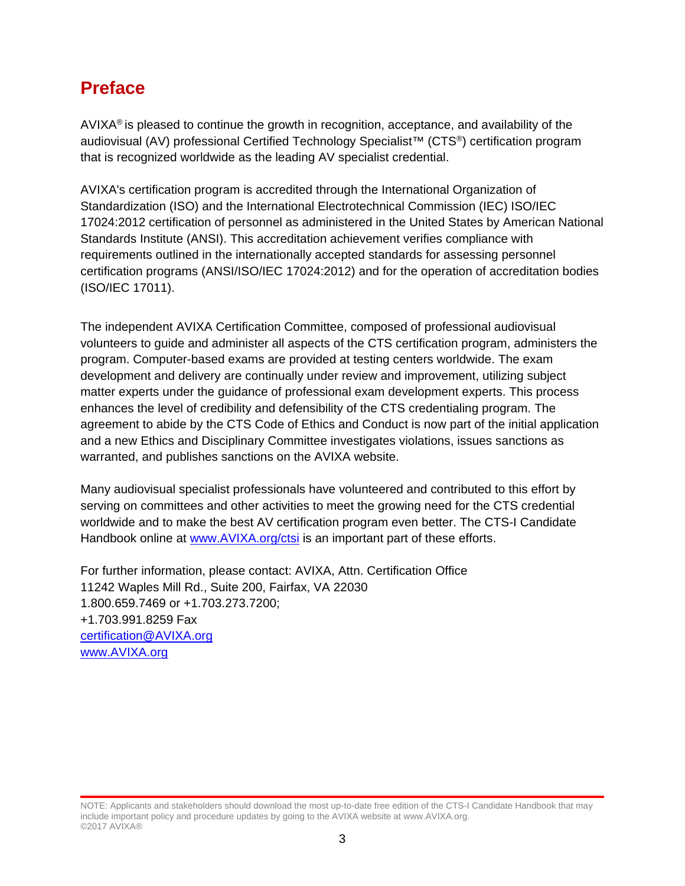# Preface

AVIXA® is pleased to continue the growth in recognition, acceptance, and availability of the audiovisual (AV) professional Certified Technology Specialist™ (CTS®) certification program that is recognized worldwide as the leading AV specialist credential.

AVIXA's certification program is accredited through the International Organization of Standardization (ISO) and the International Electrotechnical Commission (IEC) ISO/IEC 17024:2012 certification of personnel as administered in the United States by American National Standards Institute (ANSI). This accreditation achievement verifies compliance with requirements outlined in the internationally accepted standards for assessing personnel certification programs (ANSI/ISO/IEC 17024:2012) and for the operation of accreditation bodies (ISO/IEC 17011).

The independent AVIXA Certification Committee, composed of professional audiovisual volunteers to guide and administer all aspects of the CTS certification program, administers the program. Computer-based exams are provided at testing centers worldwide. The exam development and delivery are continually under review and improvement, utilizing subject matter experts under the guidance of professional exam development experts. This process enhances the level of credibility and defensibility of the CTS credentialing program. The agreement to abide by the CTS Code of Ethics and Conduct is now part of the initial application and a new Ethics and Disciplinary Committee investigates violations, issues sanctions as warranted, and publishes sanctions on the AVIXA website.

Many audiovisual specialist professionals have volunteered and contributed to this effort by serving on committees and other activities to meet the growing need for the CTS credential worldwide and to make the best AV certification program even better. The CTS-I Candidate Handbook online at [www.AVIXA.org/ctsi](http://www.AVIXA.org/ctsi) is an important part of these efforts.

For further information, please contact: AVIXA, Attn. Certification Office
11242 Waples Mill Rd., Suite 200, Fairfax, VA 22030
1.800.659.7469 or +1.703.273.7200;
+1.703.991.8259 Fax
[certification@AVIXA.org](mailto:certification@AVIXA.org)
[www.AVIXA.org](http://www.AVIXA.org)

NOTE: Applicants and stakeholders should download the most up-to-date free edition of the CTS-I Candidate Handbook that may include important policy and procedure updates by going to the AVIXA website at www.AVIXA.org.
©2017 AVIXA®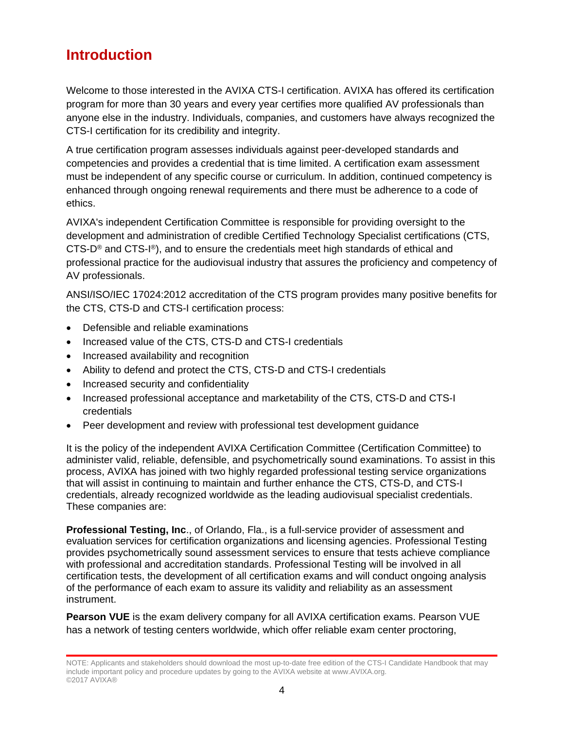# Introduction

Welcome to those interested in the AVIXA CTS-I certification. AVIXA has offered its certification program for more than 30 years and every year certifies more qualified AV professionals than anyone else in the industry. Individuals, companies, and customers have always recognized the CTS-I certification for its credibility and integrity.

A true certification program assesses individuals against peer-developed standards and competencies and provides a credential that is time limited. A certification exam assessment must be independent of any specific course or curriculum. In addition, continued competency is enhanced through ongoing renewal requirements and there must be adherence to a code of ethics.

AVIXA's independent Certification Committee is responsible for providing oversight to the development and administration of credible Certified Technology Specialist certifications (CTS, CTS-D® and CTS-I®), and to ensure the credentials meet high standards of ethical and professional practice for the audiovisual industry that assures the proficiency and competency of AV professionals.

ANSI/ISO/IEC 17024:2012 accreditation of the CTS program provides many positive benefits for the CTS, CTS-D and CTS-I certification process:

- Defensible and reliable examinations
- Increased value of the CTS, CTS-D and CTS-I credentials
- Increased availability and recognition
- Ability to defend and protect the CTS, CTS-D and CTS-I credentials
- Increased security and confidentiality
- Increased professional acceptance and marketability of the CTS, CTS-D and CTS-I credentials
- Peer development and review with professional test development guidance

It is the policy of the independent AVIXA Certification Committee (Certification Committee) to administer valid, reliable, defensible, and psychometrically sound examinations. To assist in this process, AVIXA has joined with two highly regarded professional testing service organizations that will assist in continuing to maintain and further enhance the CTS, CTS-D, and CTS-I credentials, already recognized worldwide as the leading audiovisual specialist credentials. These companies are:

**Professional Testing, Inc**., of Orlando, Fla., is a full-service provider of assessment and evaluation services for certification organizations and licensing agencies. Professional Testing provides psychometrically sound assessment services to ensure that tests achieve compliance with professional and accreditation standards. Professional Testing will be involved in all certification tests, the development of all certification exams and will conduct ongoing analysis of the performance of each exam to assure its validity and reliability as an assessment instrument.

**Pearson VUE** is the exam delivery company for all AVIXA certification exams. Pearson VUE has a network of testing centers worldwide, which offer reliable exam center proctoring,

NOTE: Applicants and stakeholders should download the most up-to-date free edition of the CTS-I Candidate Handbook that may include important policy and procedure updates by going to the AVIXA website at www.AVIXA.org.
©2017 AVIXA®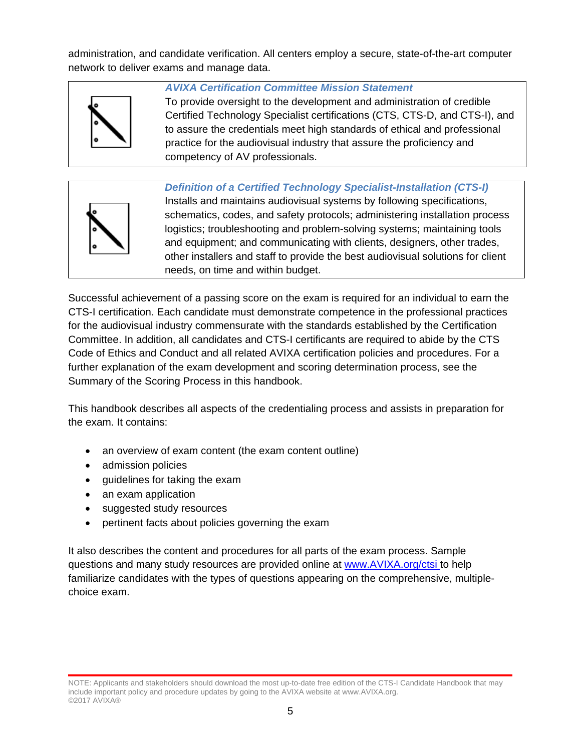administration, and candidate verification. All centers employ a secure, state-of-the-art computer network to deliver exams and manage data.

***AVIXA Certification Committee Mission Statement***

To provide oversight to the development and administration of credible Certified Technology Specialist certifications (CTS, CTS-D, and CTS-I), and to assure the credentials meet high standards of ethical and professional practice for the audiovisual industry that assure the proficiency and competency of AV professionals.

***Definition of a Certified Technology Specialist-Installation (CTS-I)***

Installs and maintains audiovisual systems by following specifications, schematics, codes, and safety protocols; administering installation process logistics; troubleshooting and problem-solving systems; maintaining tools and equipment; and communicating with clients, designers, other trades, other installers and staff to provide the best audiovisual solutions for client needs, on time and within budget.

Successful achievement of a passing score on the exam is required for an individual to earn the CTS-I certification. Each candidate must demonstrate competence in the professional practices for the audiovisual industry commensurate with the standards established by the Certification Committee. In addition, all candidates and CTS-I certificants are required to abide by the CTS Code of Ethics and Conduct and all related AVIXA certification policies and procedures. For a further explanation of the exam development and scoring determination process, see the Summary of the Scoring Process in this handbook.

This handbook describes all aspects of the credentialing process and assists in preparation for the exam. It contains:

- an overview of exam content (the exam content outline)
- admission policies
- guidelines for taking the exam
- an exam application
- suggested study resources
- pertinent facts about policies governing the exam

It also describes the content and procedures for all parts of the exam process. Sample questions and many study resources are provided online at www.AVIXA.org/ctsi to help familiarize candidates with the types of questions appearing on the comprehensive, multiple-choice exam.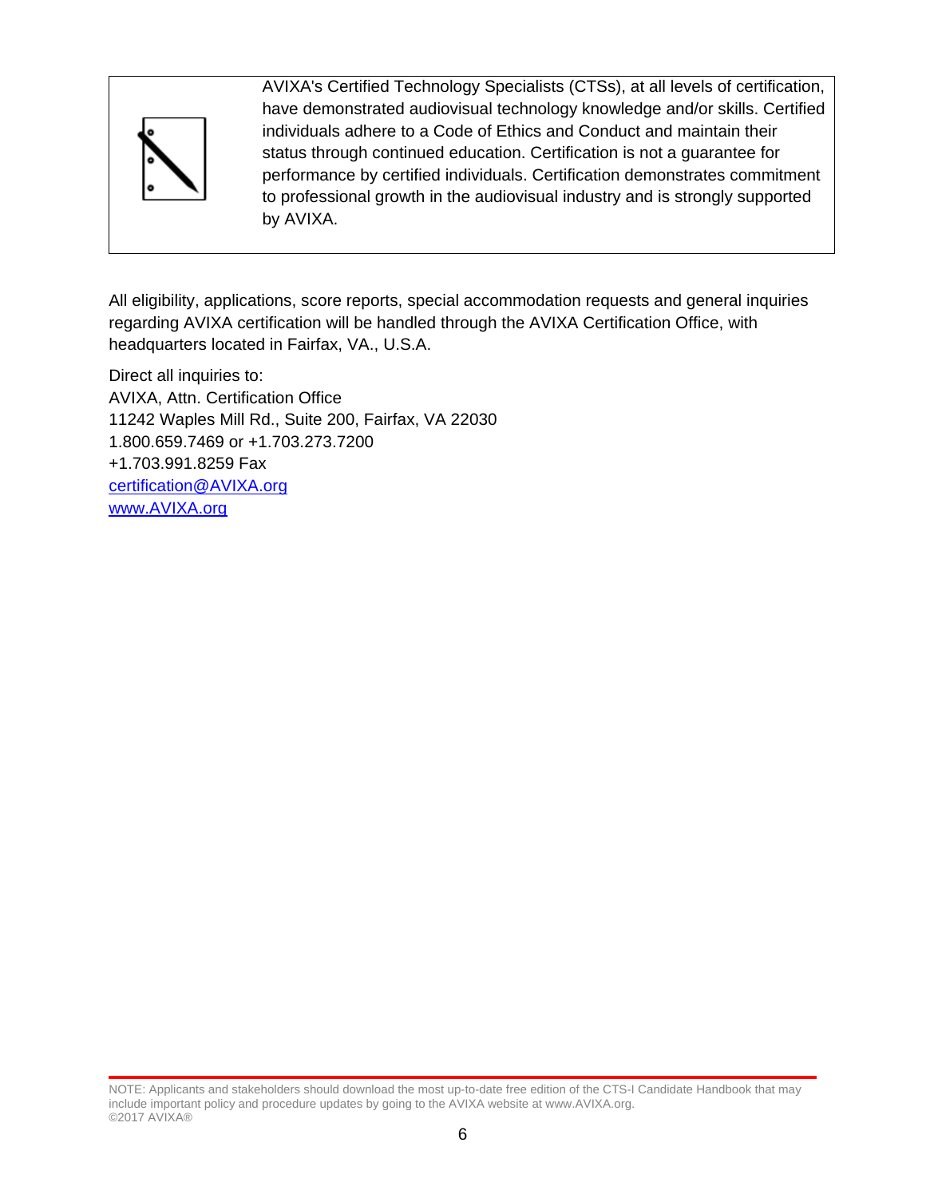> AVIXA's Certified Technology Specialists (CTSs), at all levels of certification, have demonstrated audiovisual technology knowledge and/or skills. Certified individuals adhere to a Code of Ethics and Conduct and maintain their status through continued education. Certification is not a guarantee for performance by certified individuals. Certification demonstrates commitment to professional growth in the audiovisual industry and is strongly supported by AVIXA.

All eligibility, applications, score reports, special accommodation requests and general inquiries regarding AVIXA certification will be handled through the AVIXA Certification Office, with headquarters located in Fairfax, VA., U.S.A.

Direct all inquiries to:
AVIXA, Attn. Certification Office
11242 Waples Mill Rd., Suite 200, Fairfax, VA 22030
1.800.659.7469 or +1.703.273.7200
+1.703.991.8259 Fax
[certification@AVIXA.org](mailto:certification@AVIXA.org)
[www.AVIXA.org](http://www.AVIXA.org)

NOTE: Applicants and stakeholders should download the most up-to-date free edition of the CTS-I Candidate Handbook that may include important policy and procedure updates by going to the AVIXA website at www.AVIXA.org.
©2017 AVIXA®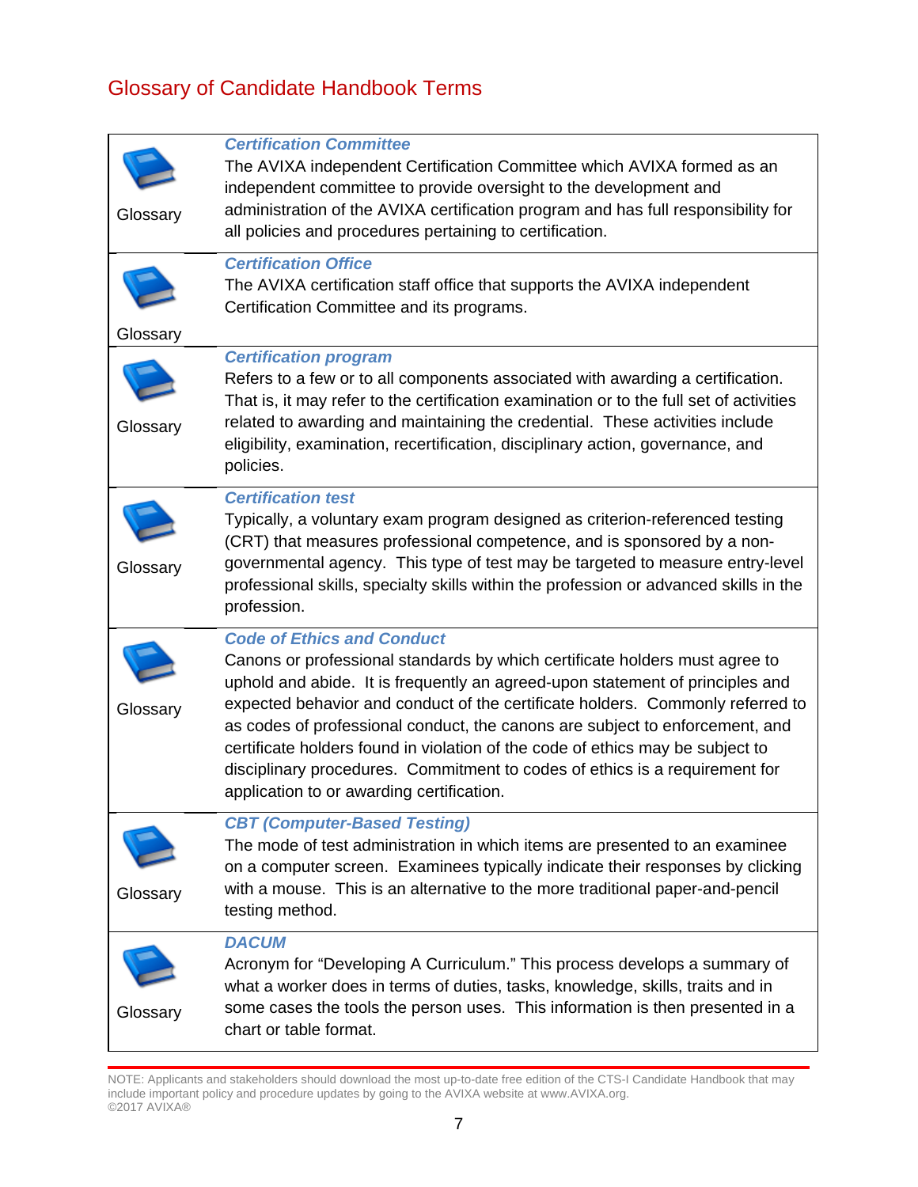## Glossary of Candidate Handbook Terms

| | |
|---|---|
| Glossary | ***Certification Committee***<br>The AVIXA independent Certification Committee which AVIXA formed as an independent committee to provide oversight to the development and administration of the AVIXA certification program and has full responsibility for all policies and procedures pertaining to certification. |
| Glossary | ***Certification Office***<br>The AVIXA certification staff office that supports the AVIXA independent Certification Committee and its programs. |
| Glossary | ***Certification program***<br>Refers to a few or to all components associated with awarding a certification. That is, it may refer to the certification examination or to the full set of activities related to awarding and maintaining the credential. These activities include eligibility, examination, recertification, disciplinary action, governance, and policies. |
| Glossary | ***Certification test***<br>Typically, a voluntary exam program designed as criterion-referenced testing (CRT) that measures professional competence, and is sponsored by a non-governmental agency. This type of test may be targeted to measure entry-level professional skills, specialty skills within the profession or advanced skills in the profession. |
| Glossary | ***Code of Ethics and Conduct***<br>Canons or professional standards by which certificate holders must agree to uphold and abide. It is frequently an agreed-upon statement of principles and expected behavior and conduct of the certificate holders. Commonly referred to as codes of professional conduct, the canons are subject to enforcement, and certificate holders found in violation of the code of ethics may be subject to disciplinary procedures. Commitment to codes of ethics is a requirement for application to or awarding certification. |
| Glossary | ***CBT (Computer-Based Testing)***<br>The mode of test administration in which items are presented to an examinee on a computer screen. Examinees typically indicate their responses by clicking with a mouse. This is an alternative to the more traditional paper-and-pencil testing method. |
| Glossary | ***DACUM***<br>Acronym for "Developing A Curriculum." This process develops a summary of what a worker does in terms of duties, tasks, knowledge, skills, traits and in some cases the tools the person uses. This information is then presented in a chart or table format. |

NOTE: Applicants and stakeholders should download the most up-to-date free edition of the CTS-I Candidate Handbook that may include important policy and procedure updates by going to the AVIXA website at www.AVIXA.org.
©2017 AVIXA®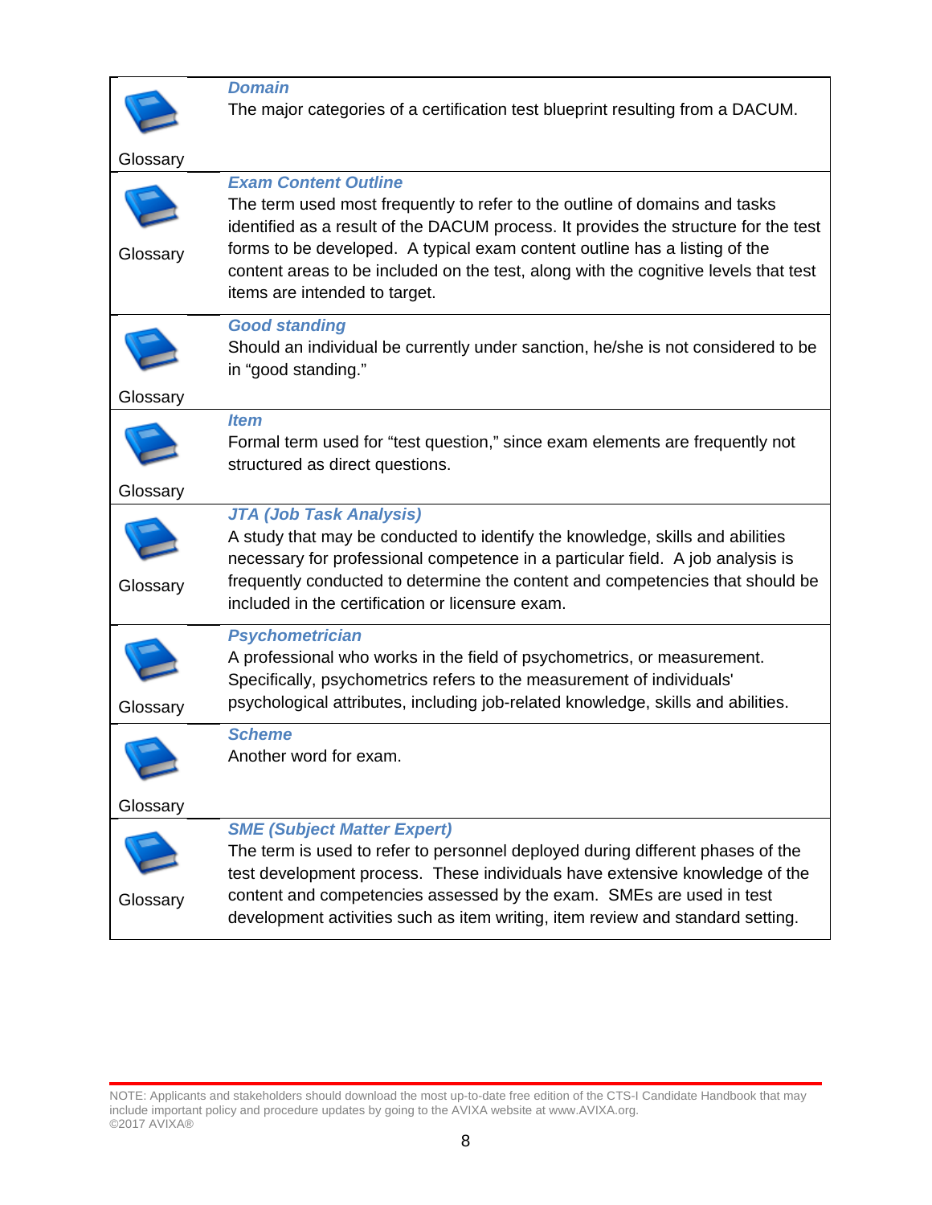| | |
|---|---|
| Glossary | ***Domain***<br>The major categories of a certification test blueprint resulting from a DACUM. |
| Glossary | ***Exam Content Outline***<br>The term used most frequently to refer to the outline of domains and tasks identified as a result of the DACUM process. It provides the structure for the test forms to be developed. A typical exam content outline has a listing of the content areas to be included on the test, along with the cognitive levels that test items are intended to target. |
| Glossary | ***Good standing***<br>Should an individual be currently under sanction, he/she is not considered to be in "good standing." |
| Glossary | ***Item***<br>Formal term used for "test question," since exam elements are frequently not structured as direct questions. |
| Glossary | ***JTA (Job Task Analysis)***<br>A study that may be conducted to identify the knowledge, skills and abilities necessary for professional competence in a particular field. A job analysis is frequently conducted to determine the content and competencies that should be included in the certification or licensure exam. |
| Glossary | ***Psychometrician***<br>A professional who works in the field of psychometrics, or measurement. Specifically, psychometrics refers to the measurement of individuals' psychological attributes, including job-related knowledge, skills and abilities. |
| Glossary | ***Scheme***<br>Another word for exam. |
| Glossary | ***SME (Subject Matter Expert)***<br>The term is used to refer to personnel deployed during different phases of the test development process. These individuals have extensive knowledge of the content and competencies assessed by the exam. SMEs are used in test development activities such as item writing, item review and standard setting. |

NOTE: Applicants and stakeholders should download the most up-to-date free edition of the CTS-I Candidate Handbook that may include important policy and procedure updates by going to the AVIXA website at www.AVIXA.org.
©2017 AVIXA®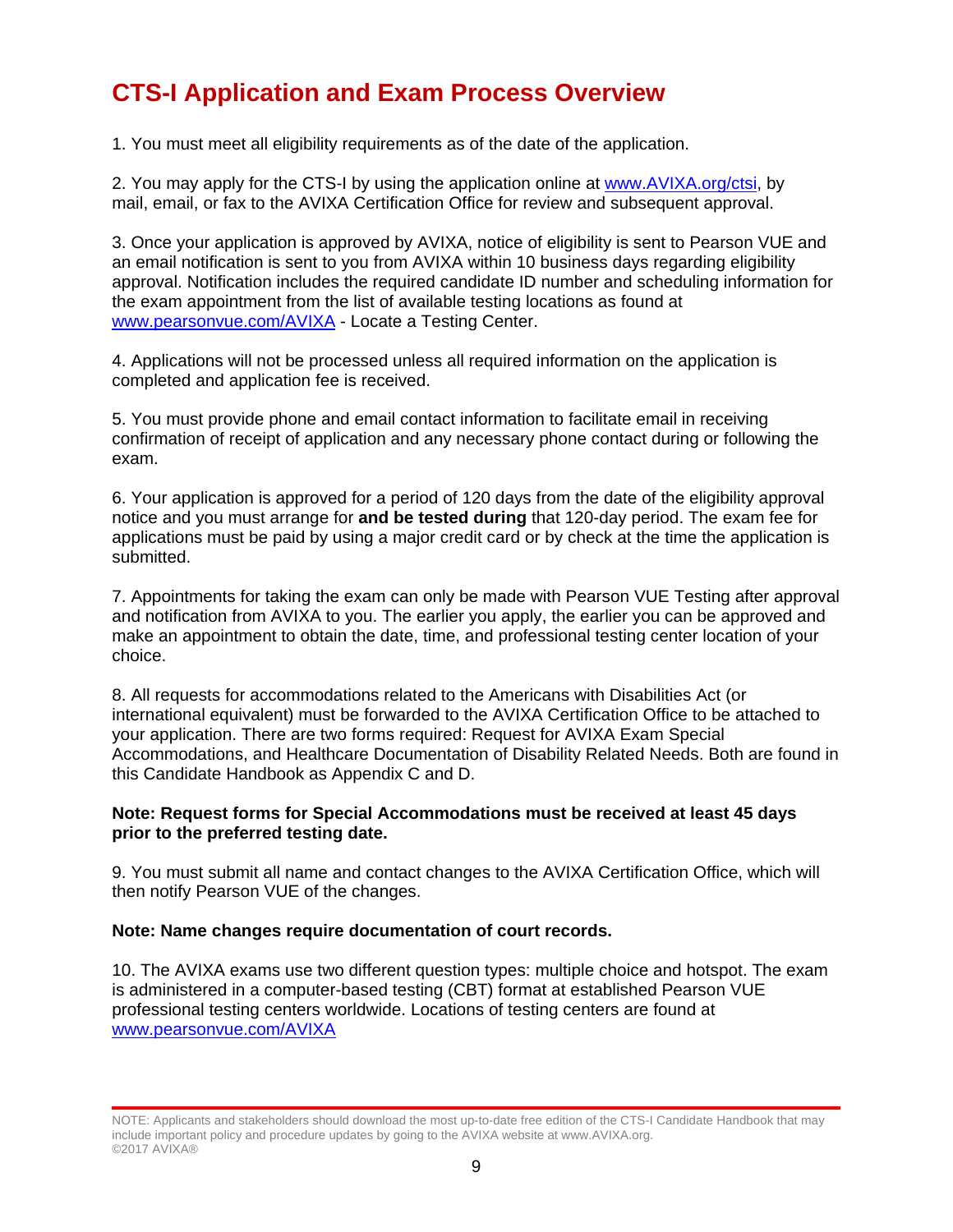# CTS-I Application and Exam Process Overview

1. You must meet all eligibility requirements as of the date of the application.

2. You may apply for the CTS-I by using the application online at www.AVIXA.org/ctsi, by mail, email, or fax to the AVIXA Certification Office for review and subsequent approval.

3. Once your application is approved by AVIXA, notice of eligibility is sent to Pearson VUE and an email notification is sent to you from AVIXA within 10 business days regarding eligibility approval. Notification includes the required candidate ID number and scheduling information for the exam appointment from the list of available testing locations as found at www.pearsonvue.com/AVIXA - Locate a Testing Center.

4. Applications will not be processed unless all required information on the application is completed and application fee is received.

5. You must provide phone and email contact information to facilitate email in receiving confirmation of receipt of application and any necessary phone contact during or following the exam.

6. Your application is approved for a period of 120 days from the date of the eligibility approval notice and you must arrange for **and be tested during** that 120-day period. The exam fee for applications must be paid by using a major credit card or by check at the time the application is submitted.

7. Appointments for taking the exam can only be made with Pearson VUE Testing after approval and notification from AVIXA to you. The earlier you apply, the earlier you can be approved and make an appointment to obtain the date, time, and professional testing center location of your choice.

8. All requests for accommodations related to the Americans with Disabilities Act (or international equivalent) must be forwarded to the AVIXA Certification Office to be attached to your application. There are two forms required: Request for AVIXA Exam Special Accommodations, and Healthcare Documentation of Disability Related Needs. Both are found in this Candidate Handbook as Appendix C and D.

**Note: Request forms for Special Accommodations must be received at least 45 days prior to the preferred testing date.**

9. You must submit all name and contact changes to the AVIXA Certification Office, which will then notify Pearson VUE of the changes.

**Note: Name changes require documentation of court records.**

10. The AVIXA exams use two different question types: multiple choice and hotspot. The exam is administered in a computer-based testing (CBT) format at established Pearson VUE professional testing centers worldwide. Locations of testing centers are found at www.pearsonvue.com/AVIXA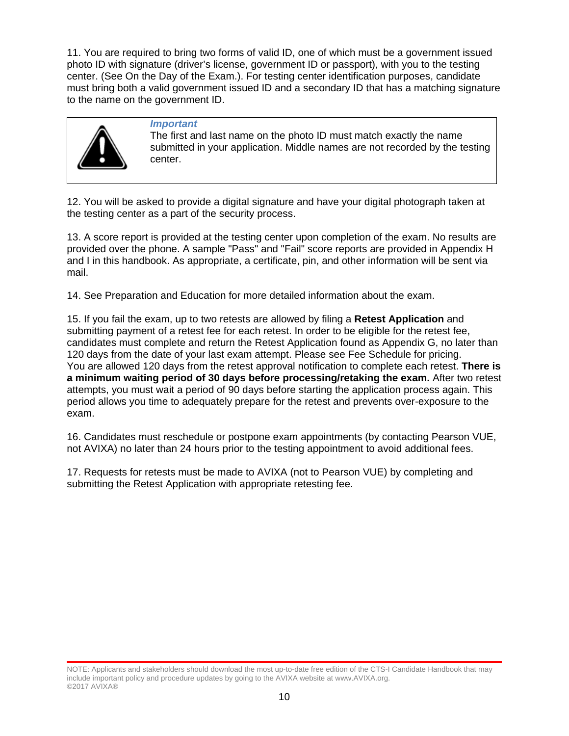11. You are required to bring two forms of valid ID, one of which must be a government issued photo ID with signature (driver's license, government ID or passport), with you to the testing center. (See On the Day of the Exam.). For testing center identification purposes, candidate must bring both a valid government issued ID and a secondary ID that has a matching signature to the name on the government ID.

> ***Important***
> The first and last name on the photo ID must match exactly the name submitted in your application. Middle names are not recorded by the testing center.

12. You will be asked to provide a digital signature and have your digital photograph taken at the testing center as a part of the security process.

13. A score report is provided at the testing center upon completion of the exam. No results are provided over the phone. A sample "Pass" and "Fail" score reports are provided in Appendix H and I in this handbook. As appropriate, a certificate, pin, and other information will be sent via mail.

14. See Preparation and Education for more detailed information about the exam.

15. If you fail the exam, up to two retests are allowed by filing a **Retest Application** and submitting payment of a retest fee for each retest. In order to be eligible for the retest fee, candidates must complete and return the Retest Application found as Appendix G, no later than 120 days from the date of your last exam attempt. Please see Fee Schedule for pricing. You are allowed 120 days from the retest approval notification to complete each retest. **There is a minimum waiting period of 30 days before processing/retaking the exam.** After two retest attempts, you must wait a period of 90 days before starting the application process again. This period allows you time to adequately prepare for the retest and prevents over-exposure to the exam.

16. Candidates must reschedule or postpone exam appointments (by contacting Pearson VUE, not AVIXA) no later than 24 hours prior to the testing appointment to avoid additional fees.

17. Requests for retests must be made to AVIXA (not to Pearson VUE) by completing and submitting the Retest Application with appropriate retesting fee.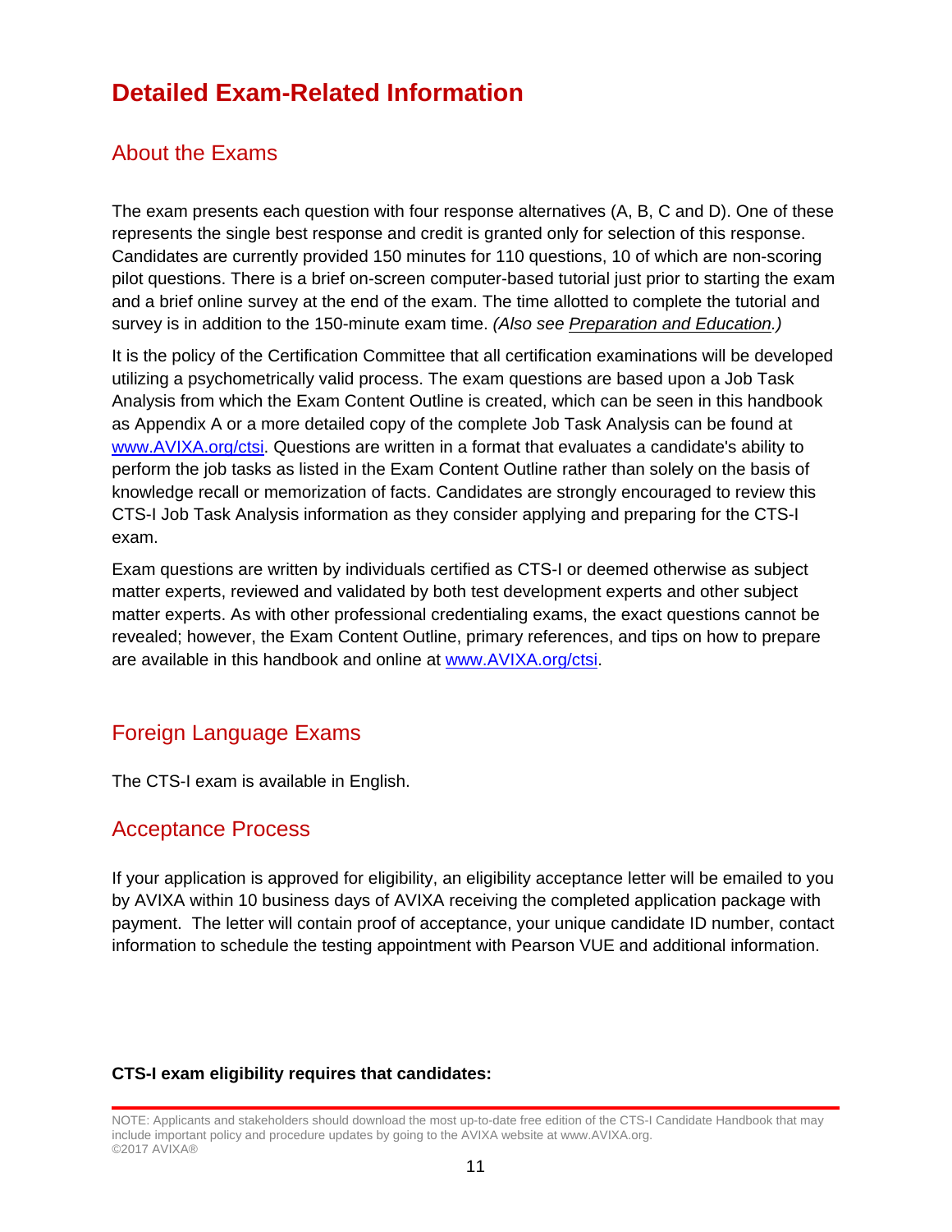# Detailed Exam-Related Information

## About the Exams

The exam presents each question with four response alternatives (A, B, C and D). One of these represents the single best response and credit is granted only for selection of this response. Candidates are currently provided 150 minutes for 110 questions, 10 of which are non-scoring pilot questions. There is a brief on-screen computer-based tutorial just prior to starting the exam and a brief online survey at the end of the exam. The time allotted to complete the tutorial and survey is in addition to the 150-minute exam time. *(Also see Preparation and Education.)*

It is the policy of the Certification Committee that all certification examinations will be developed utilizing a psychometrically valid process. The exam questions are based upon a Job Task Analysis from which the Exam Content Outline is created, which can be seen in this handbook as Appendix A or a more detailed copy of the complete Job Task Analysis can be found at www.AVIXA.org/ctsi. Questions are written in a format that evaluates a candidate's ability to perform the job tasks as listed in the Exam Content Outline rather than solely on the basis of knowledge recall or memorization of facts. Candidates are strongly encouraged to review this CTS-I Job Task Analysis information as they consider applying and preparing for the CTS-I exam.

Exam questions are written by individuals certified as CTS-I or deemed otherwise as subject matter experts, reviewed and validated by both test development experts and other subject matter experts. As with other professional credentialing exams, the exact questions cannot be revealed; however, the Exam Content Outline, primary references, and tips on how to prepare are available in this handbook and online at www.AVIXA.org/ctsi.

## Foreign Language Exams

The CTS-I exam is available in English.

## Acceptance Process

If your application is approved for eligibility, an eligibility acceptance letter will be emailed to you by AVIXA within 10 business days of AVIXA receiving the completed application package with payment. The letter will contain proof of acceptance, your unique candidate ID number, contact information to schedule the testing appointment with Pearson VUE and additional information.

**CTS-I exam eligibility requires that candidates:**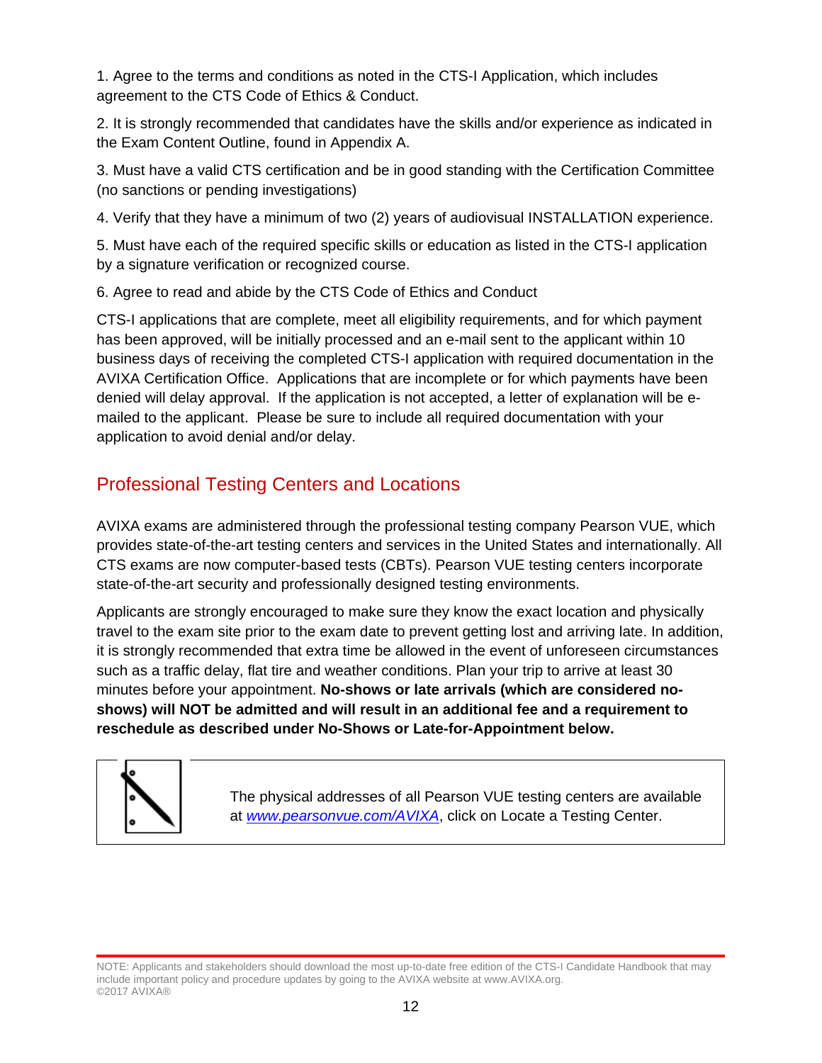1. Agree to the terms and conditions as noted in the CTS-I Application, which includes agreement to the CTS Code of Ethics & Conduct.

2. It is strongly recommended that candidates have the skills and/or experience as indicated in the Exam Content Outline, found in Appendix A.

3. Must have a valid CTS certification and be in good standing with the Certification Committee (no sanctions or pending investigations)

4. Verify that they have a minimum of two (2) years of audiovisual INSTALLATION experience.

5. Must have each of the required specific skills or education as listed in the CTS-I application by a signature verification or recognized course.

6. Agree to read and abide by the CTS Code of Ethics and Conduct

CTS-I applications that are complete, meet all eligibility requirements, and for which payment has been approved, will be initially processed and an e-mail sent to the applicant within 10 business days of receiving the completed CTS-I application with required documentation in the AVIXA Certification Office. Applications that are incomplete or for which payments have been denied will delay approval. If the application is not accepted, a letter of explanation will be e-mailed to the applicant. Please be sure to include all required documentation with your application to avoid denial and/or delay.

## Professional Testing Centers and Locations

AVIXA exams are administered through the professional testing company Pearson VUE, which provides state-of-the-art testing centers and services in the United States and internationally. All CTS exams are now computer-based tests (CBTs). Pearson VUE testing centers incorporate state-of-the-art security and professionally designed testing environments.

Applicants are strongly encouraged to make sure they know the exact location and physically travel to the exam site prior to the exam date to prevent getting lost and arriving late. In addition, it is strongly recommended that extra time be allowed in the event of unforeseen circumstances such as a traffic delay, flat tire and weather conditions. Plan your trip to arrive at least 30 minutes before your appointment. **No-shows or late arrivals (which are considered no-shows) will NOT be admitted and will result in an additional fee and a requirement to reschedule as described under No-Shows or Late-for-Appointment below.**

The physical addresses of all Pearson VUE testing centers are available at *www.pearsonvue.com/AVIXA*, click on Locate a Testing Center.

NOTE: Applicants and stakeholders should download the most up-to-date free edition of the CTS-I Candidate Handbook that may include important policy and procedure updates by going to the AVIXA website at www.AVIXA.org.
©2017 AVIXA®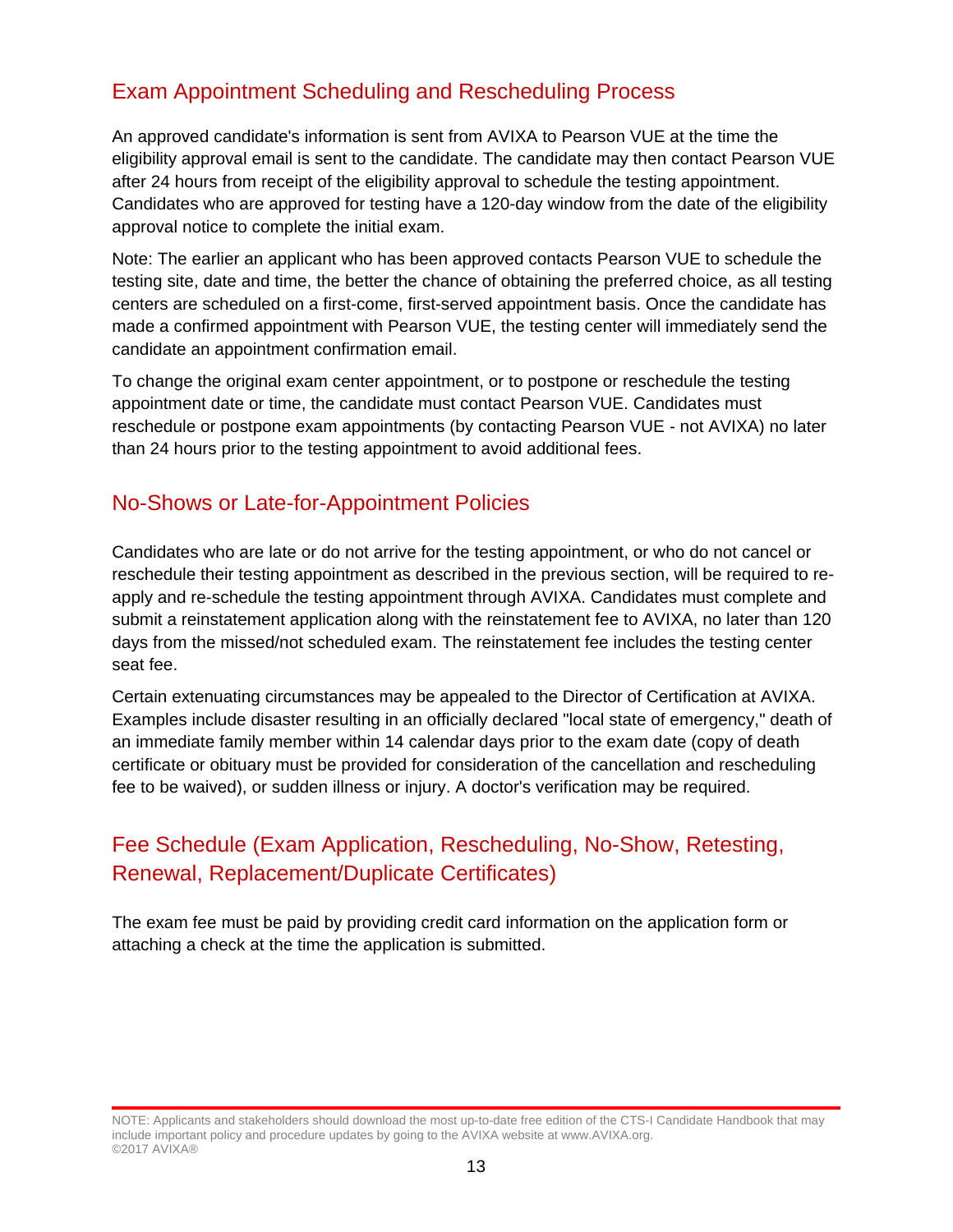## Exam Appointment Scheduling and Rescheduling Process

An approved candidate's information is sent from AVIXA to Pearson VUE at the time the eligibility approval email is sent to the candidate. The candidate may then contact Pearson VUE after 24 hours from receipt of the eligibility approval to schedule the testing appointment. Candidates who are approved for testing have a 120-day window from the date of the eligibility approval notice to complete the initial exam.

Note: The earlier an applicant who has been approved contacts Pearson VUE to schedule the testing site, date and time, the better the chance of obtaining the preferred choice, as all testing centers are scheduled on a first-come, first-served appointment basis. Once the candidate has made a confirmed appointment with Pearson VUE, the testing center will immediately send the candidate an appointment confirmation email.

To change the original exam center appointment, or to postpone or reschedule the testing appointment date or time, the candidate must contact Pearson VUE. Candidates must reschedule or postpone exam appointments (by contacting Pearson VUE - not AVIXA) no later than 24 hours prior to the testing appointment to avoid additional fees.

## No-Shows or Late-for-Appointment Policies

Candidates who are late or do not arrive for the testing appointment, or who do not cancel or reschedule their testing appointment as described in the previous section, will be required to re-apply and re-schedule the testing appointment through AVIXA. Candidates must complete and submit a reinstatement application along with the reinstatement fee to AVIXA, no later than 120 days from the missed/not scheduled exam. The reinstatement fee includes the testing center seat fee.

Certain extenuating circumstances may be appealed to the Director of Certification at AVIXA. Examples include disaster resulting in an officially declared "local state of emergency," death of an immediate family member within 14 calendar days prior to the exam date (copy of death certificate or obituary must be provided for consideration of the cancellation and rescheduling fee to be waived), or sudden illness or injury. A doctor's verification may be required.

## Fee Schedule (Exam Application, Rescheduling, No-Show, Retesting, Renewal, Replacement/Duplicate Certificates)

The exam fee must be paid by providing credit card information on the application form or attaching a check at the time the application is submitted.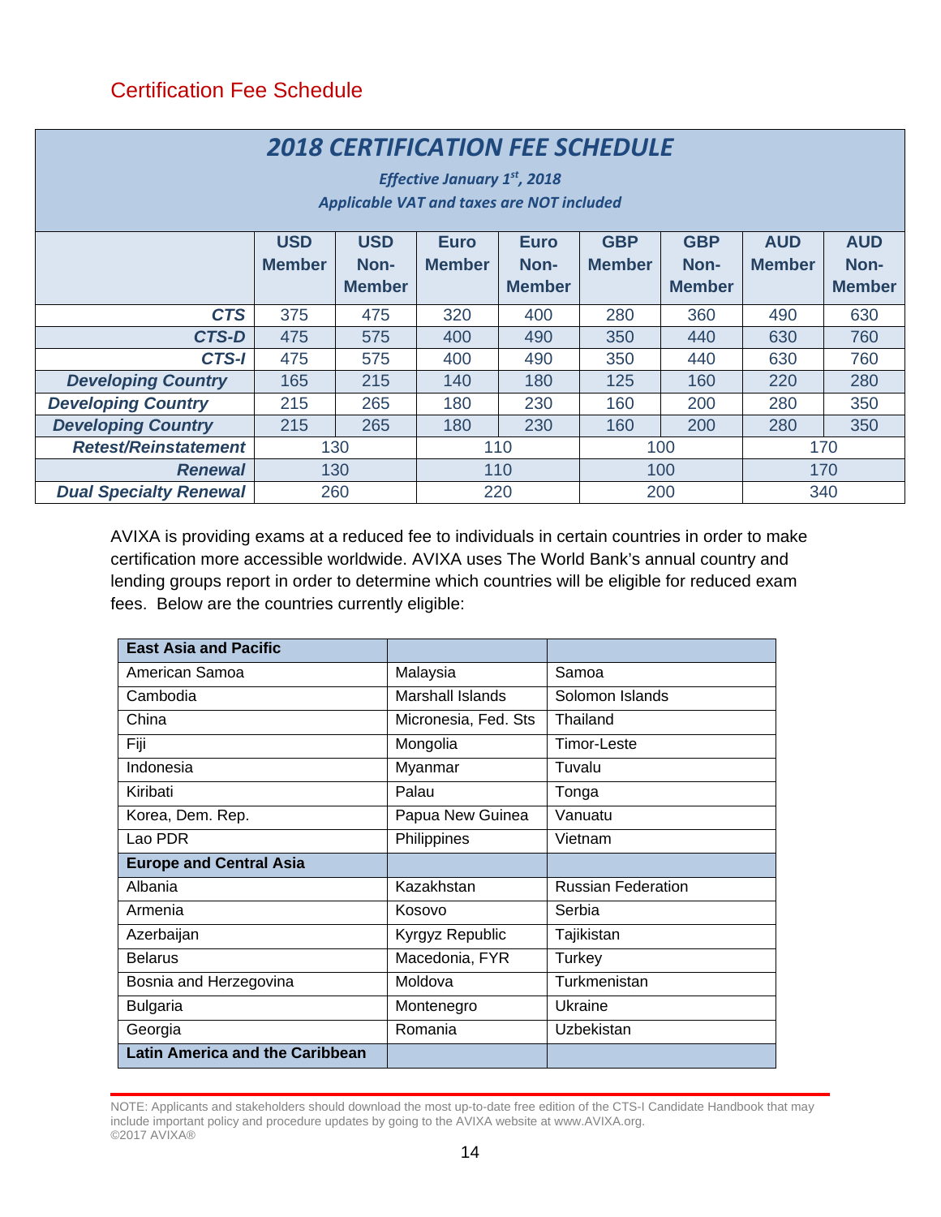## Certification Fee Schedule

| 2018 CERTIFICATION FEE SCHEDULE<br>Effective January 1st, 2018<br>Applicable VAT and taxes are NOT included | | | | | | | | |
|---|---|---|---|---|---|---|---|---|
| | USD Member | USD Non-Member | Euro Member | Euro Non-Member | GBP Member | GBP Non-Member | AUD Member | AUD Non-Member |
| ***CTS*** | 375 | 475 | 320 | 400 | 280 | 360 | 490 | 630 |
| ***CTS-D*** | 475 | 575 | 400 | 490 | 350 | 440 | 630 | 760 |
| ***CTS-I*** | 475 | 575 | 400 | 490 | 350 | 440 | 630 | 760 |
| ***Developing Country*** | 165 | 215 | 140 | 180 | 125 | 160 | 220 | 280 |
| ***Developing Country*** | 215 | 265 | 180 | 230 | 160 | 200 | 280 | 350 |
| ***Developing Country*** | 215 | 265 | 180 | 230 | 160 | 200 | 280 | 350 |
| ***Retest/Reinstatement*** | 130 | | 110 | | 100 | | 170 | |
| ***Renewal*** | 130 | | 110 | | 100 | | 170 | |
| ***Dual Specialty Renewal*** | 260 | | 220 | | 200 | | 340 | |

AVIXA is providing exams at a reduced fee to individuals in certain countries in order to make certification more accessible worldwide. AVIXA uses The World Bank's annual country and lending groups report in order to determine which countries will be eligible for reduced exam fees. Below are the countries currently eligible:

| **East Asia and Pacific** | | |
|---|---|---|
| American Samoa | Malaysia | Samoa |
| Cambodia | Marshall Islands | Solomon Islands |
| China | Micronesia, Fed. Sts | Thailand |
| Fiji | Mongolia | Timor-Leste |
| Indonesia | Myanmar | Tuvalu |
| Kiribati | Palau | Tonga |
| Korea, Dem. Rep. | Papua New Guinea | Vanuatu |
| Lao PDR | Philippines | Vietnam |
| **Europe and Central Asia** | | |
| Albania | Kazakhstan | Russian Federation |
| Armenia | Kosovo | Serbia |
| Azerbaijan | Kyrgyz Republic | Tajikistan |
| Belarus | Macedonia, FYR | Turkey |
| Bosnia and Herzegovina | Moldova | Turkmenistan |
| Bulgaria | Montenegro | Ukraine |
| Georgia | Romania | Uzbekistan |
| **Latin America and the Caribbean** | | |

NOTE: Applicants and stakeholders should download the most up-to-date free edition of the CTS-I Candidate Handbook that may include important policy and procedure updates by going to the AVIXA website at www.AVIXA.org.
©2017 AVIXA®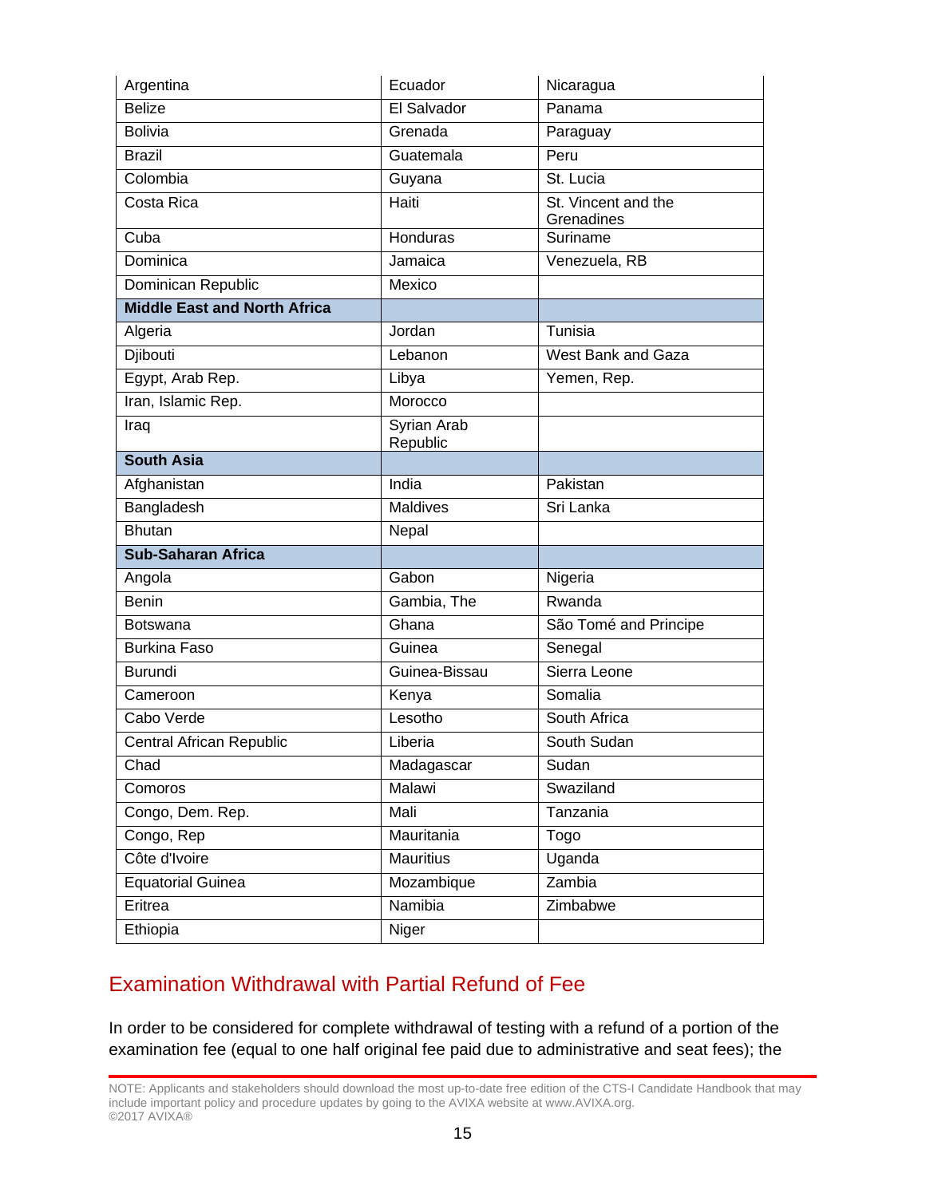| | | |
|---|---|---|
| Argentina | Ecuador | Nicaragua |
| Belize | El Salvador | Panama |
| Bolivia | Grenada | Paraguay |
| Brazil | Guatemala | Peru |
| Colombia | Guyana | St. Lucia |
| Costa Rica | Haiti | St. Vincent and the Grenadines |
| Cuba | Honduras | Suriname |
| Dominica | Jamaica | Venezuela, RB |
| Dominican Republic | Mexico | |
| **Middle East and North Africa** | | |
| Algeria | Jordan | Tunisia |
| Djibouti | Lebanon | West Bank and Gaza |
| Egypt, Arab Rep. | Libya | Yemen, Rep. |
| Iran, Islamic Rep. | Morocco | |
| Iraq | Syrian Arab Republic | |
| **South Asia** | | |
| Afghanistan | India | Pakistan |
| Bangladesh | Maldives | Sri Lanka |
| Bhutan | Nepal | |
| **Sub-Saharan Africa** | | |
| Angola | Gabon | Nigeria |
| Benin | Gambia, The | Rwanda |
| Botswana | Ghana | São Tomé and Principe |
| Burkina Faso | Guinea | Senegal |
| Burundi | Guinea-Bissau | Sierra Leone |
| Cameroon | Kenya | Somalia |
| Cabo Verde | Lesotho | South Africa |
| Central African Republic | Liberia | South Sudan |
| Chad | Madagascar | Sudan |
| Comoros | Malawi | Swaziland |
| Congo, Dem. Rep. | Mali | Tanzania |
| Congo, Rep | Mauritania | Togo |
| Côte d'Ivoire | Mauritius | Uganda |
| Equatorial Guinea | Mozambique | Zambia |
| Eritrea | Namibia | Zimbabwe |
| Ethiopia | Niger | |

## Examination Withdrawal with Partial Refund of Fee

In order to be considered for complete withdrawal of testing with a refund of a portion of the examination fee (equal to one half original fee paid due to administrative and seat fees); the

NOTE: Applicants and stakeholders should download the most up-to-date free edition of the CTS-I Candidate Handbook that may include important policy and procedure updates by going to the AVIXA website at www.AVIXA.org.
©2017 AVIXA®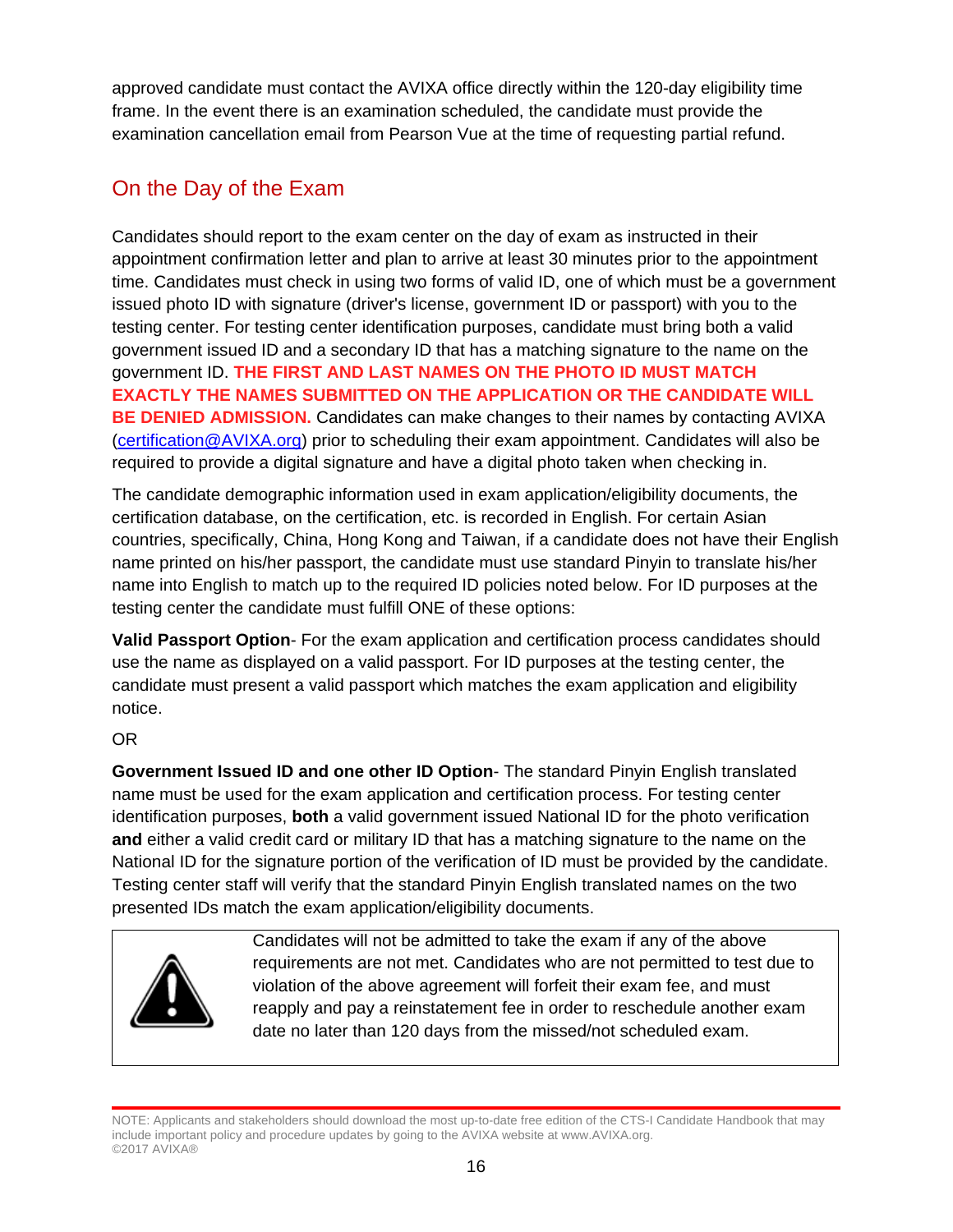approved candidate must contact the AVIXA office directly within the 120-day eligibility time frame. In the event there is an examination scheduled, the candidate must provide the examination cancellation email from Pearson Vue at the time of requesting partial refund.

## On the Day of the Exam

Candidates should report to the exam center on the day of exam as instructed in their appointment confirmation letter and plan to arrive at least 30 minutes prior to the appointment time. Candidates must check in using two forms of valid ID, one of which must be a government issued photo ID with signature (driver's license, government ID or passport) with you to the testing center. For testing center identification purposes, candidate must bring both a valid government issued ID and a secondary ID that has a matching signature to the name on the government ID. **THE FIRST AND LAST NAMES ON THE PHOTO ID MUST MATCH EXACTLY THE NAMES SUBMITTED ON THE APPLICATION OR THE CANDIDATE WILL BE DENIED ADMISSION.** Candidates can make changes to their names by contacting AVIXA (certification@AVIXA.org) prior to scheduling their exam appointment. Candidates will also be required to provide a digital signature and have a digital photo taken when checking in.

The candidate demographic information used in exam application/eligibility documents, the certification database, on the certification, etc. is recorded in English. For certain Asian countries, specifically, China, Hong Kong and Taiwan, if a candidate does not have their English name printed on his/her passport, the candidate must use standard Pinyin to translate his/her name into English to match up to the required ID policies noted below. For ID purposes at the testing center the candidate must fulfill ONE of these options:

**Valid Passport Option**- For the exam application and certification process candidates should use the name as displayed on a valid passport. For ID purposes at the testing center, the candidate must present a valid passport which matches the exam application and eligibility notice.

OR

**Government Issued ID and one other ID Option**- The standard Pinyin English translated name must be used for the exam application and certification process. For testing center identification purposes, **both** a valid government issued National ID for the photo verification **and** either a valid credit card or military ID that has a matching signature to the name on the National ID for the signature portion of the verification of ID must be provided by the candidate. Testing center staff will verify that the standard Pinyin English translated names on the two presented IDs match the exam application/eligibility documents.

Candidates will not be admitted to take the exam if any of the above requirements are not met. Candidates who are not permitted to test due to violation of the above agreement will forfeit their exam fee, and must reapply and pay a reinstatement fee in order to reschedule another exam date no later than 120 days from the missed/not scheduled exam.

NOTE: Applicants and stakeholders should download the most up-to-date free edition of the CTS-I Candidate Handbook that may include important policy and procedure updates by going to the AVIXA website at www.AVIXA.org.
©2017 AVIXA®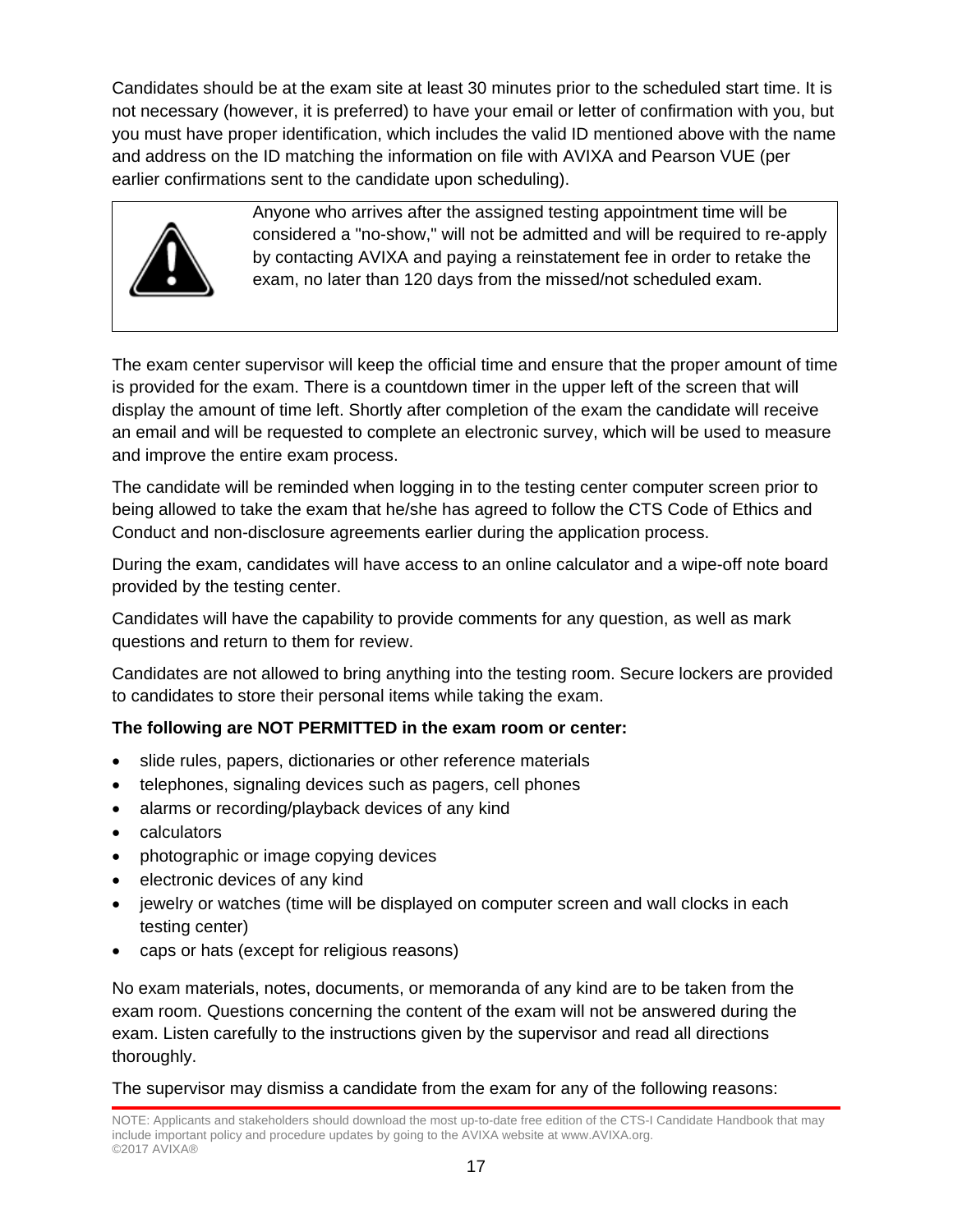Candidates should be at the exam site at least 30 minutes prior to the scheduled start time. It is not necessary (however, it is preferred) to have your email or letter of confirmation with you, but you must have proper identification, which includes the valid ID mentioned above with the name and address on the ID matching the information on file with AVIXA and Pearson VUE (per earlier confirmations sent to the candidate upon scheduling).

> Anyone who arrives after the assigned testing appointment time will be considered a "no-show," will not be admitted and will be required to re-apply by contacting AVIXA and paying a reinstatement fee in order to retake the exam, no later than 120 days from the missed/not scheduled exam.

The exam center supervisor will keep the official time and ensure that the proper amount of time is provided for the exam. There is a countdown timer in the upper left of the screen that will display the amount of time left. Shortly after completion of the exam the candidate will receive an email and will be requested to complete an electronic survey, which will be used to measure and improve the entire exam process.

The candidate will be reminded when logging in to the testing center computer screen prior to being allowed to take the exam that he/she has agreed to follow the CTS Code of Ethics and Conduct and non-disclosure agreements earlier during the application process.

During the exam, candidates will have access to an online calculator and a wipe-off note board provided by the testing center.

Candidates will have the capability to provide comments for any question, as well as mark questions and return to them for review.

Candidates are not allowed to bring anything into the testing room. Secure lockers are provided to candidates to store their personal items while taking the exam.

**The following are NOT PERMITTED in the exam room or center:**

- slide rules, papers, dictionaries or other reference materials
- telephones, signaling devices such as pagers, cell phones
- alarms or recording/playback devices of any kind
- calculators
- photographic or image copying devices
- electronic devices of any kind
- jewelry or watches (time will be displayed on computer screen and wall clocks in each testing center)
- caps or hats (except for religious reasons)

No exam materials, notes, documents, or memoranda of any kind are to be taken from the exam room. Questions concerning the content of the exam will not be answered during the exam. Listen carefully to the instructions given by the supervisor and read all directions thoroughly.

The supervisor may dismiss a candidate from the exam for any of the following reasons:

NOTE: Applicants and stakeholders should download the most up-to-date free edition of the CTS-I Candidate Handbook that may include important policy and procedure updates by going to the AVIXA website at www.AVIXA.org.
©2017 AVIXA®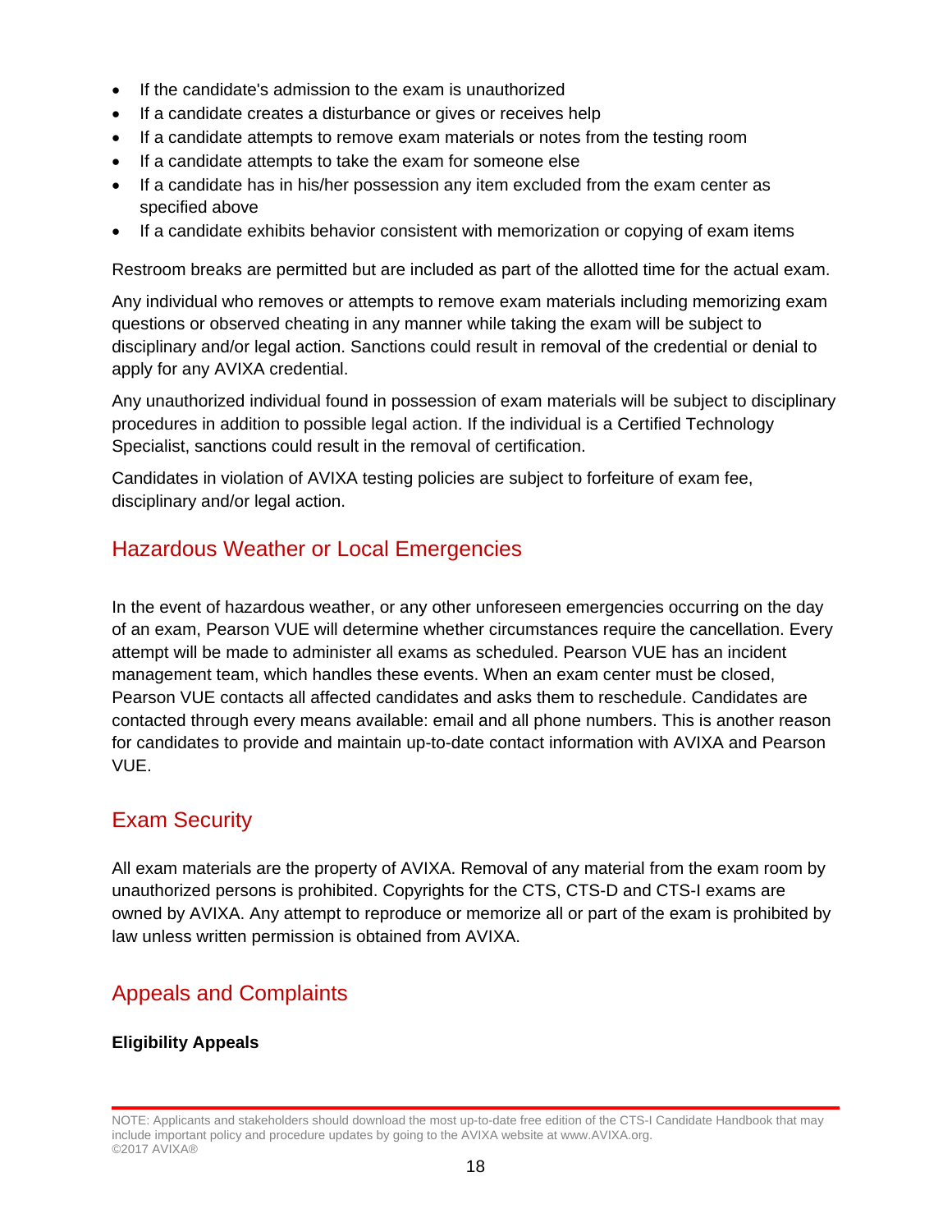- If the candidate's admission to the exam is unauthorized
- If a candidate creates a disturbance or gives or receives help
- If a candidate attempts to remove exam materials or notes from the testing room
- If a candidate attempts to take the exam for someone else
- If a candidate has in his/her possession any item excluded from the exam center as specified above
- If a candidate exhibits behavior consistent with memorization or copying of exam items

Restroom breaks are permitted but are included as part of the allotted time for the actual exam.

Any individual who removes or attempts to remove exam materials including memorizing exam questions or observed cheating in any manner while taking the exam will be subject to disciplinary and/or legal action. Sanctions could result in removal of the credential or denial to apply for any AVIXA credential.

Any unauthorized individual found in possession of exam materials will be subject to disciplinary procedures in addition to possible legal action. If the individual is a Certified Technology Specialist, sanctions could result in the removal of certification.

Candidates in violation of AVIXA testing policies are subject to forfeiture of exam fee, disciplinary and/or legal action.

## Hazardous Weather or Local Emergencies

In the event of hazardous weather, or any other unforeseen emergencies occurring on the day of an exam, Pearson VUE will determine whether circumstances require the cancellation. Every attempt will be made to administer all exams as scheduled. Pearson VUE has an incident management team, which handles these events. When an exam center must be closed, Pearson VUE contacts all affected candidates and asks them to reschedule. Candidates are contacted through every means available: email and all phone numbers. This is another reason for candidates to provide and maintain up-to-date contact information with AVIXA and Pearson VUE.

## Exam Security

All exam materials are the property of AVIXA. Removal of any material from the exam room by unauthorized persons is prohibited. Copyrights for the CTS, CTS-D and CTS-I exams are owned by AVIXA. Any attempt to reproduce or memorize all or part of the exam is prohibited by law unless written permission is obtained from AVIXA.

## Appeals and Complaints

**Eligibility Appeals**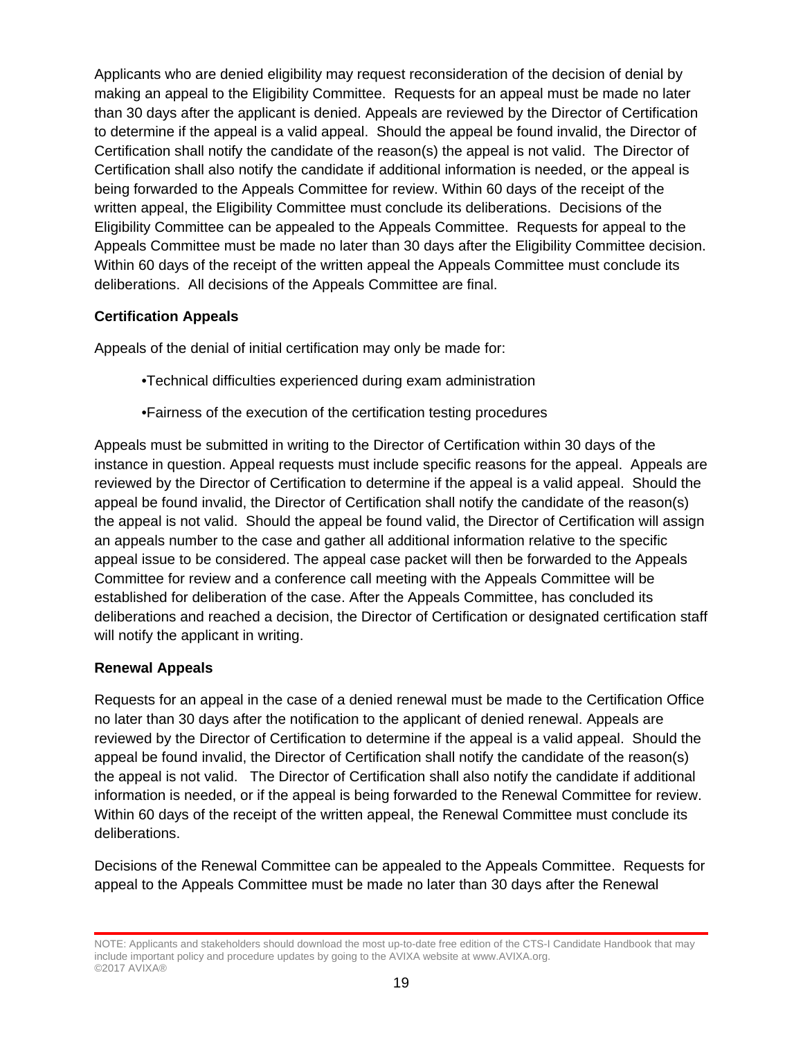Applicants who are denied eligibility may request reconsideration of the decision of denial by making an appeal to the Eligibility Committee. Requests for an appeal must be made no later than 30 days after the applicant is denied. Appeals are reviewed by the Director of Certification to determine if the appeal is a valid appeal. Should the appeal be found invalid, the Director of Certification shall notify the candidate of the reason(s) the appeal is not valid. The Director of Certification shall also notify the candidate if additional information is needed, or the appeal is being forwarded to the Appeals Committee for review. Within 60 days of the receipt of the written appeal, the Eligibility Committee must conclude its deliberations. Decisions of the Eligibility Committee can be appealed to the Appeals Committee. Requests for appeal to the Appeals Committee must be made no later than 30 days after the Eligibility Committee decision. Within 60 days of the receipt of the written appeal the Appeals Committee must conclude its deliberations. All decisions of the Appeals Committee are final.

**Certification Appeals**

Appeals of the denial of initial certification may only be made for:

- Technical difficulties experienced during exam administration
- Fairness of the execution of the certification testing procedures

Appeals must be submitted in writing to the Director of Certification within 30 days of the instance in question. Appeal requests must include specific reasons for the appeal. Appeals are reviewed by the Director of Certification to determine if the appeal is a valid appeal. Should the appeal be found invalid, the Director of Certification shall notify the candidate of the reason(s) the appeal is not valid. Should the appeal be found valid, the Director of Certification will assign an appeals number to the case and gather all additional information relative to the specific appeal issue to be considered. The appeal case packet will then be forwarded to the Appeals Committee for review and a conference call meeting with the Appeals Committee will be established for deliberation of the case. After the Appeals Committee, has concluded its deliberations and reached a decision, the Director of Certification or designated certification staff will notify the applicant in writing.

**Renewal Appeals**

Requests for an appeal in the case of a denied renewal must be made to the Certification Office no later than 30 days after the notification to the applicant of denied renewal. Appeals are reviewed by the Director of Certification to determine if the appeal is a valid appeal. Should the appeal be found invalid, the Director of Certification shall notify the candidate of the reason(s) the appeal is not valid. The Director of Certification shall also notify the candidate if additional information is needed, or if the appeal is being forwarded to the Renewal Committee for review. Within 60 days of the receipt of the written appeal, the Renewal Committee must conclude its deliberations.

Decisions of the Renewal Committee can be appealed to the Appeals Committee. Requests for appeal to the Appeals Committee must be made no later than 30 days after the Renewal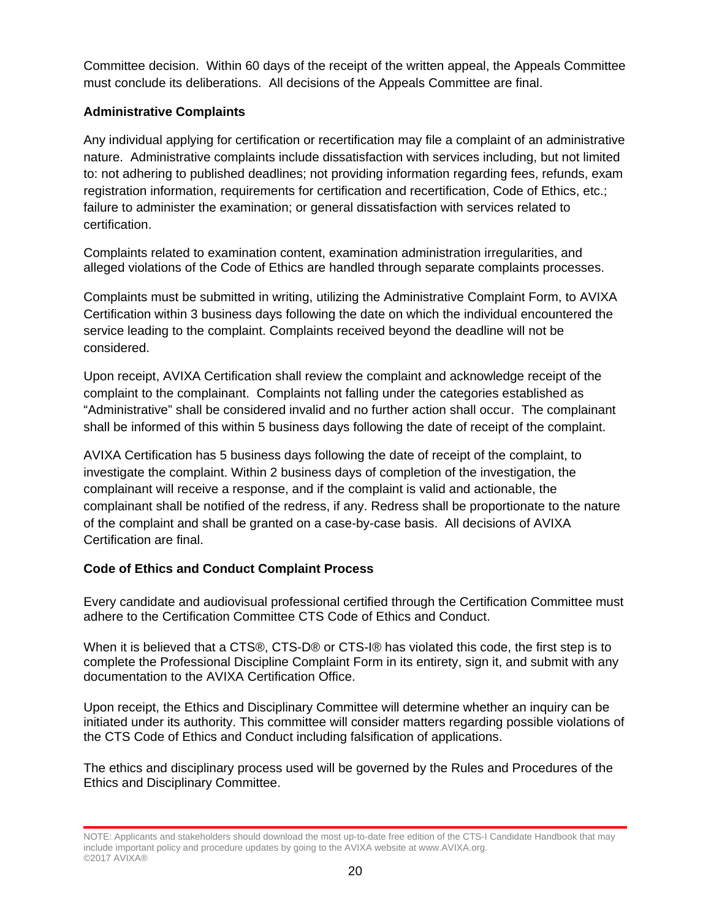Committee decision. Within 60 days of the receipt of the written appeal, the Appeals Committee must conclude its deliberations. All decisions of the Appeals Committee are final.

**Administrative Complaints**

Any individual applying for certification or recertification may file a complaint of an administrative nature. Administrative complaints include dissatisfaction with services including, but not limited to: not adhering to published deadlines; not providing information regarding fees, refunds, exam registration information, requirements for certification and recertification, Code of Ethics, etc.; failure to administer the examination; or general dissatisfaction with services related to certification.

Complaints related to examination content, examination administration irregularities, and alleged violations of the Code of Ethics are handled through separate complaints processes.

Complaints must be submitted in writing, utilizing the Administrative Complaint Form, to AVIXA Certification within 3 business days following the date on which the individual encountered the service leading to the complaint. Complaints received beyond the deadline will not be considered.

Upon receipt, AVIXA Certification shall review the complaint and acknowledge receipt of the complaint to the complainant. Complaints not falling under the categories established as "Administrative" shall be considered invalid and no further action shall occur. The complainant shall be informed of this within 5 business days following the date of receipt of the complaint.

AVIXA Certification has 5 business days following the date of receipt of the complaint, to investigate the complaint. Within 2 business days of completion of the investigation, the complainant will receive a response, and if the complaint is valid and actionable, the complainant shall be notified of the redress, if any. Redress shall be proportionate to the nature of the complaint and shall be granted on a case-by-case basis. All decisions of AVIXA Certification are final.

**Code of Ethics and Conduct Complaint Process**

Every candidate and audiovisual professional certified through the Certification Committee must adhere to the Certification Committee CTS Code of Ethics and Conduct.

When it is believed that a CTS®, CTS-D® or CTS-I® has violated this code, the first step is to complete the Professional Discipline Complaint Form in its entirety, sign it, and submit with any documentation to the AVIXA Certification Office.

Upon receipt, the Ethics and Disciplinary Committee will determine whether an inquiry can be initiated under its authority. This committee will consider matters regarding possible violations of the CTS Code of Ethics and Conduct including falsification of applications.

The ethics and disciplinary process used will be governed by the Rules and Procedures of the Ethics and Disciplinary Committee.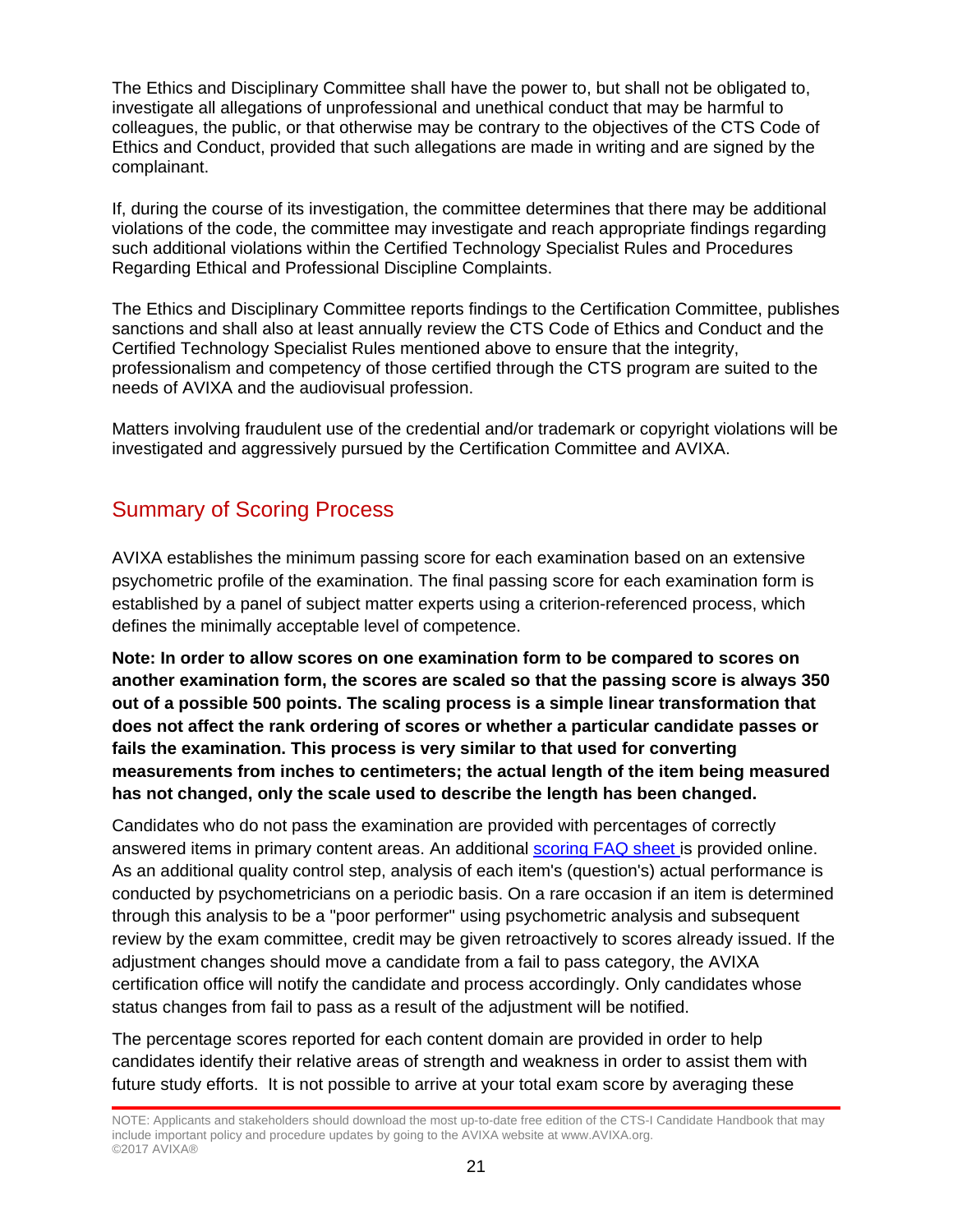The Ethics and Disciplinary Committee shall have the power to, but shall not be obligated to, investigate all allegations of unprofessional and unethical conduct that may be harmful to colleagues, the public, or that otherwise may be contrary to the objectives of the CTS Code of Ethics and Conduct, provided that such allegations are made in writing and are signed by the complainant.

If, during the course of its investigation, the committee determines that there may be additional violations of the code, the committee may investigate and reach appropriate findings regarding such additional violations within the Certified Technology Specialist Rules and Procedures Regarding Ethical and Professional Discipline Complaints.

The Ethics and Disciplinary Committee reports findings to the Certification Committee, publishes sanctions and shall also at least annually review the CTS Code of Ethics and Conduct and the Certified Technology Specialist Rules mentioned above to ensure that the integrity, professionalism and competency of those certified through the CTS program are suited to the needs of AVIXA and the audiovisual profession.

Matters involving fraudulent use of the credential and/or trademark or copyright violations will be investigated and aggressively pursued by the Certification Committee and AVIXA.

## Summary of Scoring Process

AVIXA establishes the minimum passing score for each examination based on an extensive psychometric profile of the examination. The final passing score for each examination form is established by a panel of subject matter experts using a criterion-referenced process, which defines the minimally acceptable level of competence.

**Note: In order to allow scores on one examination form to be compared to scores on another examination form, the scores are scaled so that the passing score is always 350 out of a possible 500 points. The scaling process is a simple linear transformation that does not affect the rank ordering of scores or whether a particular candidate passes or fails the examination. This process is very similar to that used for converting measurements from inches to centimeters; the actual length of the item being measured has not changed, only the scale used to describe the length has been changed.**

Candidates who do not pass the examination are provided with percentages of correctly answered items in primary content areas. An additional scoring FAQ sheet is provided online. As an additional quality control step, analysis of each item's (question's) actual performance is conducted by psychometricians on a periodic basis. On a rare occasion if an item is determined through this analysis to be a "poor performer" using psychometric analysis and subsequent review by the exam committee, credit may be given retroactively to scores already issued. If the adjustment changes should move a candidate from a fail to pass category, the AVIXA certification office will notify the candidate and process accordingly. Only candidates whose status changes from fail to pass as a result of the adjustment will be notified.

The percentage scores reported for each content domain are provided in order to help candidates identify their relative areas of strength and weakness in order to assist them with future study efforts. It is not possible to arrive at your total exam score by averaging these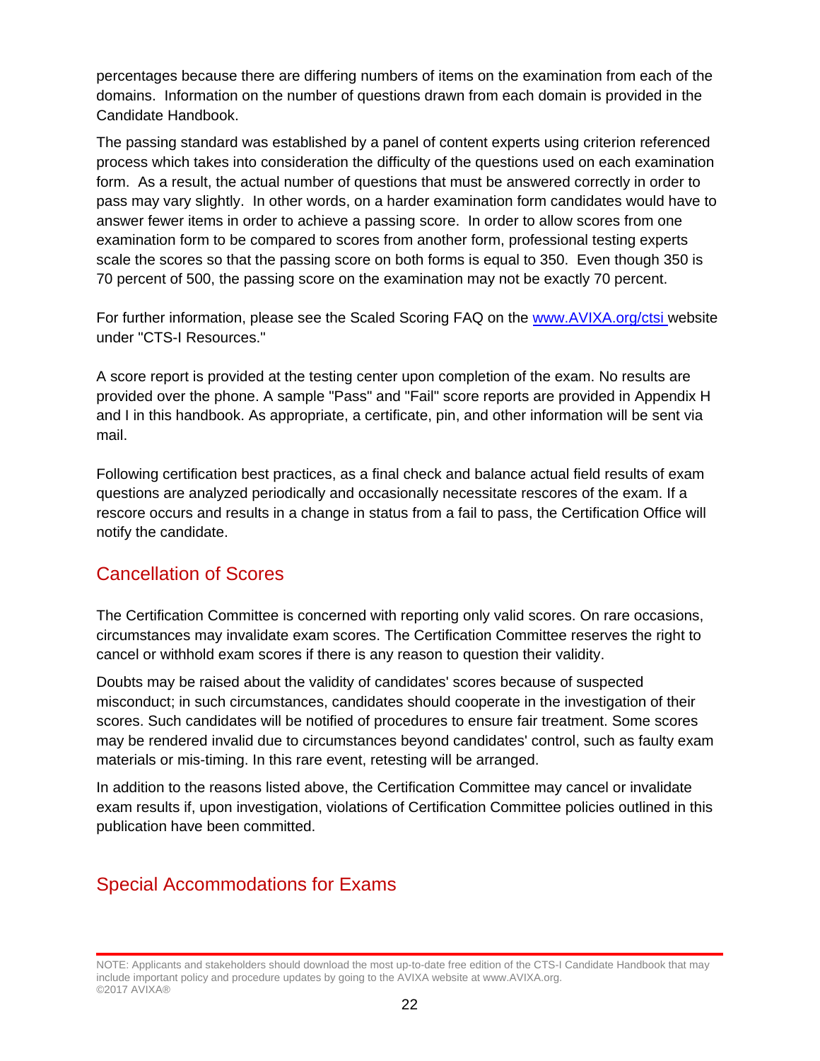percentages because there are differing numbers of items on the examination from each of the domains. Information on the number of questions drawn from each domain is provided in the Candidate Handbook.

The passing standard was established by a panel of content experts using criterion referenced process which takes into consideration the difficulty of the questions used on each examination form. As a result, the actual number of questions that must be answered correctly in order to pass may vary slightly. In other words, on a harder examination form candidates would have to answer fewer items in order to achieve a passing score. In order to allow scores from one examination form to be compared to scores from another form, professional testing experts scale the scores so that the passing score on both forms is equal to 350. Even though 350 is 70 percent of 500, the passing score on the examination may not be exactly 70 percent.

For further information, please see the Scaled Scoring FAQ on the [www.AVIXA.org/ctsi](http://www.AVIXA.org/ctsi) website under "CTS-I Resources."

A score report is provided at the testing center upon completion of the exam. No results are provided over the phone. A sample "Pass" and "Fail" score reports are provided in Appendix H and I in this handbook. As appropriate, a certificate, pin, and other information will be sent via mail.

Following certification best practices, as a final check and balance actual field results of exam questions are analyzed periodically and occasionally necessitate rescores of the exam. If a rescore occurs and results in a change in status from a fail to pass, the Certification Office will notify the candidate.

## Cancellation of Scores

The Certification Committee is concerned with reporting only valid scores. On rare occasions, circumstances may invalidate exam scores. The Certification Committee reserves the right to cancel or withhold exam scores if there is any reason to question their validity.

Doubts may be raised about the validity of candidates' scores because of suspected misconduct; in such circumstances, candidates should cooperate in the investigation of their scores. Such candidates will be notified of procedures to ensure fair treatment. Some scores may be rendered invalid due to circumstances beyond candidates' control, such as faulty exam materials or mis-timing. In this rare event, retesting will be arranged.

In addition to the reasons listed above, the Certification Committee may cancel or invalidate exam results if, upon investigation, violations of Certification Committee policies outlined in this publication have been committed.

## Special Accommodations for Exams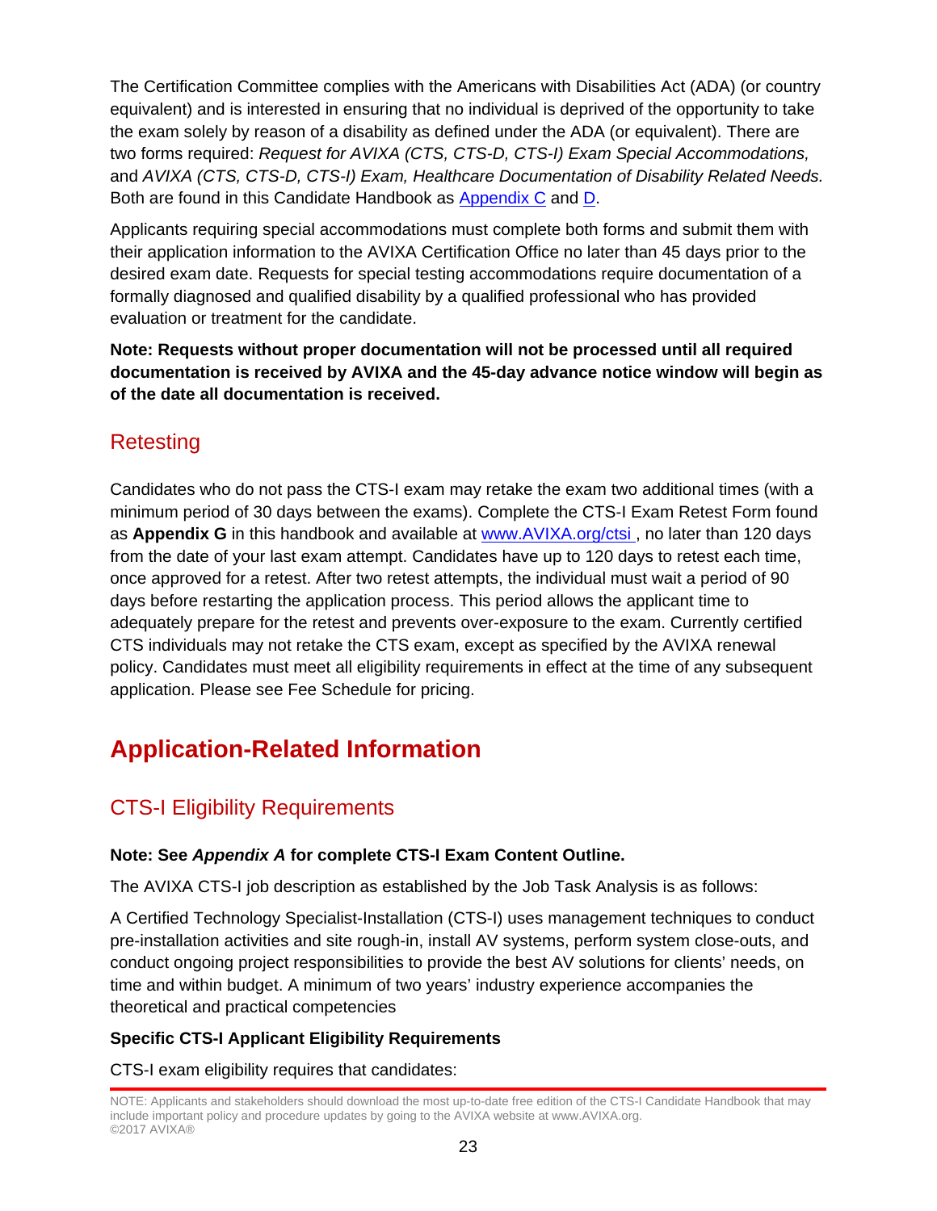The Certification Committee complies with the Americans with Disabilities Act (ADA) (or country equivalent) and is interested in ensuring that no individual is deprived of the opportunity to take the exam solely by reason of a disability as defined under the ADA (or equivalent). There are two forms required: *Request for AVIXA (CTS, CTS-D, CTS-I) Exam Special Accommodations,* and *AVIXA (CTS, CTS-D, CTS-I) Exam, Healthcare Documentation of Disability Related Needs.* Both are found in this Candidate Handbook as Appendix C and D.

Applicants requiring special accommodations must complete both forms and submit them with their application information to the AVIXA Certification Office no later than 45 days prior to the desired exam date. Requests for special testing accommodations require documentation of a formally diagnosed and qualified disability by a qualified professional who has provided evaluation or treatment for the candidate.

**Note: Requests without proper documentation will not be processed until all required documentation is received by AVIXA and the 45-day advance notice window will begin as of the date all documentation is received.**

## Retesting

Candidates who do not pass the CTS-I exam may retake the exam two additional times (with a minimum period of 30 days between the exams). Complete the CTS-I Exam Retest Form found as **Appendix G** in this handbook and available at www.AVIXA.org/ctsi , no later than 120 days from the date of your last exam attempt. Candidates have up to 120 days to retest each time, once approved for a retest. After two retest attempts, the individual must wait a period of 90 days before restarting the application process. This period allows the applicant time to adequately prepare for the retest and prevents over-exposure to the exam. Currently certified CTS individuals may not retake the CTS exam, except as specified by the AVIXA renewal policy. Candidates must meet all eligibility requirements in effect at the time of any subsequent application. Please see Fee Schedule for pricing.

# Application-Related Information

## CTS-I Eligibility Requirements

**Note: See *Appendix A* for complete CTS-I Exam Content Outline.**

The AVIXA CTS-I job description as established by the Job Task Analysis is as follows:

A Certified Technology Specialist-Installation (CTS-I) uses management techniques to conduct pre-installation activities and site rough-in, install AV systems, perform system close-outs, and conduct ongoing project responsibilities to provide the best AV solutions for clients' needs, on time and within budget. A minimum of two years' industry experience accompanies the theoretical and practical competencies

**Specific CTS-I Applicant Eligibility Requirements**

CTS-I exam eligibility requires that candidates: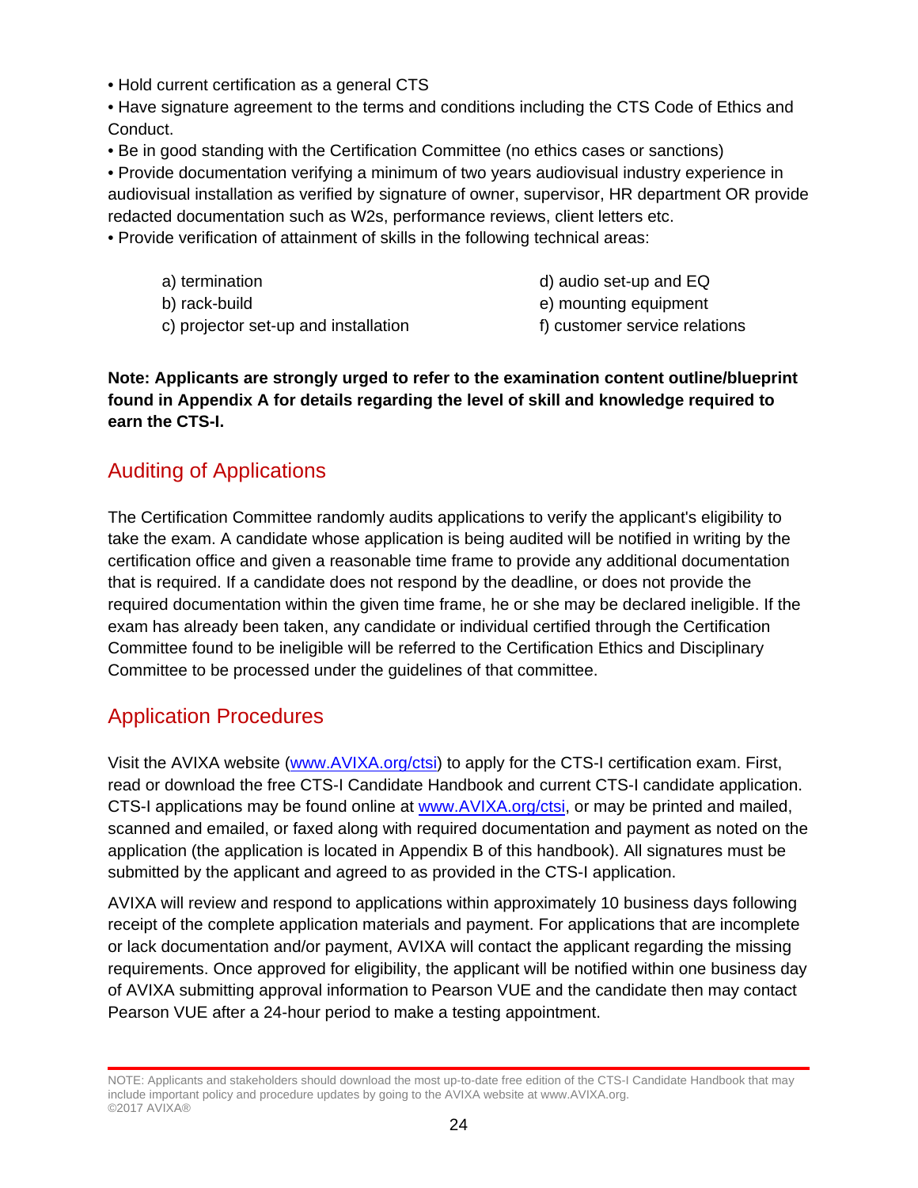- Hold current certification as a general CTS
- Have signature agreement to the terms and conditions including the CTS Code of Ethics and Conduct.
- Be in good standing with the Certification Committee (no ethics cases or sanctions)
- Provide documentation verifying a minimum of two years audiovisual industry experience in audiovisual installation as verified by signature of owner, supervisor, HR department OR provide redacted documentation such as W2s, performance reviews, client letters etc.
- Provide verification of attainment of skills in the following technical areas:

  a) termination
  b) rack-build
  c) projector set-up and installation
  d) audio set-up and EQ
  e) mounting equipment
  f) customer service relations

**Note: Applicants are strongly urged to refer to the examination content outline/blueprint found in Appendix A for details regarding the level of skill and knowledge required to earn the CTS-I.**

## Auditing of Applications

The Certification Committee randomly audits applications to verify the applicant's eligibility to take the exam. A candidate whose application is being audited will be notified in writing by the certification office and given a reasonable time frame to provide any additional documentation that is required. If a candidate does not respond by the deadline, or does not provide the required documentation within the given time frame, he or she may be declared ineligible. If the exam has already been taken, any candidate or individual certified through the Certification Committee found to be ineligible will be referred to the Certification Ethics and Disciplinary Committee to be processed under the guidelines of that committee.

## Application Procedures

Visit the AVIXA website (www.AVIXA.org/ctsi) to apply for the CTS-I certification exam. First, read or download the free CTS-I Candidate Handbook and current CTS-I candidate application. CTS-I applications may be found online at www.AVIXA.org/ctsi, or may be printed and mailed, scanned and emailed, or faxed along with required documentation and payment as noted on the application (the application is located in Appendix B of this handbook). All signatures must be submitted by the applicant and agreed to as provided in the CTS-I application.

AVIXA will review and respond to applications within approximately 10 business days following receipt of the complete application materials and payment. For applications that are incomplete or lack documentation and/or payment, AVIXA will contact the applicant regarding the missing requirements. Once approved for eligibility, the applicant will be notified within one business day of AVIXA submitting approval information to Pearson VUE and the candidate then may contact Pearson VUE after a 24-hour period to make a testing appointment.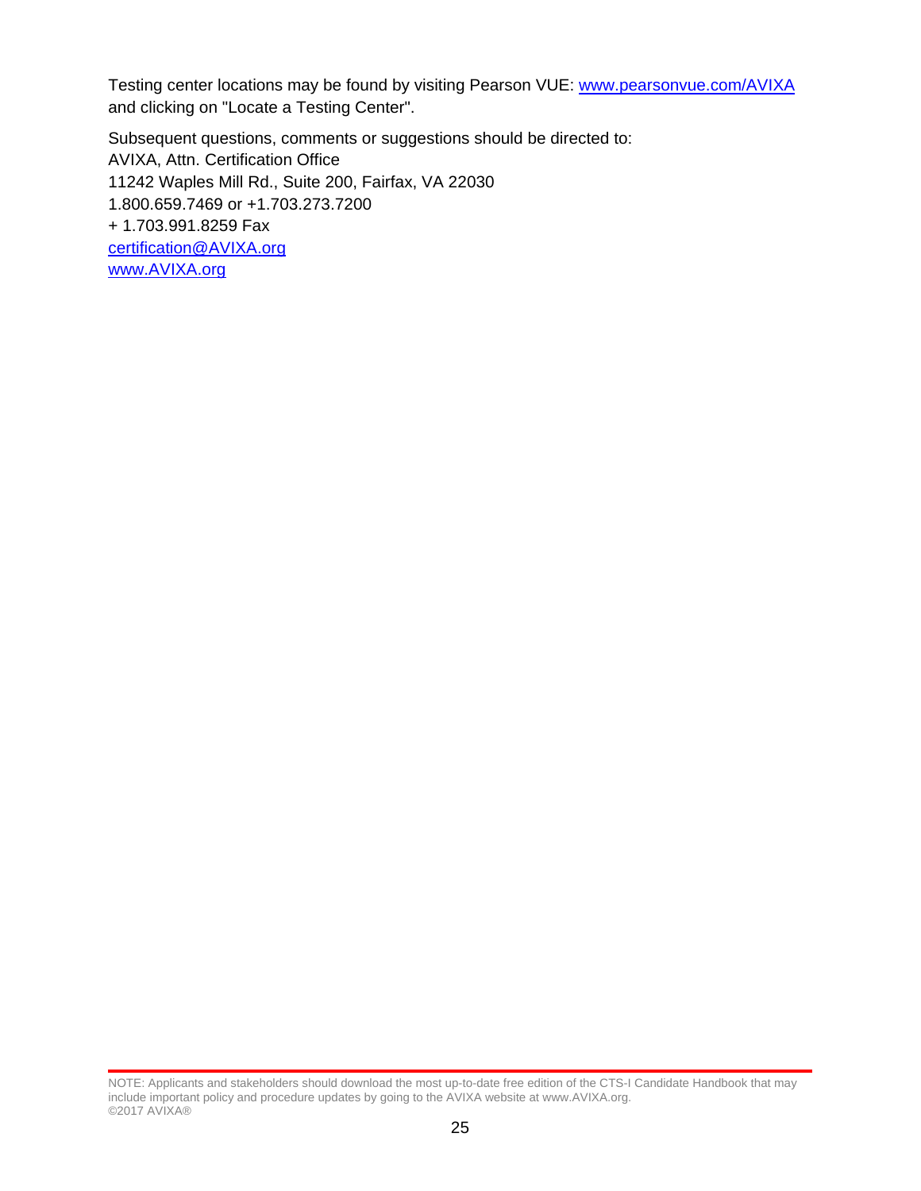Testing center locations may be found by visiting Pearson VUE: [www.pearsonvue.com/AVIXA](http://www.pearsonvue.com/AVIXA) and clicking on "Locate a Testing Center".

Subsequent questions, comments or suggestions should be directed to:
AVIXA, Attn. Certification Office
11242 Waples Mill Rd., Suite 200, Fairfax, VA 22030
1.800.659.7469 or +1.703.273.7200
+ 1.703.991.8259 Fax
[certification@AVIXA.org](mailto:certification@AVIXA.org)
[www.AVIXA.org](http://www.AVIXA.org)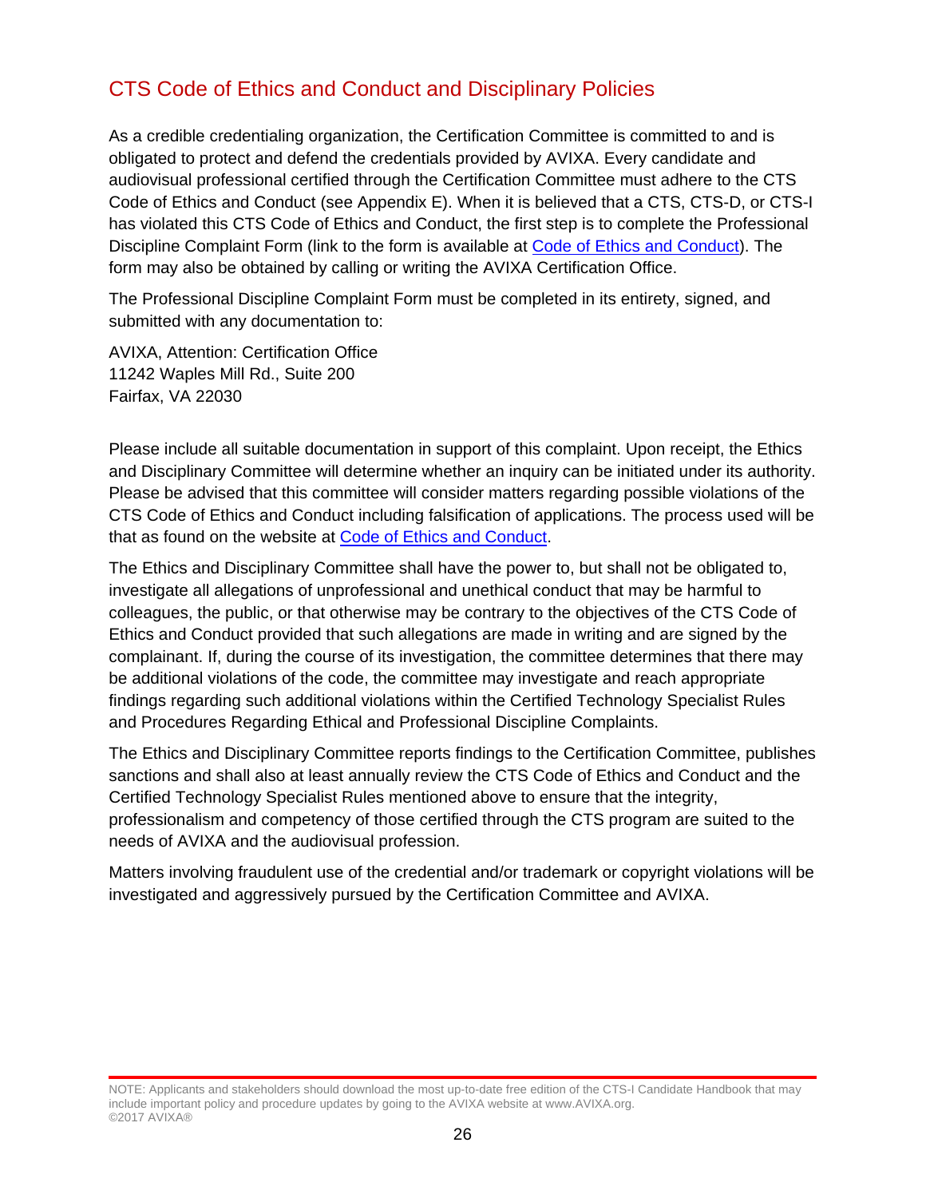## CTS Code of Ethics and Conduct and Disciplinary Policies

As a credible credentialing organization, the Certification Committee is committed to and is obligated to protect and defend the credentials provided by AVIXA. Every candidate and audiovisual professional certified through the Certification Committee must adhere to the CTS Code of Ethics and Conduct (see Appendix E). When it is believed that a CTS, CTS-D, or CTS-I has violated this CTS Code of Ethics and Conduct, the first step is to complete the Professional Discipline Complaint Form (link to the form is available at Code of Ethics and Conduct). The form may also be obtained by calling or writing the AVIXA Certification Office.

The Professional Discipline Complaint Form must be completed in its entirety, signed, and submitted with any documentation to:

AVIXA, Attention: Certification Office
11242 Waples Mill Rd., Suite 200
Fairfax, VA 22030

Please include all suitable documentation in support of this complaint. Upon receipt, the Ethics and Disciplinary Committee will determine whether an inquiry can be initiated under its authority. Please be advised that this committee will consider matters regarding possible violations of the CTS Code of Ethics and Conduct including falsification of applications. The process used will be that as found on the website at Code of Ethics and Conduct.

The Ethics and Disciplinary Committee shall have the power to, but shall not be obligated to, investigate all allegations of unprofessional and unethical conduct that may be harmful to colleagues, the public, or that otherwise may be contrary to the objectives of the CTS Code of Ethics and Conduct provided that such allegations are made in writing and are signed by the complainant. If, during the course of its investigation, the committee determines that there may be additional violations of the code, the committee may investigate and reach appropriate findings regarding such additional violations within the Certified Technology Specialist Rules and Procedures Regarding Ethical and Professional Discipline Complaints.

The Ethics and Disciplinary Committee reports findings to the Certification Committee, publishes sanctions and shall also at least annually review the CTS Code of Ethics and Conduct and the Certified Technology Specialist Rules mentioned above to ensure that the integrity, professionalism and competency of those certified through the CTS program are suited to the needs of AVIXA and the audiovisual profession.

Matters involving fraudulent use of the credential and/or trademark or copyright violations will be investigated and aggressively pursued by the Certification Committee and AVIXA.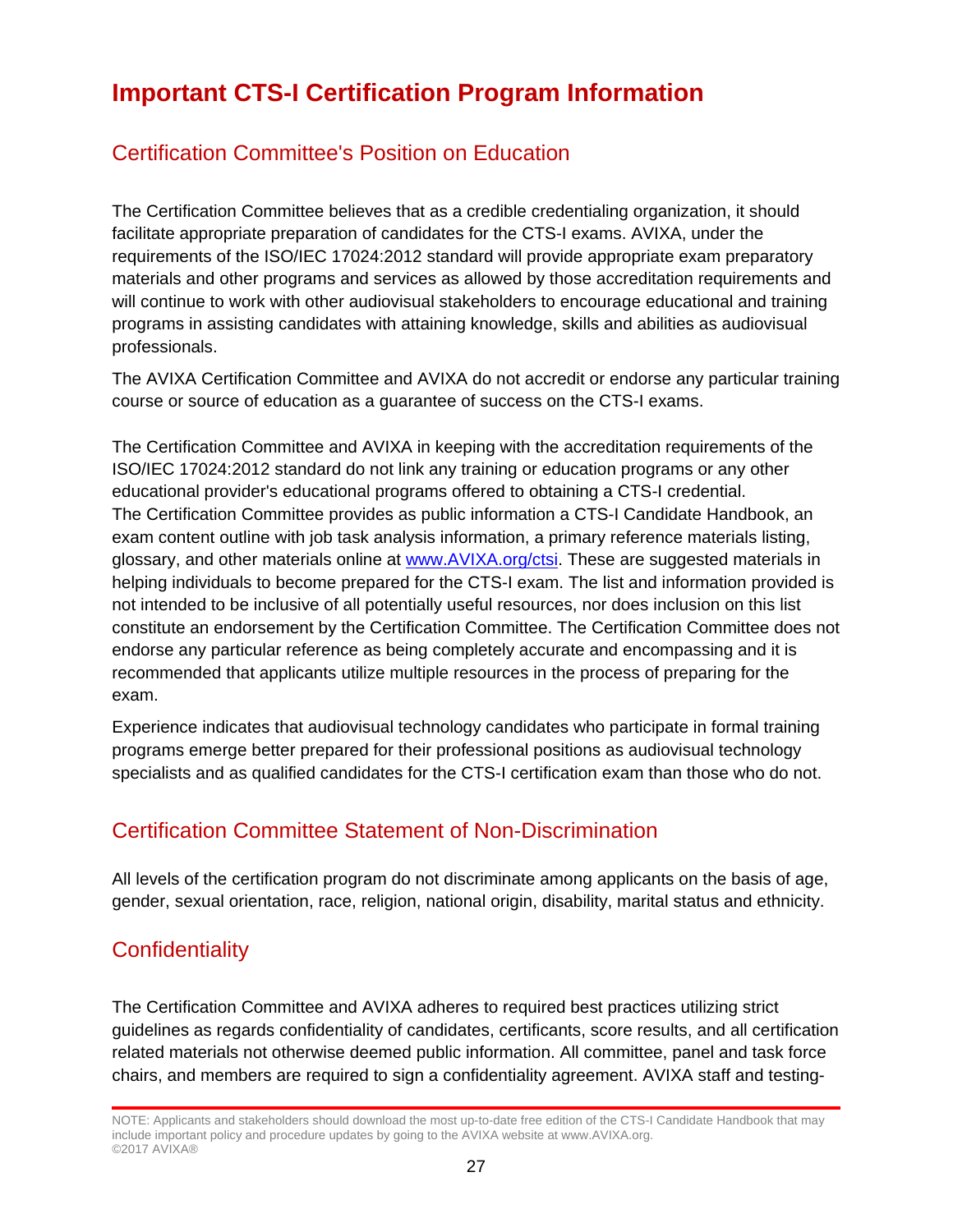# Important CTS-I Certification Program Information

## Certification Committee's Position on Education

The Certification Committee believes that as a credible credentialing organization, it should facilitate appropriate preparation of candidates for the CTS-I exams. AVIXA, under the requirements of the ISO/IEC 17024:2012 standard will provide appropriate exam preparatory materials and other programs and services as allowed by those accreditation requirements and will continue to work with other audiovisual stakeholders to encourage educational and training programs in assisting candidates with attaining knowledge, skills and abilities as audiovisual professionals.

The AVIXA Certification Committee and AVIXA do not accredit or endorse any particular training course or source of education as a guarantee of success on the CTS-I exams.

The Certification Committee and AVIXA in keeping with the accreditation requirements of the ISO/IEC 17024:2012 standard do not link any training or education programs or any other educational provider's educational programs offered to obtaining a CTS-I credential. The Certification Committee provides as public information a CTS-I Candidate Handbook, an exam content outline with job task analysis information, a primary reference materials listing, glossary, and other materials online at [www.AVIXA.org/ctsi](www.AVIXA.org/ctsi). These are suggested materials in helping individuals to become prepared for the CTS-I exam. The list and information provided is not intended to be inclusive of all potentially useful resources, nor does inclusion on this list constitute an endorsement by the Certification Committee. The Certification Committee does not endorse any particular reference as being completely accurate and encompassing and it is recommended that applicants utilize multiple resources in the process of preparing for the exam.

Experience indicates that audiovisual technology candidates who participate in formal training programs emerge better prepared for their professional positions as audiovisual technology specialists and as qualified candidates for the CTS-I certification exam than those who do not.

## Certification Committee Statement of Non-Discrimination

All levels of the certification program do not discriminate among applicants on the basis of age, gender, sexual orientation, race, religion, national origin, disability, marital status and ethnicity.

## Confidentiality

The Certification Committee and AVIXA adheres to required best practices utilizing strict guidelines as regards confidentiality of candidates, certificants, score results, and all certification related materials not otherwise deemed public information. All committee, panel and task force chairs, and members are required to sign a confidentiality agreement. AVIXA staff and testing-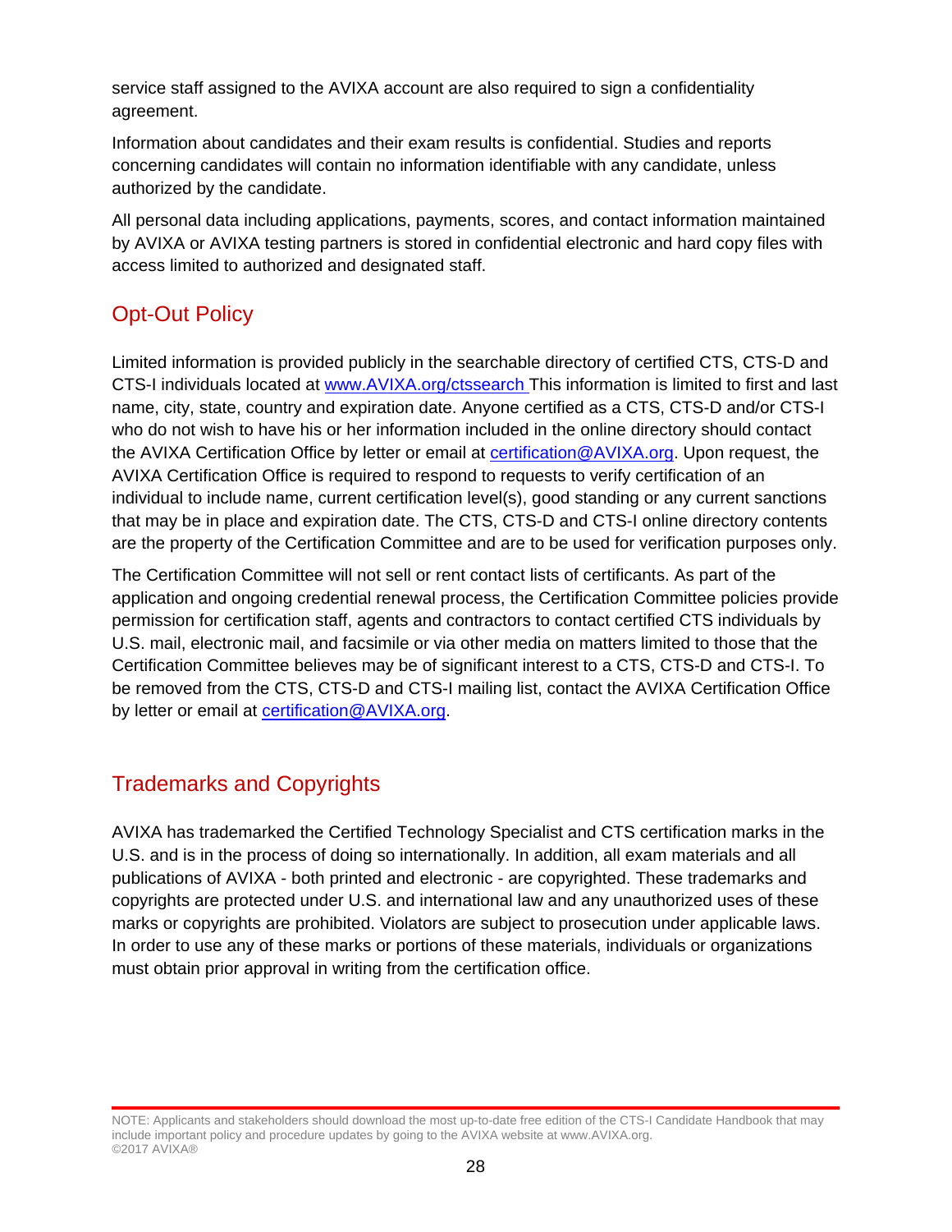service staff assigned to the AVIXA account are also required to sign a confidentiality agreement.

Information about candidates and their exam results is confidential. Studies and reports concerning candidates will contain no information identifiable with any candidate, unless authorized by the candidate.

All personal data including applications, payments, scores, and contact information maintained by AVIXA or AVIXA testing partners is stored in confidential electronic and hard copy files with access limited to authorized and designated staff.

## Opt-Out Policy

Limited information is provided publicly in the searchable directory of certified CTS, CTS-D and CTS-I individuals located at www.AVIXA.org/ctssearch This information is limited to first and last name, city, state, country and expiration date. Anyone certified as a CTS, CTS-D and/or CTS-I who do not wish to have his or her information included in the online directory should contact the AVIXA Certification Office by letter or email at certification@AVIXA.org. Upon request, the AVIXA Certification Office is required to respond to requests to verify certification of an individual to include name, current certification level(s), good standing or any current sanctions that may be in place and expiration date. The CTS, CTS-D and CTS-I online directory contents are the property of the Certification Committee and are to be used for verification purposes only.

The Certification Committee will not sell or rent contact lists of certificants. As part of the application and ongoing credential renewal process, the Certification Committee policies provide permission for certification staff, agents and contractors to contact certified CTS individuals by U.S. mail, electronic mail, and facsimile or via other media on matters limited to those that the Certification Committee believes may be of significant interest to a CTS, CTS-D and CTS-I. To be removed from the CTS, CTS-D and CTS-I mailing list, contact the AVIXA Certification Office by letter or email at certification@AVIXA.org.

## Trademarks and Copyrights

AVIXA has trademarked the Certified Technology Specialist and CTS certification marks in the U.S. and is in the process of doing so internationally. In addition, all exam materials and all publications of AVIXA - both printed and electronic - are copyrighted. These trademarks and copyrights are protected under U.S. and international law and any unauthorized uses of these marks or copyrights are prohibited. Violators are subject to prosecution under applicable laws. In order to use any of these marks or portions of these materials, individuals or organizations must obtain prior approval in writing from the certification office.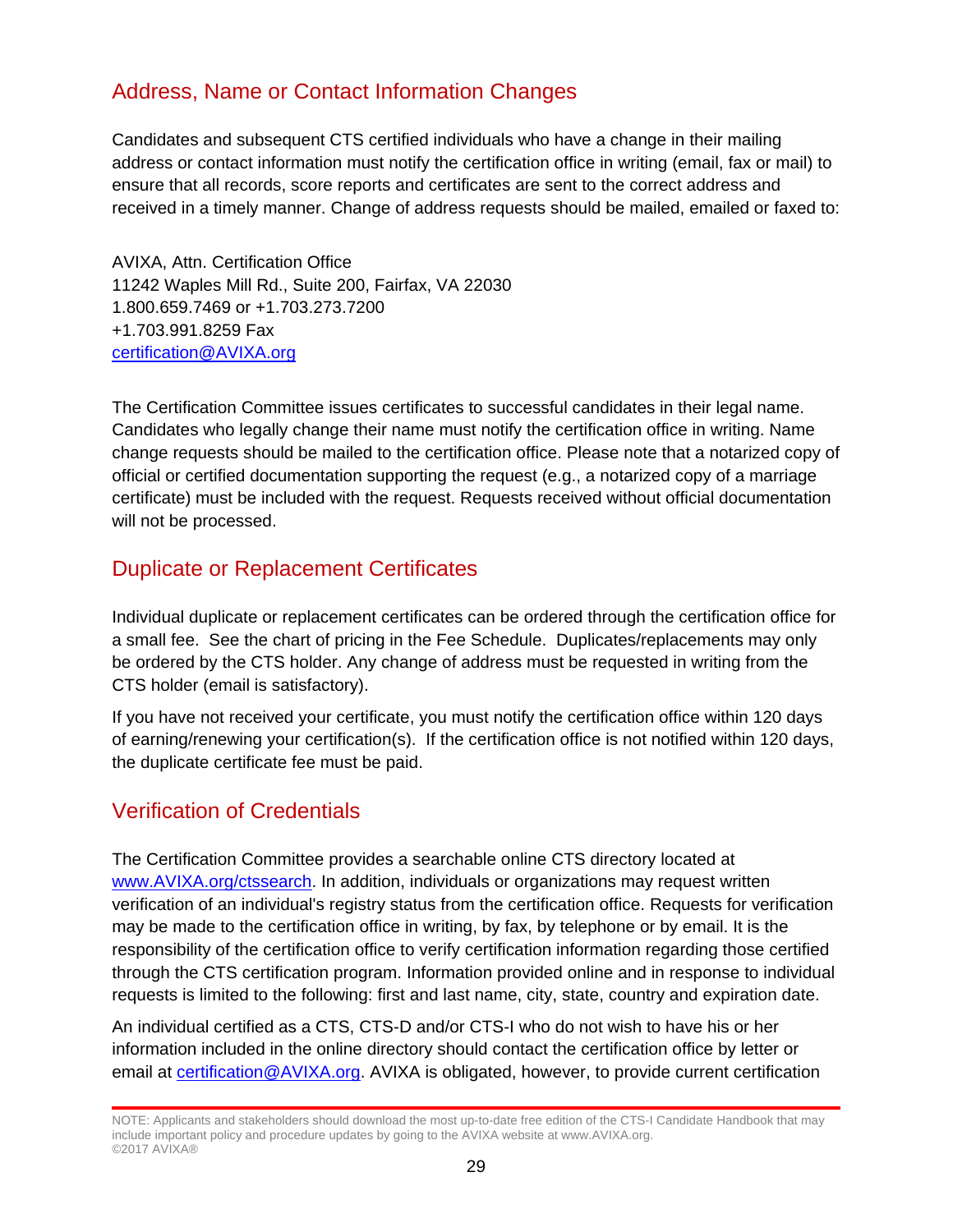## Address, Name or Contact Information Changes

Candidates and subsequent CTS certified individuals who have a change in their mailing address or contact information must notify the certification office in writing (email, fax or mail) to ensure that all records, score reports and certificates are sent to the correct address and received in a timely manner. Change of address requests should be mailed, emailed or faxed to:

AVIXA, Attn. Certification Office
11242 Waples Mill Rd., Suite 200, Fairfax, VA 22030
1.800.659.7469 or +1.703.273.7200
+1.703.991.8259 Fax
certification@AVIXA.org

The Certification Committee issues certificates to successful candidates in their legal name. Candidates who legally change their name must notify the certification office in writing. Name change requests should be mailed to the certification office. Please note that a notarized copy of official or certified documentation supporting the request (e.g., a notarized copy of a marriage certificate) must be included with the request. Requests received without official documentation will not be processed.

## Duplicate or Replacement Certificates

Individual duplicate or replacement certificates can be ordered through the certification office for a small fee. See the chart of pricing in the Fee Schedule. Duplicates/replacements may only be ordered by the CTS holder. Any change of address must be requested in writing from the CTS holder (email is satisfactory).

If you have not received your certificate, you must notify the certification office within 120 days of earning/renewing your certification(s). If the certification office is not notified within 120 days, the duplicate certificate fee must be paid.

## Verification of Credentials

The Certification Committee provides a searchable online CTS directory located at www.AVIXA.org/ctssearch. In addition, individuals or organizations may request written verification of an individual's registry status from the certification office. Requests for verification may be made to the certification office in writing, by fax, by telephone or by email. It is the responsibility of the certification office to verify certification information regarding those certified through the CTS certification program. Information provided online and in response to individual requests is limited to the following: first and last name, city, state, country and expiration date.

An individual certified as a CTS, CTS-D and/or CTS-I who do not wish to have his or her information included in the online directory should contact the certification office by letter or email at certification@AVIXA.org. AVIXA is obligated, however, to provide current certification

NOTE: Applicants and stakeholders should download the most up-to-date free edition of the CTS-I Candidate Handbook that may include important policy and procedure updates by going to the AVIXA website at www.AVIXA.org.
©2017 AVIXA®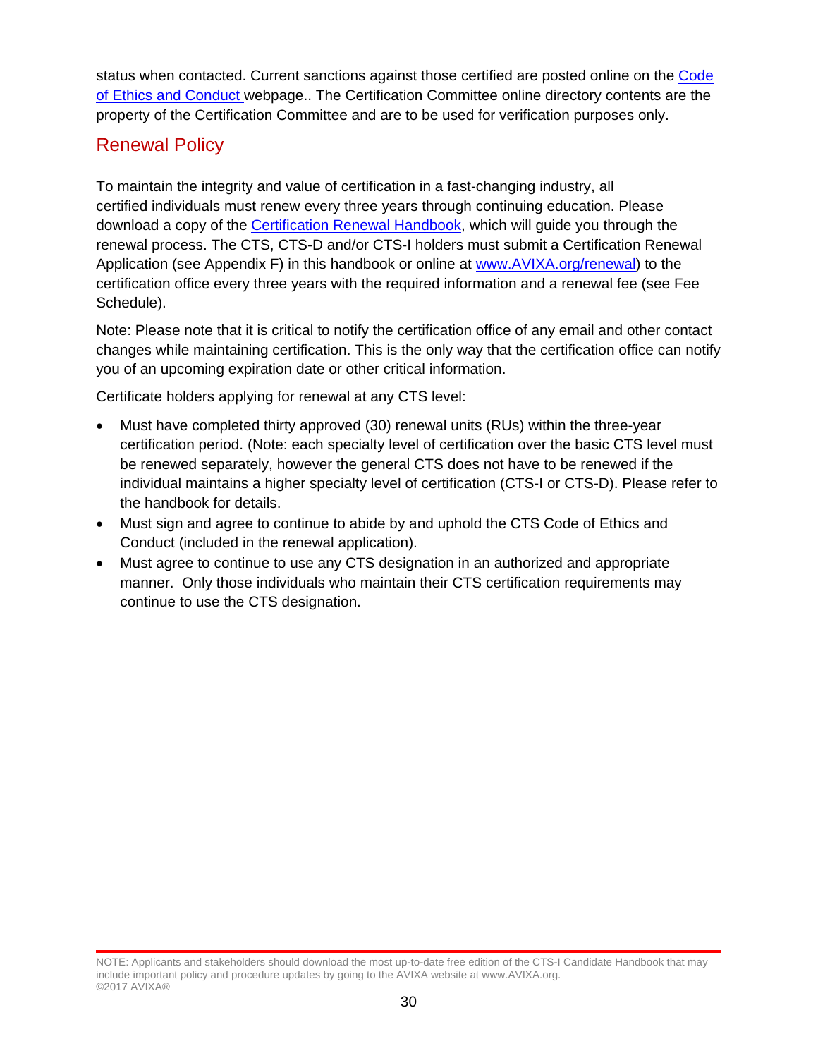status when contacted. Current sanctions against those certified are posted online on the Code of Ethics and Conduct webpage.. The Certification Committee online directory contents are the property of the Certification Committee and are to be used for verification purposes only.

## Renewal Policy

To maintain the integrity and value of certification in a fast-changing industry, all certified individuals must renew every three years through continuing education. Please download a copy of the Certification Renewal Handbook, which will guide you through the renewal process. The CTS, CTS-D and/or CTS-I holders must submit a Certification Renewal Application (see Appendix F) in this handbook or online at www.AVIXA.org/renewal) to the certification office every three years with the required information and a renewal fee (see Fee Schedule).

Note: Please note that it is critical to notify the certification office of any email and other contact changes while maintaining certification. This is the only way that the certification office can notify you of an upcoming expiration date or other critical information.

Certificate holders applying for renewal at any CTS level:

- Must have completed thirty approved (30) renewal units (RUs) within the three-year certification period. (Note: each specialty level of certification over the basic CTS level must be renewed separately, however the general CTS does not have to be renewed if the individual maintains a higher specialty level of certification (CTS-I or CTS-D). Please refer to the handbook for details.
- Must sign and agree to continue to abide by and uphold the CTS Code of Ethics and Conduct (included in the renewal application).
- Must agree to continue to use any CTS designation in an authorized and appropriate manner. Only those individuals who maintain their CTS certification requirements may continue to use the CTS designation.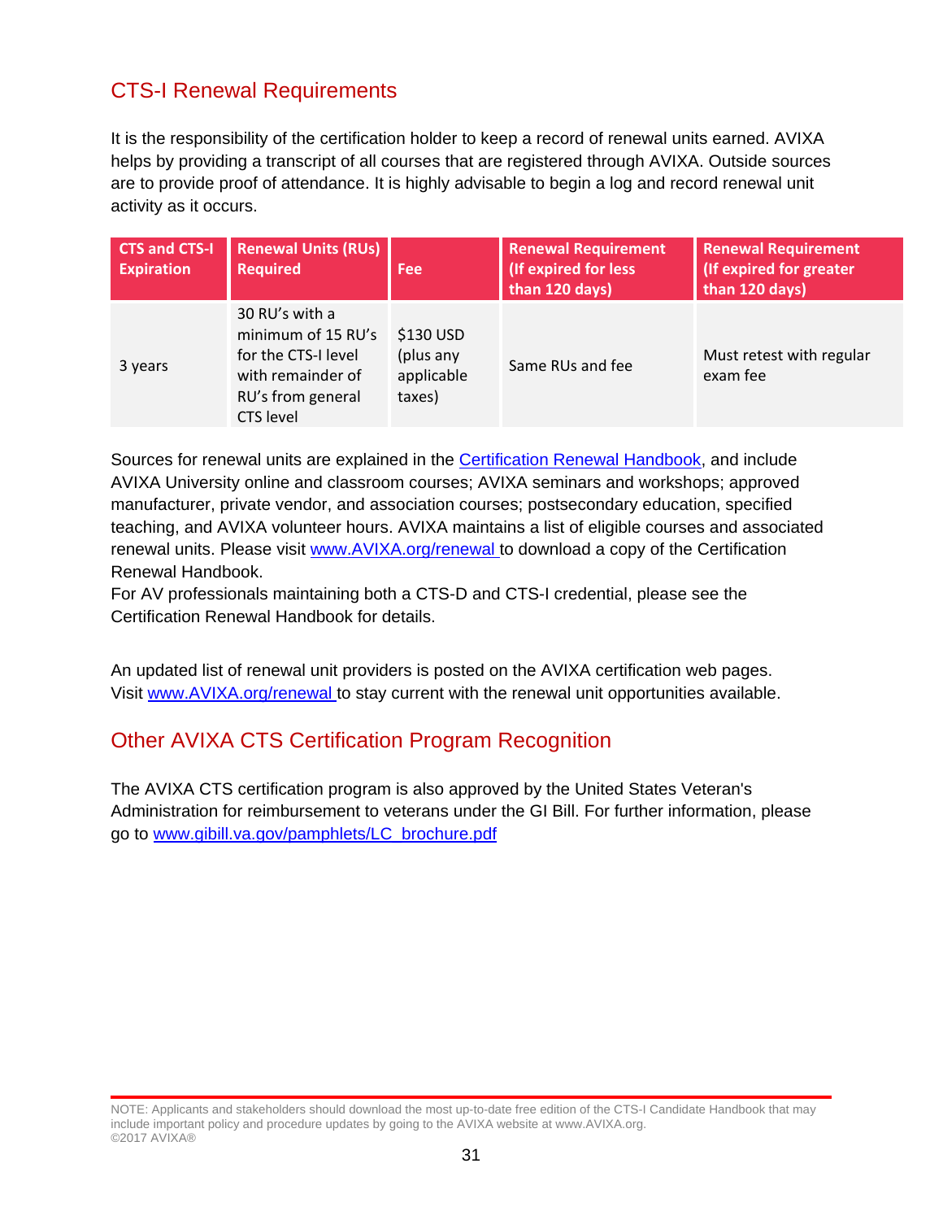## CTS-I Renewal Requirements

It is the responsibility of the certification holder to keep a record of renewal units earned. AVIXA helps by providing a transcript of all courses that are registered through AVIXA. Outside sources are to provide proof of attendance. It is highly advisable to begin a log and record renewal unit activity as it occurs.

| CTS and CTS-I Expiration | Renewal Units (RUs) Required | Fee | Renewal Requirement (If expired for less than 120 days) | Renewal Requirement (If expired for greater than 120 days) |
|---|---|---|---|---|
| 3 years | 30 RU's with a minimum of 15 RU's for the CTS-I level with remainder of RU's from general CTS level | $130 USD (plus any applicable taxes) | Same RUs and fee | Must retest with regular exam fee |

Sources for renewal units are explained in the [Certification Renewal Handbook](), and include AVIXA University online and classroom courses; AVIXA seminars and workshops; approved manufacturer, private vendor, and association courses; postsecondary education, specified teaching, and AVIXA volunteer hours. AVIXA maintains a list of eligible courses and associated renewal units. Please visit [www.AVIXA.org/renewal](www.AVIXA.org/renewal) to download a copy of the Certification Renewal Handbook.

For AV professionals maintaining both a CTS-D and CTS-I credential, please see the Certification Renewal Handbook for details.

An updated list of renewal unit providers is posted on the AVIXA certification web pages. Visit [www.AVIXA.org/renewal](www.AVIXA.org/renewal) to stay current with the renewal unit opportunities available.

## Other AVIXA CTS Certification Program Recognition

The AVIXA CTS certification program is also approved by the United States Veteran's Administration for reimbursement to veterans under the GI Bill. For further information, please go to [www.gibill.va.gov/pamphlets/LC_brochure.pdf](www.gibill.va.gov/pamphlets/LC_brochure.pdf)

NOTE: Applicants and stakeholders should download the most up-to-date free edition of the CTS-I Candidate Handbook that may include important policy and procedure updates by going to the AVIXA website at www.AVIXA.org.
©2017 AVIXA®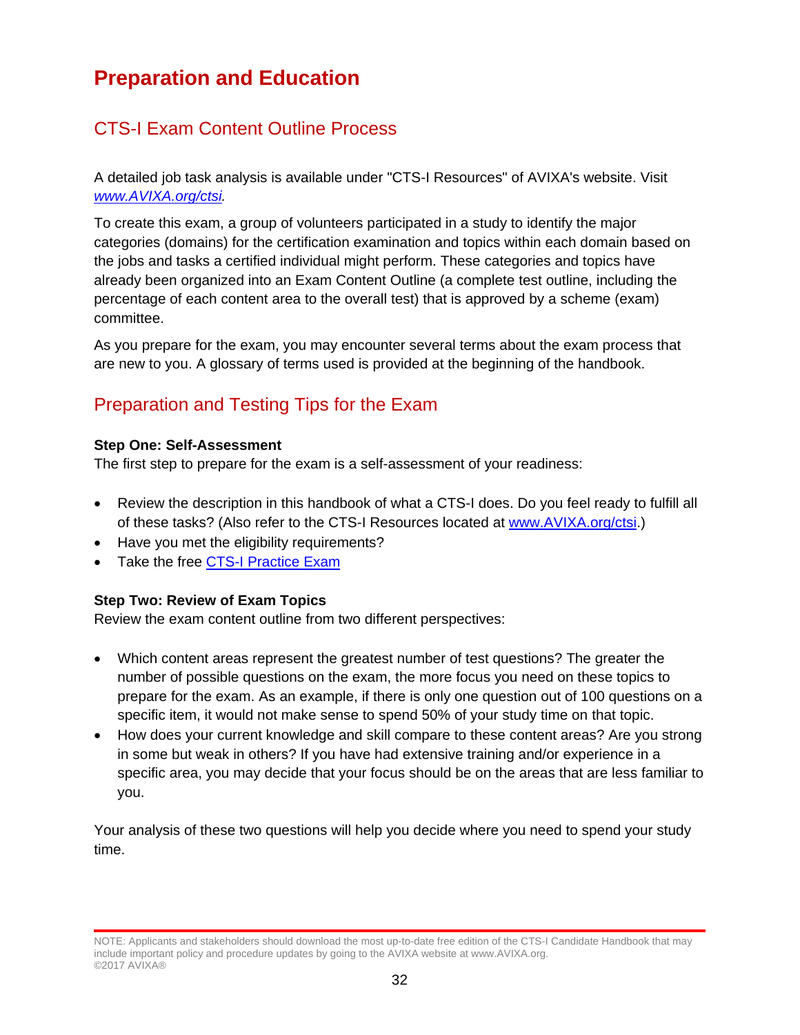# Preparation and Education

## CTS-I Exam Content Outline Process

A detailed job task analysis is available under "CTS-I Resources" of AVIXA's website. Visit *www.AVIXA.org/ctsi*.

To create this exam, a group of volunteers participated in a study to identify the major categories (domains) for the certification examination and topics within each domain based on the jobs and tasks a certified individual might perform. These categories and topics have already been organized into an Exam Content Outline (a complete test outline, including the percentage of each content area to the overall test) that is approved by a scheme (exam) committee.

As you prepare for the exam, you may encounter several terms about the exam process that are new to you. A glossary of terms used is provided at the beginning of the handbook.

## Preparation and Testing Tips for the Exam

**Step One: Self-Assessment**
The first step to prepare for the exam is a self-assessment of your readiness:

- Review the description in this handbook of what a CTS-I does. Do you feel ready to fulfill all of these tasks? (Also refer to the CTS-I Resources located at www.AVIXA.org/ctsi.)
- Have you met the eligibility requirements?
- Take the free CTS-I Practice Exam

**Step Two: Review of Exam Topics**
Review the exam content outline from two different perspectives:

- Which content areas represent the greatest number of test questions? The greater the number of possible questions on the exam, the more focus you need on these topics to prepare for the exam. As an example, if there is only one question out of 100 questions on a specific item, it would not make sense to spend 50% of your study time on that topic.
- How does your current knowledge and skill compare to these content areas? Are you strong in some but weak in others? If you have had extensive training and/or experience in a specific area, you may decide that your focus should be on the areas that are less familiar to you.

Your analysis of these two questions will help you decide where you need to spend your study time.

NOTE: Applicants and stakeholders should download the most up-to-date free edition of the CTS-I Candidate Handbook that may include important policy and procedure updates by going to the AVIXA website at www.AVIXA.org.
©2017 AVIXA®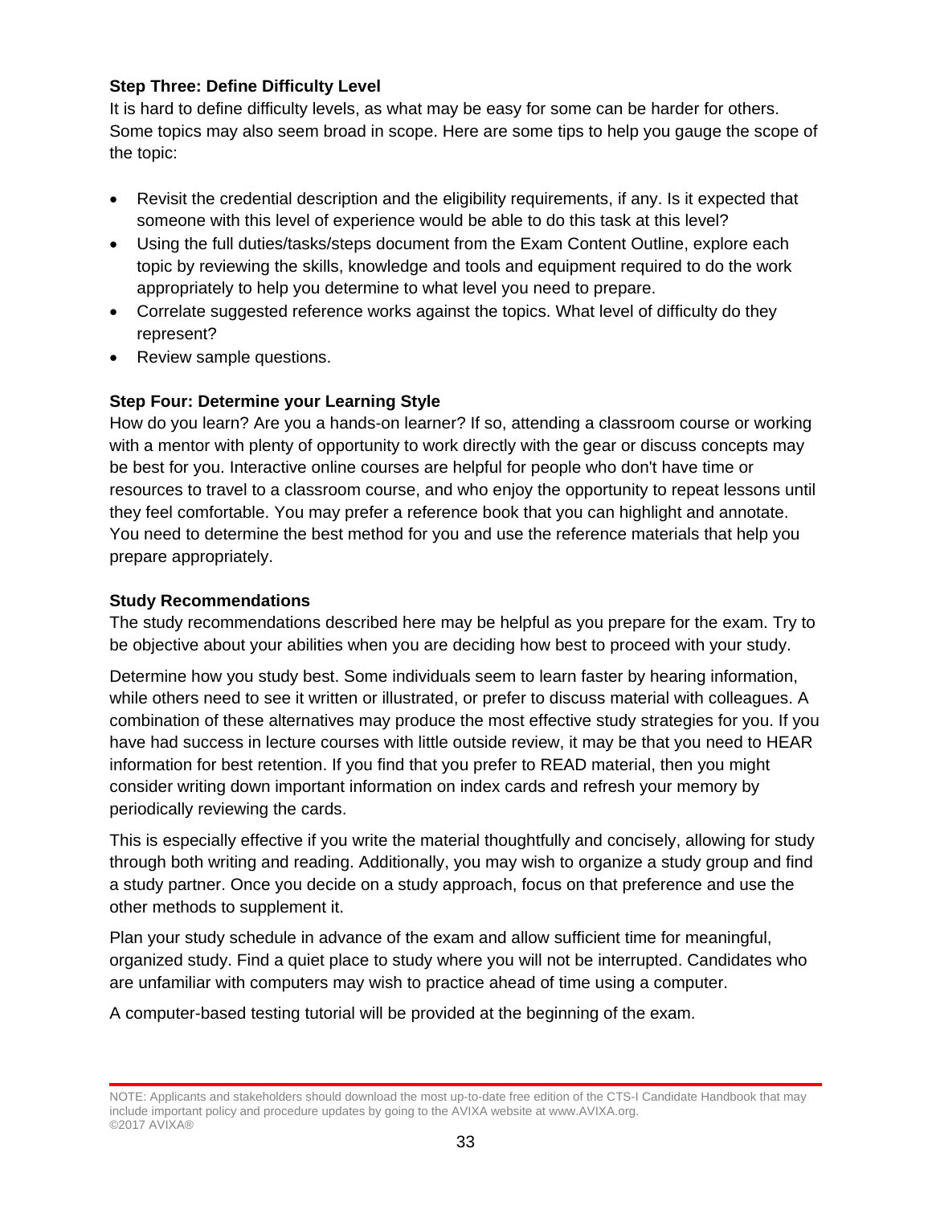**Step Three: Define Difficulty Level**

It is hard to define difficulty levels, as what may be easy for some can be harder for others. Some topics may also seem broad in scope. Here are some tips to help you gauge the scope of the topic:

- Revisit the credential description and the eligibility requirements, if any. Is it expected that someone with this level of experience would be able to do this task at this level?
- Using the full duties/tasks/steps document from the Exam Content Outline, explore each topic by reviewing the skills, knowledge and tools and equipment required to do the work appropriately to help you determine to what level you need to prepare.
- Correlate suggested reference works against the topics. What level of difficulty do they represent?
- Review sample questions.

**Step Four: Determine your Learning Style**

How do you learn? Are you a hands-on learner? If so, attending a classroom course or working with a mentor with plenty of opportunity to work directly with the gear or discuss concepts may be best for you. Interactive online courses are helpful for people who don't have time or resources to travel to a classroom course, and who enjoy the opportunity to repeat lessons until they feel comfortable. You may prefer a reference book that you can highlight and annotate. You need to determine the best method for you and use the reference materials that help you prepare appropriately.

**Study Recommendations**

The study recommendations described here may be helpful as you prepare for the exam. Try to be objective about your abilities when you are deciding how best to proceed with your study.

Determine how you study best. Some individuals seem to learn faster by hearing information, while others need to see it written or illustrated, or prefer to discuss material with colleagues. A combination of these alternatives may produce the most effective study strategies for you. If you have had success in lecture courses with little outside review, it may be that you need to HEAR information for best retention. If you find that you prefer to READ material, then you might consider writing down important information on index cards and refresh your memory by periodically reviewing the cards.

This is especially effective if you write the material thoughtfully and concisely, allowing for study through both writing and reading. Additionally, you may wish to organize a study group and find a study partner. Once you decide on a study approach, focus on that preference and use the other methods to supplement it.

Plan your study schedule in advance of the exam and allow sufficient time for meaningful, organized study. Find a quiet place to study where you will not be interrupted. Candidates who are unfamiliar with computers may wish to practice ahead of time using a computer.

A computer-based testing tutorial will be provided at the beginning of the exam.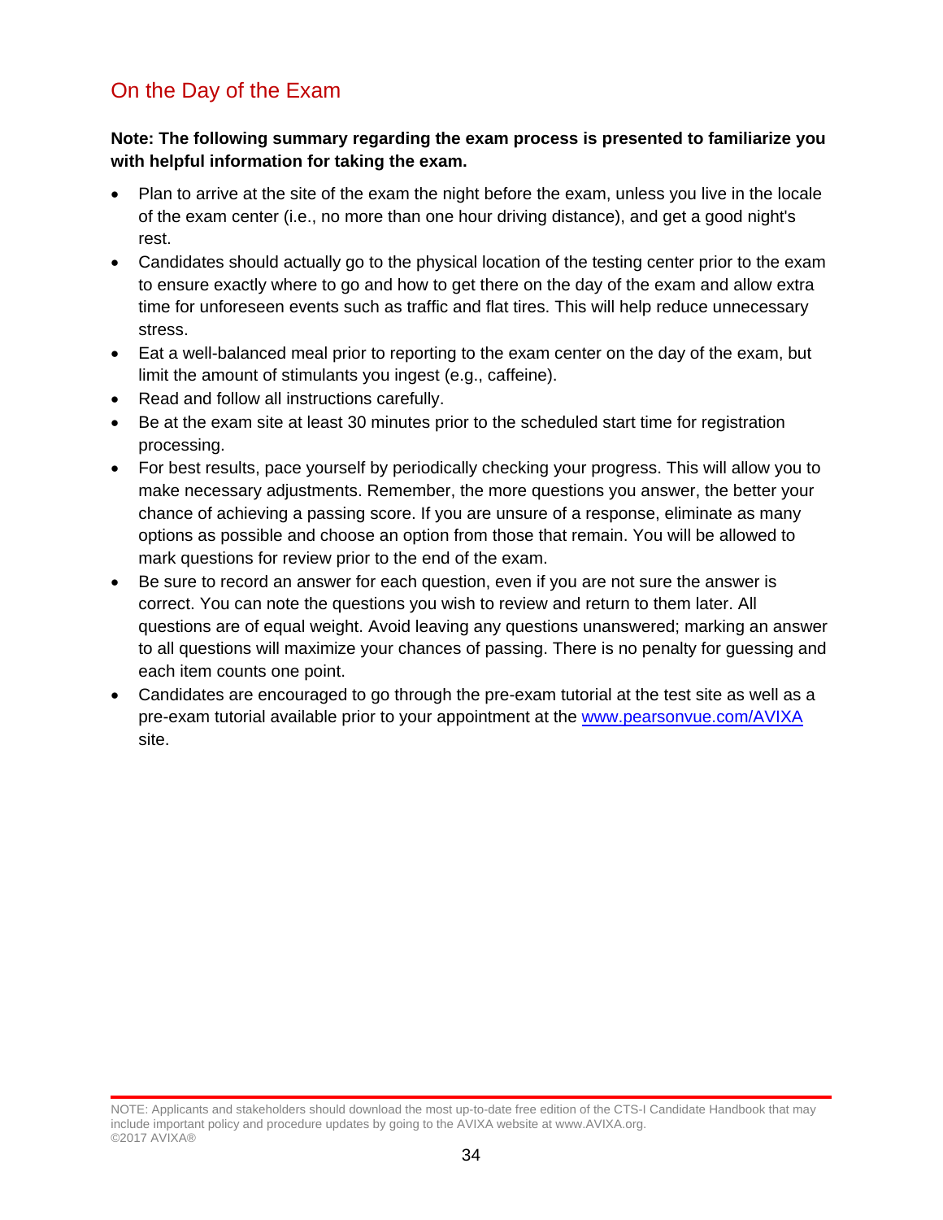## On the Day of the Exam

**Note: The following summary regarding the exam process is presented to familiarize you with helpful information for taking the exam.**

- Plan to arrive at the site of the exam the night before the exam, unless you live in the locale of the exam center (i.e., no more than one hour driving distance), and get a good night's rest.
- Candidates should actually go to the physical location of the testing center prior to the exam to ensure exactly where to go and how to get there on the day of the exam and allow extra time for unforeseen events such as traffic and flat tires. This will help reduce unnecessary stress.
- Eat a well-balanced meal prior to reporting to the exam center on the day of the exam, but limit the amount of stimulants you ingest (e.g., caffeine).
- Read and follow all instructions carefully.
- Be at the exam site at least 30 minutes prior to the scheduled start time for registration processing.
- For best results, pace yourself by periodically checking your progress. This will allow you to make necessary adjustments. Remember, the more questions you answer, the better your chance of achieving a passing score. If you are unsure of a response, eliminate as many options as possible and choose an option from those that remain. You will be allowed to mark questions for review prior to the end of the exam.
- Be sure to record an answer for each question, even if you are not sure the answer is correct. You can note the questions you wish to review and return to them later. All questions are of equal weight. Avoid leaving any questions unanswered; marking an answer to all questions will maximize your chances of passing. There is no penalty for guessing and each item counts one point.
- Candidates are encouraged to go through the pre-exam tutorial at the test site as well as a pre-exam tutorial available prior to your appointment at the [www.pearsonvue.com/AVIXA](http://www.pearsonvue.com/AVIXA) site.

NOTE: Applicants and stakeholders should download the most up-to-date free edition of the CTS-I Candidate Handbook that may include important policy and procedure updates by going to the AVIXA website at www.AVIXA.org.
©2017 AVIXA®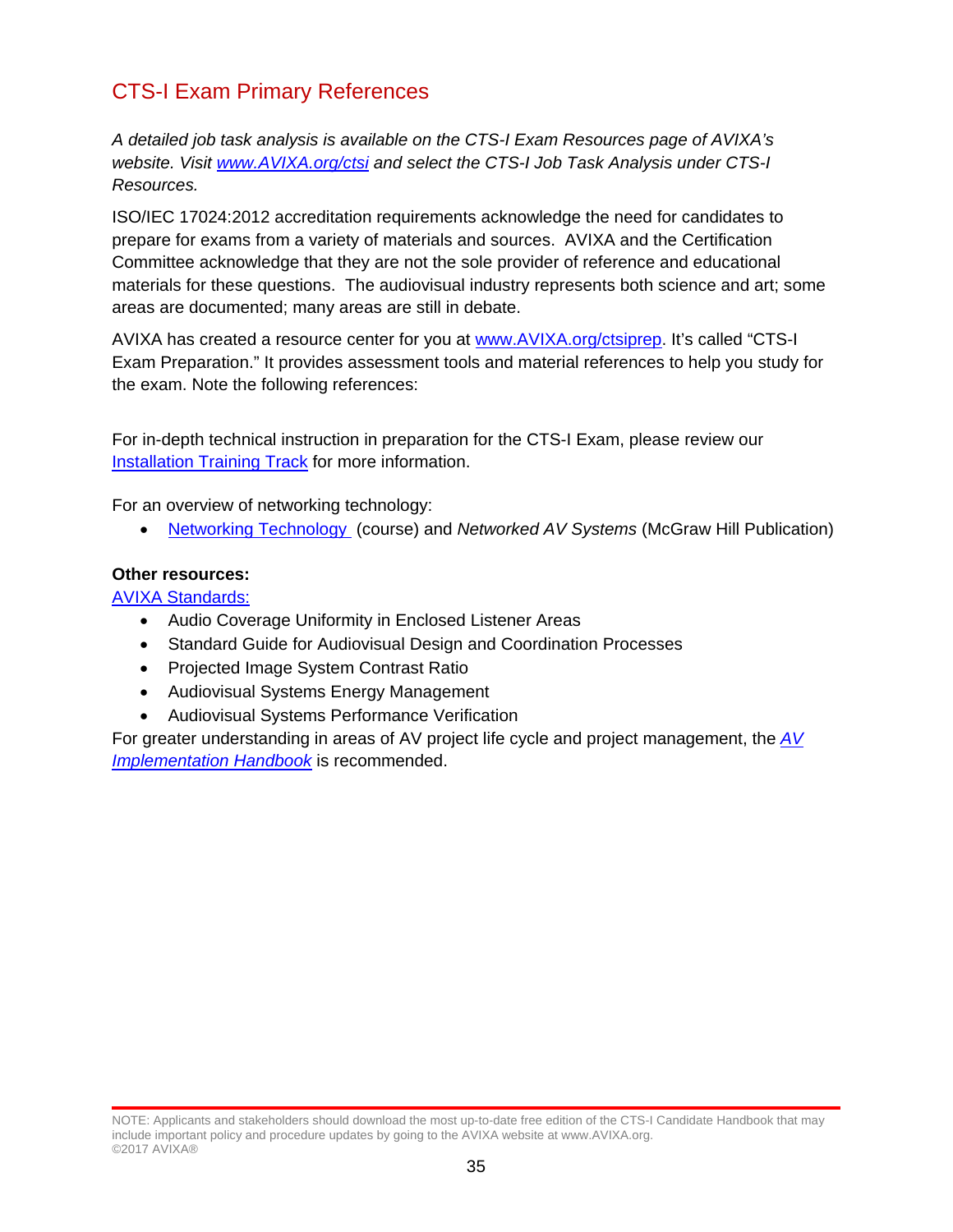## CTS-I Exam Primary References

*A detailed job task analysis is available on the CTS-I Exam Resources page of AVIXA's website. Visit www.AVIXA.org/ctsi and select the CTS-I Job Task Analysis under CTS-I Resources.*

ISO/IEC 17024:2012 accreditation requirements acknowledge the need for candidates to prepare for exams from a variety of materials and sources. AVIXA and the Certification Committee acknowledge that they are not the sole provider of reference and educational materials for these questions. The audiovisual industry represents both science and art; some areas are documented; many areas are still in debate.

AVIXA has created a resource center for you at www.AVIXA.org/ctsiprep. It's called "CTS-I Exam Preparation." It provides assessment tools and material references to help you study for the exam. Note the following references:

For in-depth technical instruction in preparation for the CTS-I Exam, please review our Installation Training Track for more information.

For an overview of networking technology:

- Networking Technology (course) and *Networked AV Systems* (McGraw Hill Publication)

**Other resources:**

AVIXA Standards:

- Audio Coverage Uniformity in Enclosed Listener Areas
- Standard Guide for Audiovisual Design and Coordination Processes
- Projected Image System Contrast Ratio
- Audiovisual Systems Energy Management
- Audiovisual Systems Performance Verification

For greater understanding in areas of AV project life cycle and project management, the *AV Implementation Handbook* is recommended.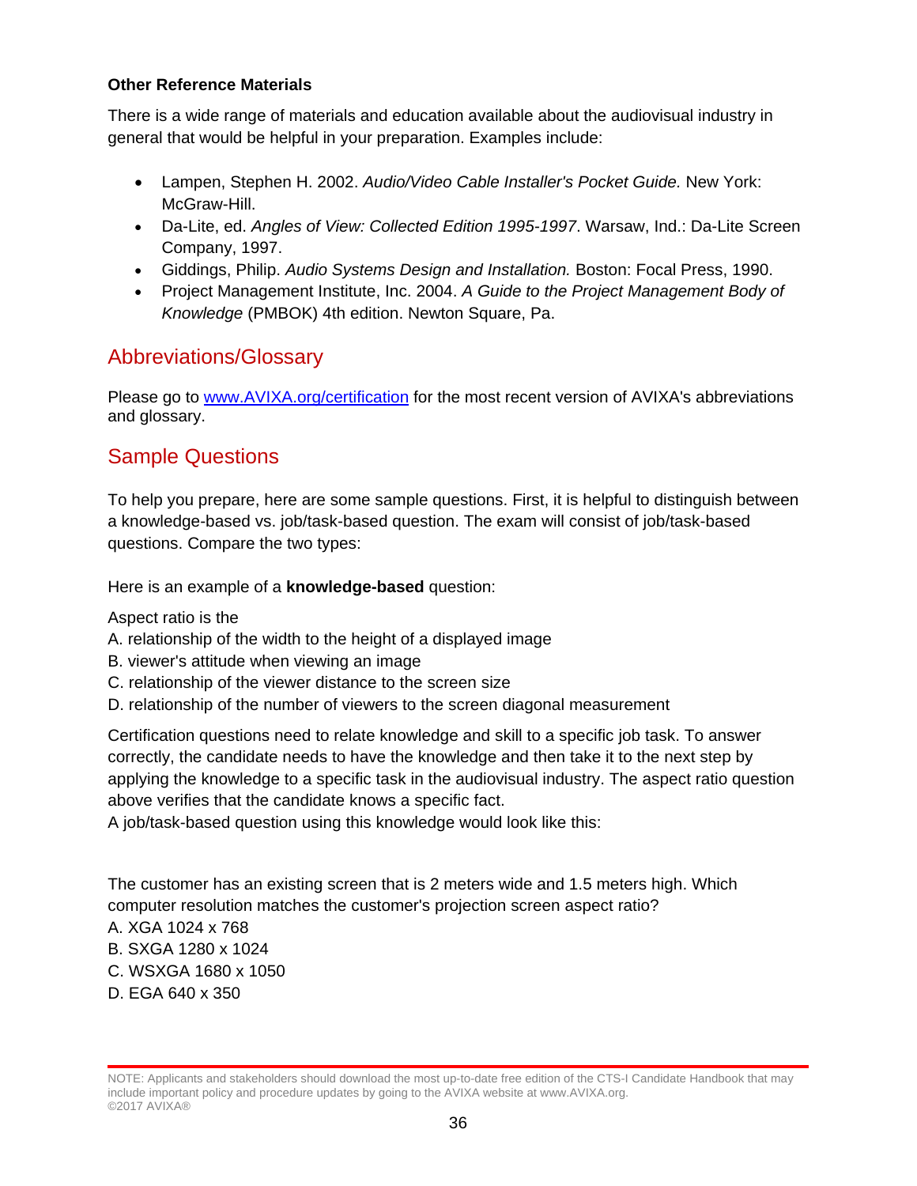**Other Reference Materials**

There is a wide range of materials and education available about the audiovisual industry in general that would be helpful in your preparation. Examples include:

- Lampen, Stephen H. 2002. *Audio/Video Cable Installer's Pocket Guide.* New York: McGraw-Hill.
- Da-Lite, ed. *Angles of View: Collected Edition 1995-1997*. Warsaw, Ind.: Da-Lite Screen Company, 1997.
- Giddings, Philip. *Audio Systems Design and Installation.* Boston: Focal Press, 1990.
- Project Management Institute, Inc. 2004. *A Guide to the Project Management Body of Knowledge* (PMBOK) 4th edition. Newton Square, Pa.

## Abbreviations/Glossary

Please go to [www.AVIXA.org/certification](www.AVIXA.org/certification) for the most recent version of AVIXA's abbreviations and glossary.

## Sample Questions

To help you prepare, here are some sample questions. First, it is helpful to distinguish between a knowledge-based vs. job/task-based question. The exam will consist of job/task-based questions. Compare the two types:

Here is an example of a **knowledge-based** question:

Aspect ratio is the
A. relationship of the width to the height of a displayed image
B. viewer's attitude when viewing an image
C. relationship of the viewer distance to the screen size
D. relationship of the number of viewers to the screen diagonal measurement

Certification questions need to relate knowledge and skill to a specific job task. To answer correctly, the candidate needs to have the knowledge and then take it to the next step by applying the knowledge to a specific task in the audiovisual industry. The aspect ratio question above verifies that the candidate knows a specific fact.
A job/task-based question using this knowledge would look like this:

The customer has an existing screen that is 2 meters wide and 1.5 meters high. Which computer resolution matches the customer's projection screen aspect ratio?
A. XGA 1024 x 768
B. SXGA 1280 x 1024
C. WSXGA 1680 x 1050
D. EGA 640 x 350

NOTE: Applicants and stakeholders should download the most up-to-date free edition of the CTS-I Candidate Handbook that may include important policy and procedure updates by going to the AVIXA website at www.AVIXA.org.
©2017 AVIXA®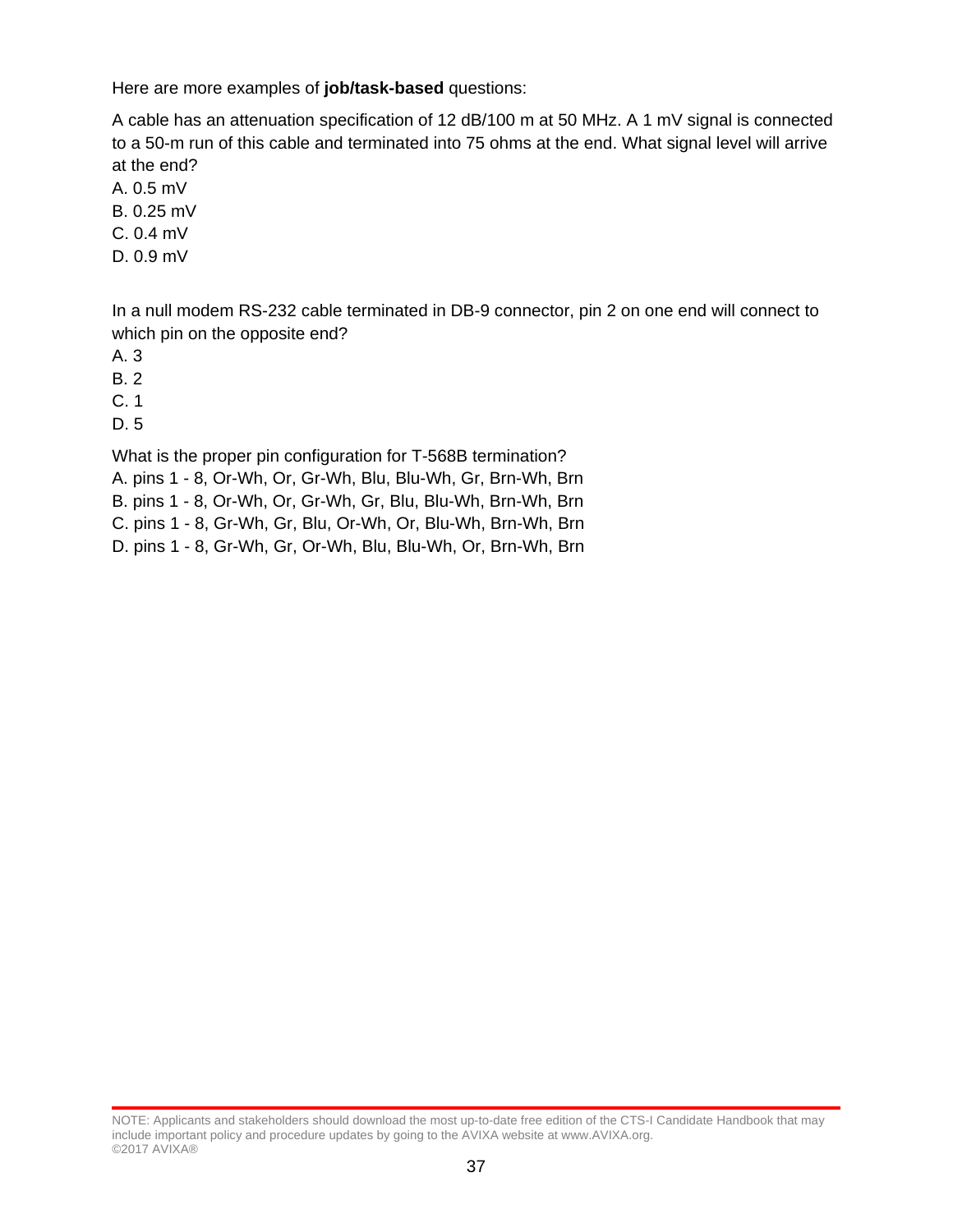Here are more examples of **job/task-based** questions:

A cable has an attenuation specification of 12 dB/100 m at 50 MHz. A 1 mV signal is connected to a 50-m run of this cable and terminated into 75 ohms at the end. What signal level will arrive at the end?

A. 0.5 mV
B. 0.25 mV
C. 0.4 mV
D. 0.9 mV

In a null modem RS-232 cable terminated in DB-9 connector, pin 2 on one end will connect to which pin on the opposite end?

A. 3
B. 2
C. 1
D. 5

What is the proper pin configuration for T-568B termination?

A. pins 1 - 8, Or-Wh, Or, Gr-Wh, Blu, Blu-Wh, Gr, Brn-Wh, Brn
B. pins 1 - 8, Or-Wh, Or, Gr-Wh, Gr, Blu, Blu-Wh, Brn-Wh, Brn
C. pins 1 - 8, Gr-Wh, Gr, Blu, Or-Wh, Or, Blu-Wh, Brn-Wh, Brn
D. pins 1 - 8, Gr-Wh, Gr, Or-Wh, Blu, Blu-Wh, Or, Brn-Wh, Brn

NOTE: Applicants and stakeholders should download the most up-to-date free edition of the CTS-I Candidate Handbook that may include important policy and procedure updates by going to the AVIXA website at www.AVIXA.org.
©2017 AVIXA®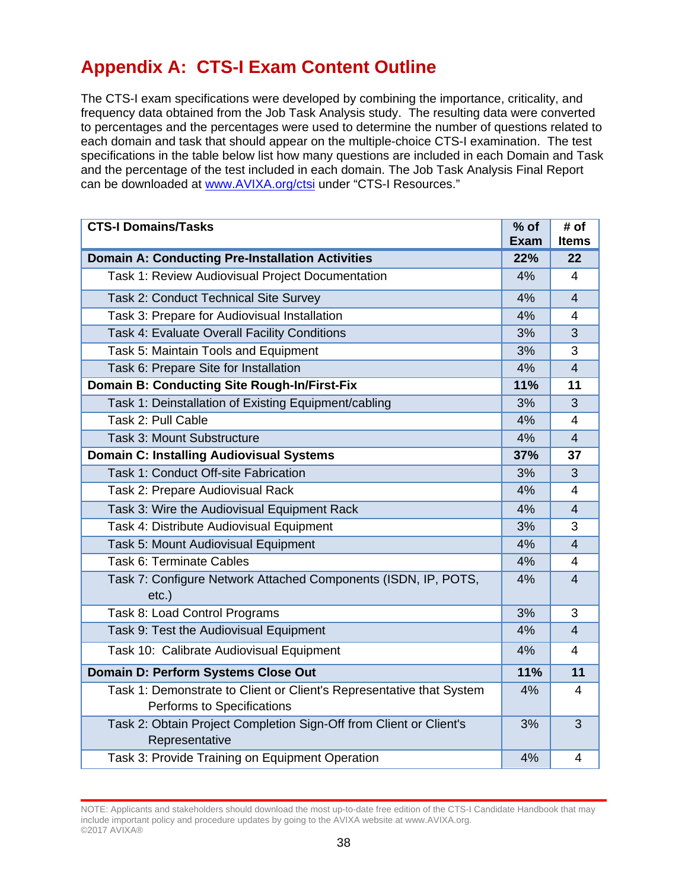# Appendix A: CTS-I Exam Content Outline

The CTS-I exam specifications were developed by combining the importance, criticality, and frequency data obtained from the Job Task Analysis study. The resulting data were converted to percentages and the percentages were used to determine the number of questions related to each domain and task that should appear on the multiple-choice CTS-I examination. The test specifications in the table below list how many questions are included in each Domain and Task and the percentage of the test included in each domain. The Job Task Analysis Final Report can be downloaded at www.AVIXA.org/ctsi under "CTS-I Resources."

| CTS-I Domains/Tasks | % of Exam | # of Items |
|---|---|---|
| **Domain A: Conducting Pre-Installation Activities** | **22%** | **22** |
| Task 1: Review Audiovisual Project Documentation | 4% | 4 |
| Task 2: Conduct Technical Site Survey | 4% | 4 |
| Task 3: Prepare for Audiovisual Installation | 4% | 4 |
| Task 4: Evaluate Overall Facility Conditions | 3% | 3 |
| Task 5: Maintain Tools and Equipment | 3% | 3 |
| Task 6: Prepare Site for Installation | 4% | 4 |
| **Domain B: Conducting Site Rough-In/First-Fix** | **11%** | **11** |
| Task 1: Deinstallation of Existing Equipment/cabling | 3% | 3 |
| Task 2: Pull Cable | 4% | 4 |
| Task 3: Mount Substructure | 4% | 4 |
| **Domain C: Installing Audiovisual Systems** | **37%** | **37** |
| Task 1: Conduct Off-site Fabrication | 3% | 3 |
| Task 2: Prepare Audiovisual Rack | 4% | 4 |
| Task 3: Wire the Audiovisual Equipment Rack | 4% | 4 |
| Task 4: Distribute Audiovisual Equipment | 3% | 3 |
| Task 5: Mount Audiovisual Equipment | 4% | 4 |
| Task 6: Terminate Cables | 4% | 4 |
| Task 7: Configure Network Attached Components (ISDN, IP, POTS, etc.) | 4% | 4 |
| Task 8: Load Control Programs | 3% | 3 |
| Task 9: Test the Audiovisual Equipment | 4% | 4 |
| Task 10: Calibrate Audiovisual Equipment | 4% | 4 |
| **Domain D: Perform Systems Close Out** | **11%** | **11** |
| Task 1: Demonstrate to Client or Client's Representative that System Performs to Specifications | 4% | 4 |
| Task 2: Obtain Project Completion Sign-Off from Client or Client's Representative | 3% | 3 |
| Task 3: Provide Training on Equipment Operation | 4% | 4 |

NOTE: Applicants and stakeholders should download the most up-to-date free edition of the CTS-I Candidate Handbook that may include important policy and procedure updates by going to the AVIXA website at www.AVIXA.org.
©2017 AVIXA®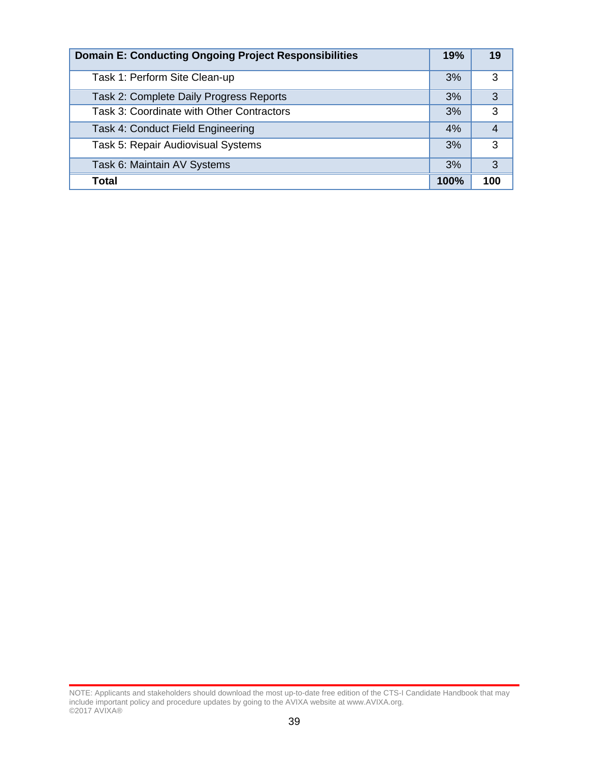| **Domain E: Conducting Ongoing Project Responsibilities** | **19%** | **19** |
|---|---|---|
| Task 1: Perform Site Clean-up | 3% | 3 |
| Task 2: Complete Daily Progress Reports | 3% | 3 |
| Task 3: Coordinate with Other Contractors | 3% | 3 |
| Task 4: Conduct Field Engineering | 4% | 4 |
| Task 5: Repair Audiovisual Systems | 3% | 3 |
| Task 6: Maintain AV Systems | 3% | 3 |
| **Total** | **100%** | **100** |

NOTE: Applicants and stakeholders should download the most up-to-date free edition of the CTS-I Candidate Handbook that may include important policy and procedure updates by going to the AVIXA website at www.AVIXA.org.
©2017 AVIXA®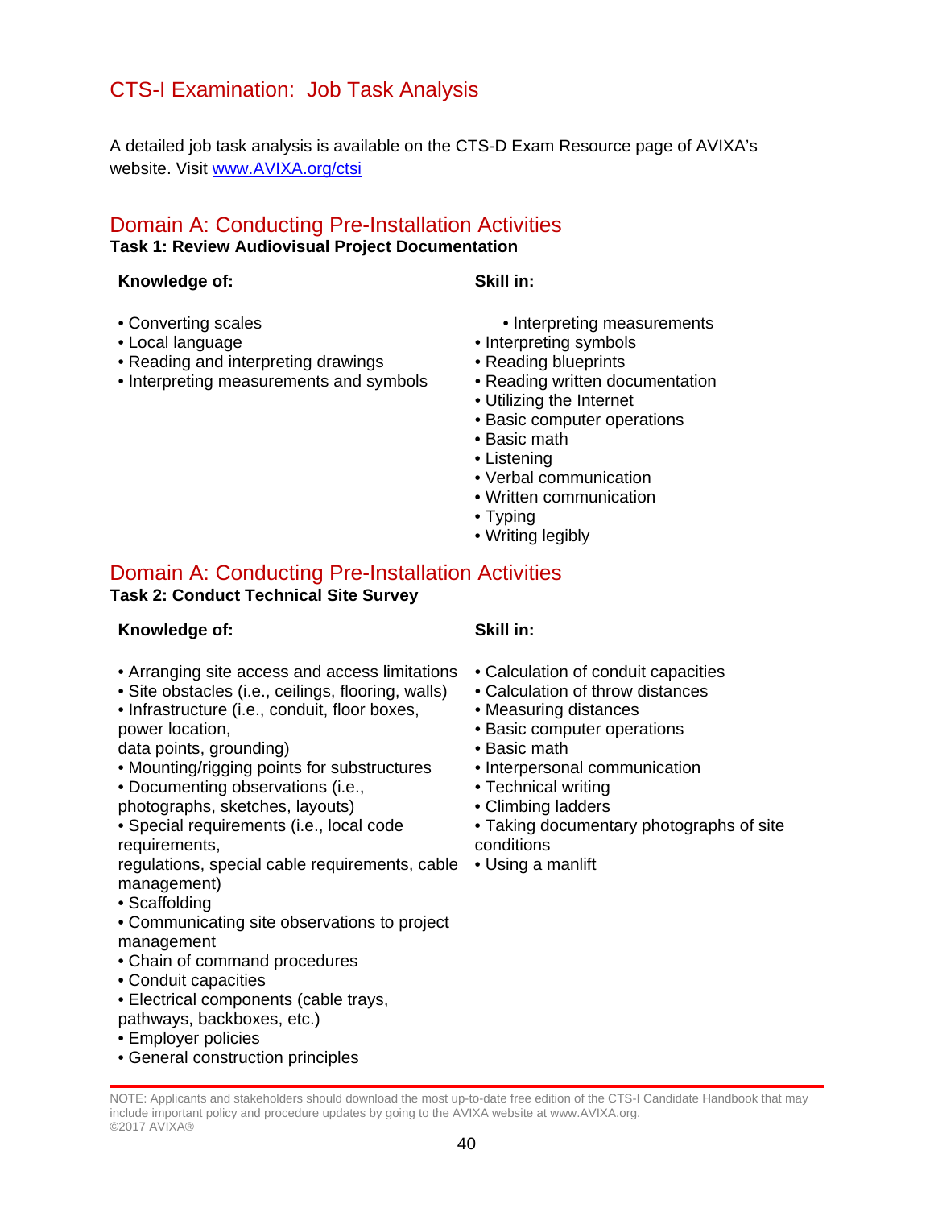# CTS-I Examination: Job Task Analysis

A detailed job task analysis is available on the CTS-D Exam Resource page of AVIXA's website. Visit [www.AVIXA.org/ctsi](www.AVIXA.org/ctsi)

## Domain A: Conducting Pre-Installation Activities

**Task 1: Review Audiovisual Project Documentation**

**Knowledge of:**

- Converting scales
- Local language
- Reading and interpreting drawings
- Interpreting measurements and symbols

**Skill in:**

- Interpreting measurements
- Interpreting symbols
- Reading blueprints
- Reading written documentation
- Utilizing the Internet
- Basic computer operations
- Basic math
- Listening
- Verbal communication
- Written communication
- Typing
- Writing legibly

## Domain A: Conducting Pre-Installation Activities

**Task 2: Conduct Technical Site Survey**

**Knowledge of:**

- Arranging site access and access limitations
- Site obstacles (i.e., ceilings, flooring, walls)
- Infrastructure (i.e., conduit, floor boxes, power location, data points, grounding)
- Mounting/rigging points for substructures
- Documenting observations (i.e., photographs, sketches, layouts)
- Special requirements (i.e., local code requirements, regulations, special cable requirements, cable management)
- Scaffolding
- Communicating site observations to project management
- Chain of command procedures
- Conduit capacities
- Electrical components (cable trays, pathways, backboxes, etc.)
- Employer policies
- General construction principles

**Skill in:**

- Calculation of conduit capacities
- Calculation of throw distances
- Measuring distances
- Basic computer operations
- Basic math
- Interpersonal communication
- Technical writing
- Climbing ladders
- Taking documentary photographs of site conditions
- Using a manlift

NOTE: Applicants and stakeholders should download the most up-to-date free edition of the CTS-I Candidate Handbook that may include important policy and procedure updates by going to the AVIXA website at www.AVIXA.org.
©2017 AVIXA®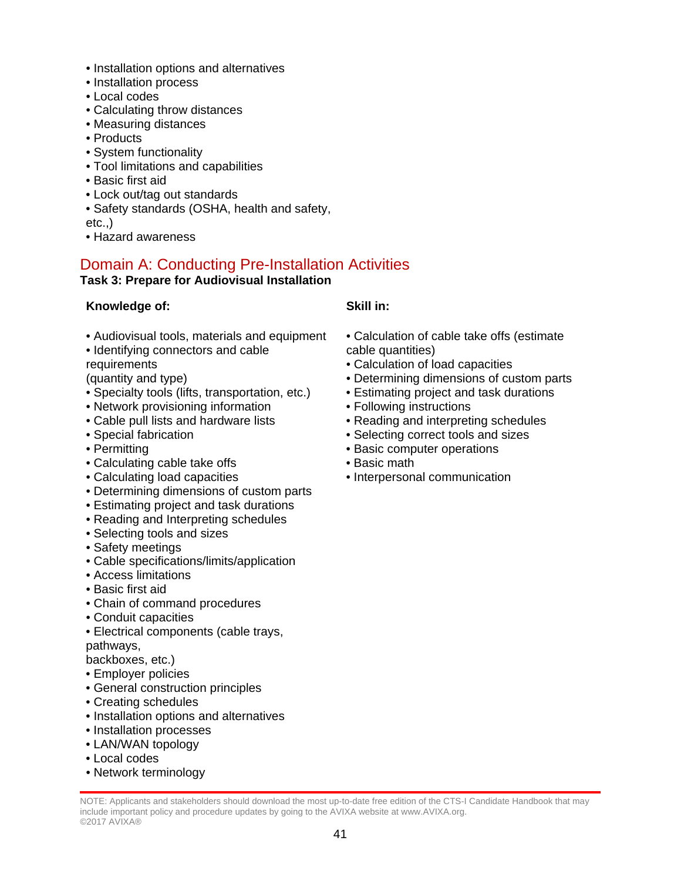- Installation options and alternatives
- Installation process
- Local codes
- Calculating throw distances
- Measuring distances
- Products
- System functionality
- Tool limitations and capabilities
- Basic first aid
- Lock out/tag out standards
- Safety standards (OSHA, health and safety, etc.,)
- Hazard awareness

## Domain A: Conducting Pre-Installation Activities

**Task 3: Prepare for Audiovisual Installation**

**Knowledge of:**

- Audiovisual tools, materials and equipment
- Identifying connectors and cable requirements (quantity and type)
- Specialty tools (lifts, transportation, etc.)
- Network provisioning information
- Cable pull lists and hardware lists
- Special fabrication
- Permitting
- Calculating cable take offs
- Calculating load capacities
- Determining dimensions of custom parts
- Estimating project and task durations
- Reading and Interpreting schedules
- Selecting tools and sizes
- Safety meetings
- Cable specifications/limits/application
- Access limitations
- Basic first aid
- Chain of command procedures
- Conduit capacities
- Electrical components (cable trays, pathways, backboxes, etc.)
- Employer policies
- General construction principles
- Creating schedules
- Installation options and alternatives
- Installation processes
- LAN/WAN topology
- Local codes
- Network terminology

**Skill in:**

- Calculation of cable take offs (estimate cable quantities)
- Calculation of load capacities
- Determining dimensions of custom parts
- Estimating project and task durations
- Following instructions
- Reading and interpreting schedules
- Selecting correct tools and sizes
- Basic computer operations
- Basic math
- Interpersonal communication

NOTE: Applicants and stakeholders should download the most up-to-date free edition of the CTS-I Candidate Handbook that may include important policy and procedure updates by going to the AVIXA website at www.AVIXA.org.
©2017 AVIXA®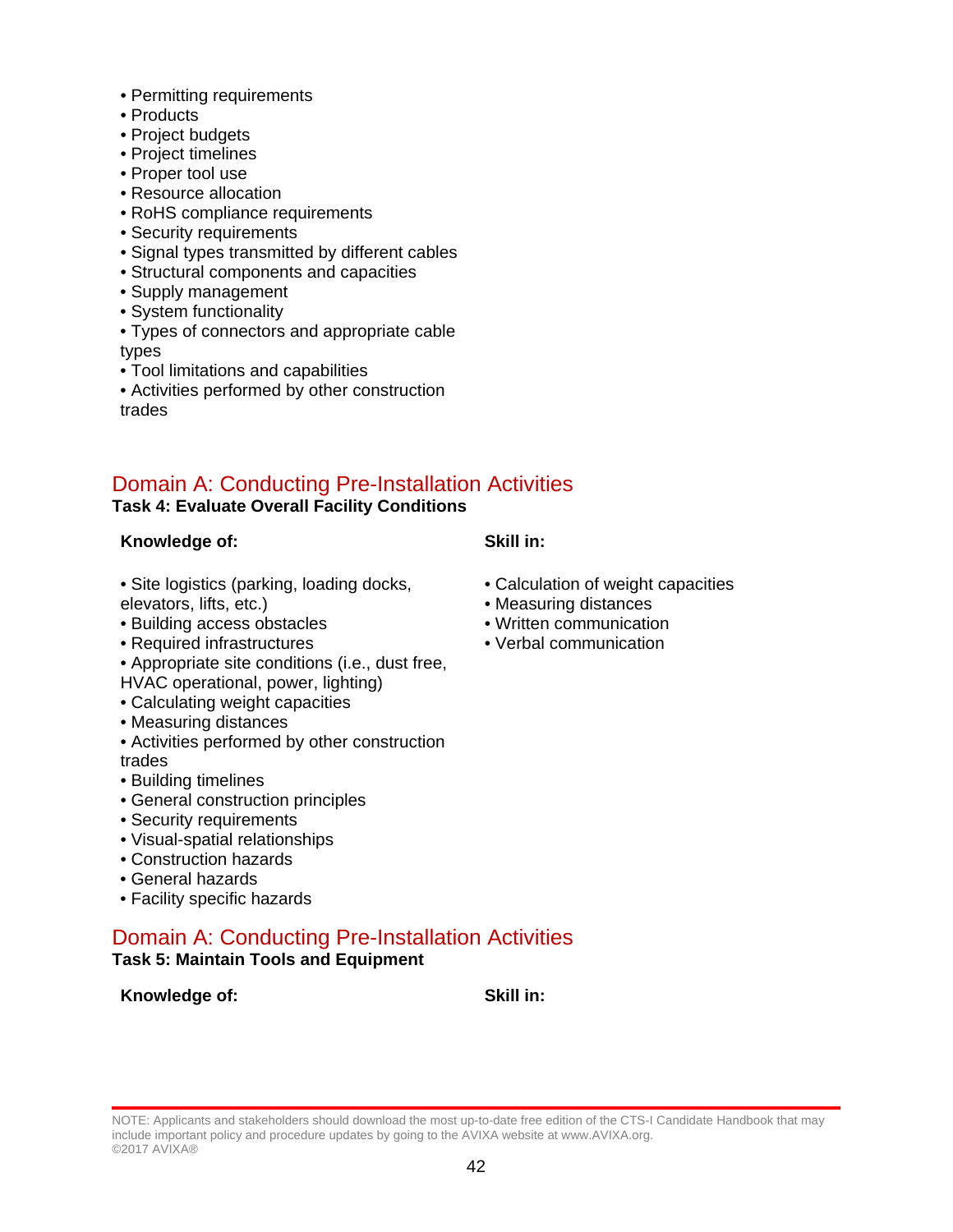- Permitting requirements
- Products
- Project budgets
- Project timelines
- Proper tool use
- Resource allocation
- RoHS compliance requirements
- Security requirements
- Signal types transmitted by different cables
- Structural components and capacities
- Supply management
- System functionality
- Types of connectors and appropriate cable types
- Tool limitations and capabilities
- Activities performed by other construction trades

## Domain A: Conducting Pre-Installation Activities

**Task 4: Evaluate Overall Facility Conditions**

**Knowledge of:**

- Site logistics (parking, loading docks, elevators, lifts, etc.)
- Building access obstacles
- Required infrastructures
- Appropriate site conditions (i.e., dust free, HVAC operational, power, lighting)
- Calculating weight capacities
- Measuring distances
- Activities performed by other construction trades
- Building timelines
- General construction principles
- Security requirements
- Visual-spatial relationships
- Construction hazards
- General hazards
- Facility specific hazards

**Skill in:**

- Calculation of weight capacities
- Measuring distances
- Written communication
- Verbal communication

## Domain A: Conducting Pre-Installation Activities

**Task 5: Maintain Tools and Equipment**

**Knowledge of:**

**Skill in:**

NOTE: Applicants and stakeholders should download the most up-to-date free edition of the CTS-I Candidate Handbook that may include important policy and procedure updates by going to the AVIXA website at www.AVIXA.org.
©2017 AVIXA®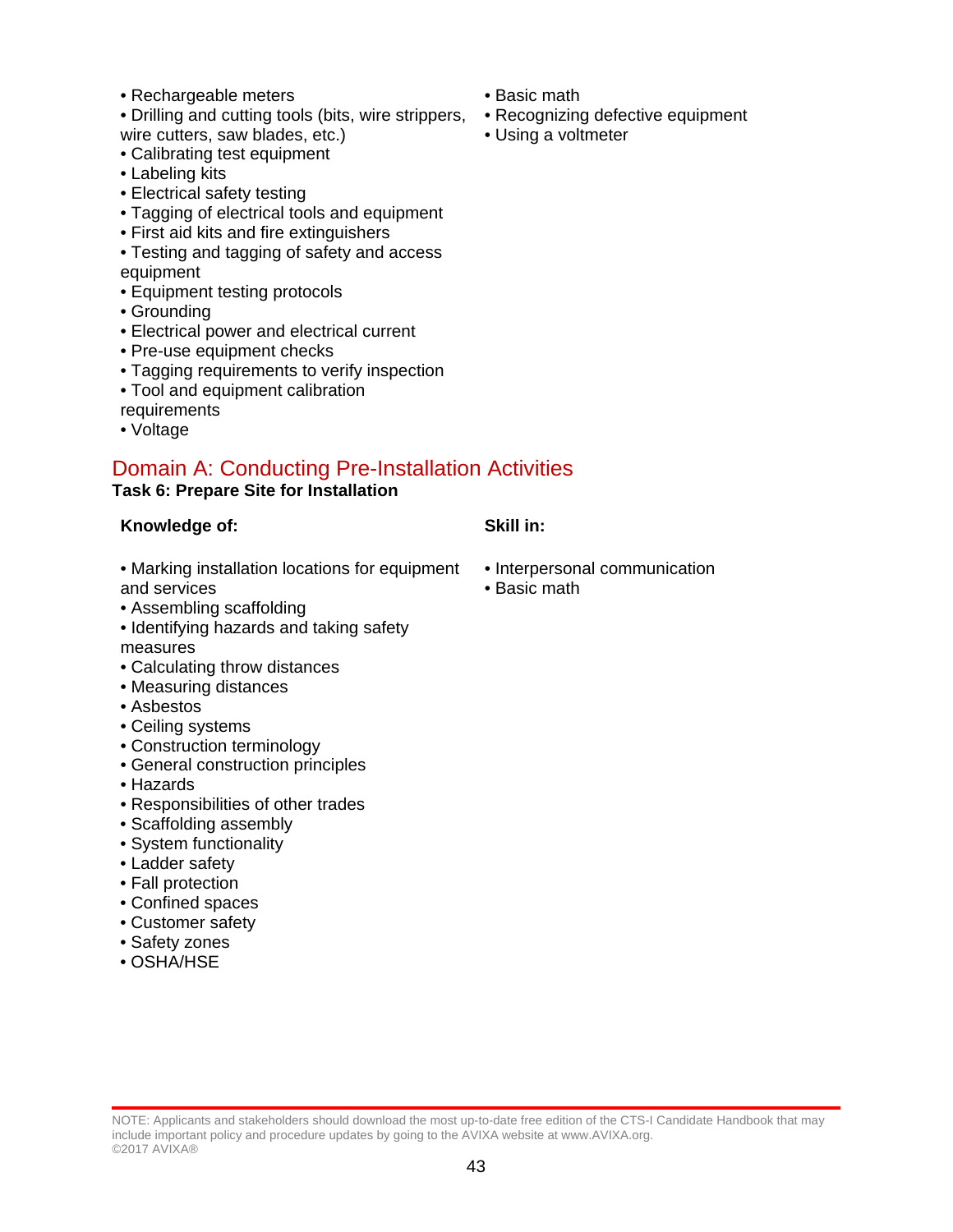- Rechargeable meters
- Drilling and cutting tools (bits, wire strippers, wire cutters, saw blades, etc.)
- Calibrating test equipment
- Labeling kits
- Electrical safety testing
- Tagging of electrical tools and equipment
- First aid kits and fire extinguishers
- Testing and tagging of safety and access equipment
- Equipment testing protocols
- Grounding
- Electrical power and electrical current
- Pre-use equipment checks
- Tagging requirements to verify inspection
- Tool and equipment calibration requirements
- Voltage

- Basic math
- Recognizing defective equipment
- Using a voltmeter

## Domain A: Conducting Pre-Installation Activities

**Task 6: Prepare Site for Installation**

**Knowledge of:**

- Marking installation locations for equipment and services
- Assembling scaffolding
- Identifying hazards and taking safety measures
- Calculating throw distances
- Measuring distances
- Asbestos
- Ceiling systems
- Construction terminology
- General construction principles
- Hazards
- Responsibilities of other trades
- Scaffolding assembly
- System functionality
- Ladder safety
- Fall protection
- Confined spaces
- Customer safety
- Safety zones
- OSHA/HSE

**Skill in:**

- Interpersonal communication
- Basic math

NOTE: Applicants and stakeholders should download the most up-to-date free edition of the CTS-I Candidate Handbook that may include important policy and procedure updates by going to the AVIXA website at www.AVIXA.org.
©2017 AVIXA®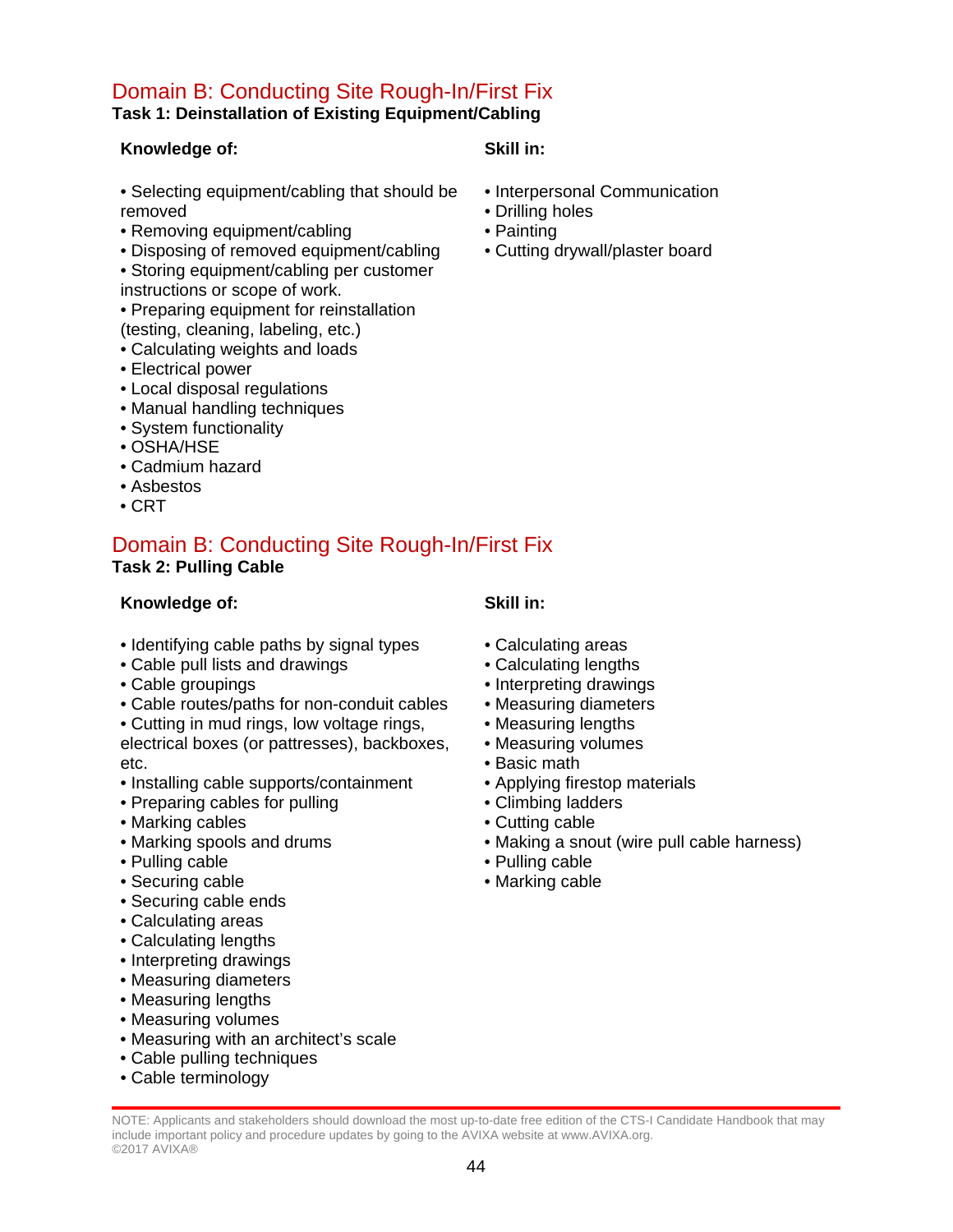## Domain B: Conducting Site Rough-In/First Fix

**Task 1: Deinstallation of Existing Equipment/Cabling**

**Knowledge of:**

- Selecting equipment/cabling that should be removed
- Removing equipment/cabling
- Disposing of removed equipment/cabling
- Storing equipment/cabling per customer instructions or scope of work.
- Preparing equipment for reinstallation (testing, cleaning, labeling, etc.)
- Calculating weights and loads
- Electrical power
- Local disposal regulations
- Manual handling techniques
- System functionality
- OSHA/HSE
- Cadmium hazard
- Asbestos
- CRT

**Skill in:**

- Interpersonal Communication
- Drilling holes
- Painting
- Cutting drywall/plaster board

## Domain B: Conducting Site Rough-In/First Fix

**Task 2: Pulling Cable**

**Knowledge of:**

- Identifying cable paths by signal types
- Cable pull lists and drawings
- Cable groupings
- Cable routes/paths for non-conduit cables
- Cutting in mud rings, low voltage rings, electrical boxes (or pattresses), backboxes, etc.
- Installing cable supports/containment
- Preparing cables for pulling
- Marking cables
- Marking spools and drums
- Pulling cable
- Securing cable
- Securing cable ends
- Calculating areas
- Calculating lengths
- Interpreting drawings
- Measuring diameters
- Measuring lengths
- Measuring volumes
- Measuring with an architect's scale
- Cable pulling techniques
- Cable terminology

**Skill in:**

- Calculating areas
- Calculating lengths
- Interpreting drawings
- Measuring diameters
- Measuring lengths
- Measuring volumes
- Basic math
- Applying firestop materials
- Climbing ladders
- Cutting cable
- Making a snout (wire pull cable harness)
- Pulling cable
- Marking cable

NOTE: Applicants and stakeholders should download the most up-to-date free edition of the CTS-I Candidate Handbook that may include important policy and procedure updates by going to the AVIXA website at www.AVIXA.org.
©2017 AVIXA®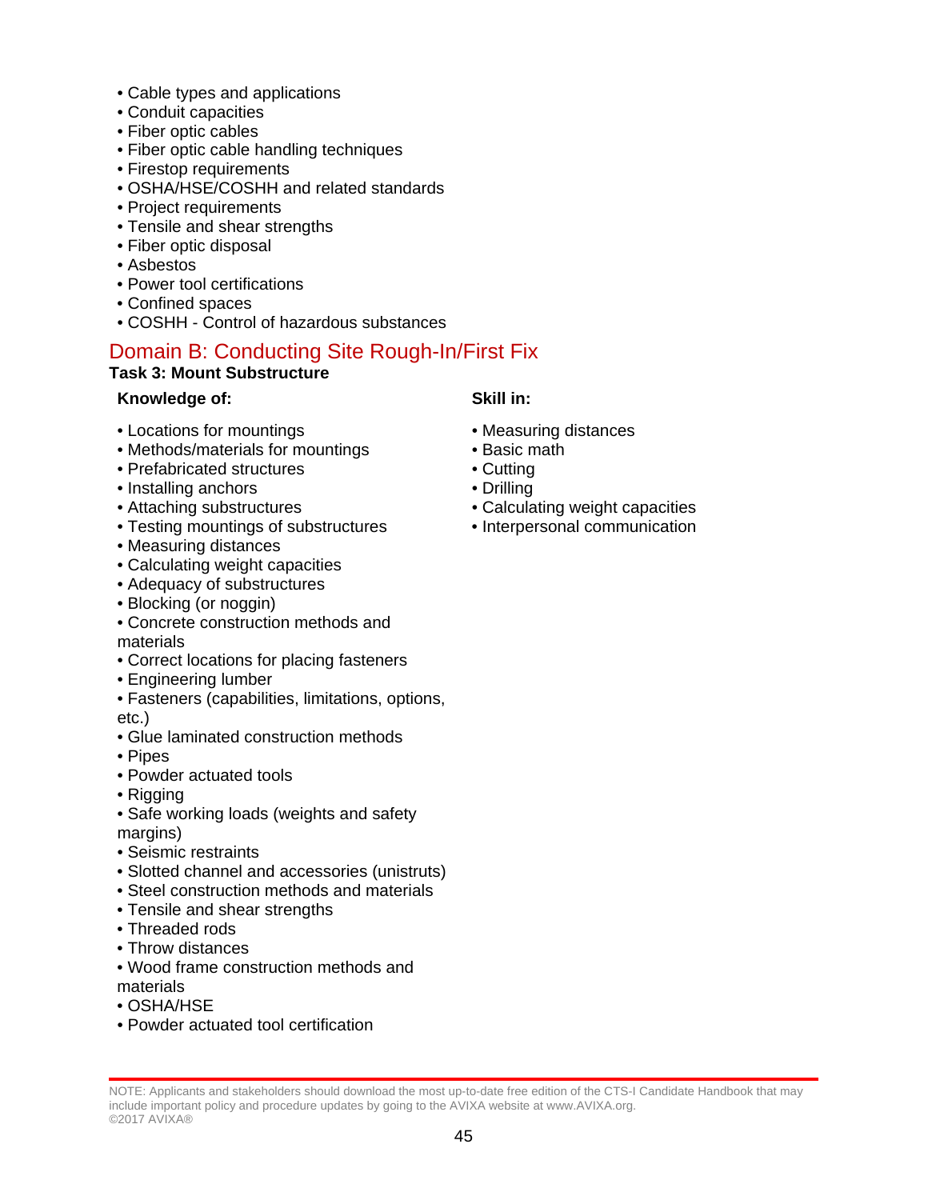- Cable types and applications
- Conduit capacities
- Fiber optic cables
- Fiber optic cable handling techniques
- Firestop requirements
- OSHA/HSE/COSHH and related standards
- Project requirements
- Tensile and shear strengths
- Fiber optic disposal
- Asbestos
- Power tool certifications
- Confined spaces
- COSHH - Control of hazardous substances

## Domain B: Conducting Site Rough-In/First Fix

**Task 3: Mount Substructure**

**Knowledge of:**

- Locations for mountings
- Methods/materials for mountings
- Prefabricated structures
- Installing anchors
- Attaching substructures
- Testing mountings of substructures
- Measuring distances
- Calculating weight capacities
- Adequacy of substructures
- Blocking (or noggin)
- Concrete construction methods and materials
- Correct locations for placing fasteners
- Engineering lumber
- Fasteners (capabilities, limitations, options, etc.)
- Glue laminated construction methods
- Pipes
- Powder actuated tools
- Rigging
- Safe working loads (weights and safety margins)
- Seismic restraints
- Slotted channel and accessories (unistruts)
- Steel construction methods and materials
- Tensile and shear strengths
- Threaded rods
- Throw distances
- Wood frame construction methods and materials
- OSHA/HSE
- Powder actuated tool certification

**Skill in:**

- Measuring distances
- Basic math
- Cutting
- Drilling
- Calculating weight capacities
- Interpersonal communication

NOTE: Applicants and stakeholders should download the most up-to-date free edition of the CTS-I Candidate Handbook that may include important policy and procedure updates by going to the AVIXA website at www.AVIXA.org.
©2017 AVIXA®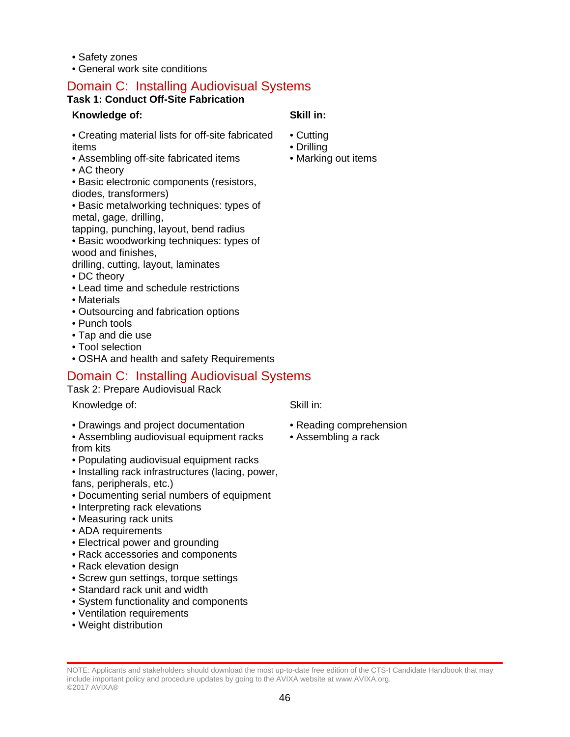- Safety zones
- General work site conditions

## Domain C: Installing Audiovisual Systems

**Task 1: Conduct Off-Site Fabrication**

**Knowledge of:**

- Creating material lists for off-site fabricated items
- Assembling off-site fabricated items
- AC theory
- Basic electronic components (resistors, diodes, transformers)
- Basic metalworking techniques: types of metal, gage, drilling, tapping, punching, layout, bend radius
- Basic woodworking techniques: types of wood and finishes, drilling, cutting, layout, laminates
- DC theory
- Lead time and schedule restrictions
- Materials
- Outsourcing and fabrication options
- Punch tools
- Tap and die use
- Tool selection
- OSHA and health and safety Requirements

**Skill in:**

- Cutting
- Drilling
- Marking out items

## Domain C: Installing Audiovisual Systems

Task 2: Prepare Audiovisual Rack

Knowledge of:

- Drawings and project documentation
- Assembling audiovisual equipment racks from kits
- Populating audiovisual equipment racks
- Installing rack infrastructures (lacing, power, fans, peripherals, etc.)
- Documenting serial numbers of equipment
- Interpreting rack elevations
- Measuring rack units
- ADA requirements
- Electrical power and grounding
- Rack accessories and components
- Rack elevation design
- Screw gun settings, torque settings
- Standard rack unit and width
- System functionality and components
- Ventilation requirements
- Weight distribution

Skill in:

- Reading comprehension
- Assembling a rack

NOTE: Applicants and stakeholders should download the most up-to-date free edition of the CTS-I Candidate Handbook that may include important policy and procedure updates by going to the AVIXA website at www.AVIXA.org.
©2017 AVIXA®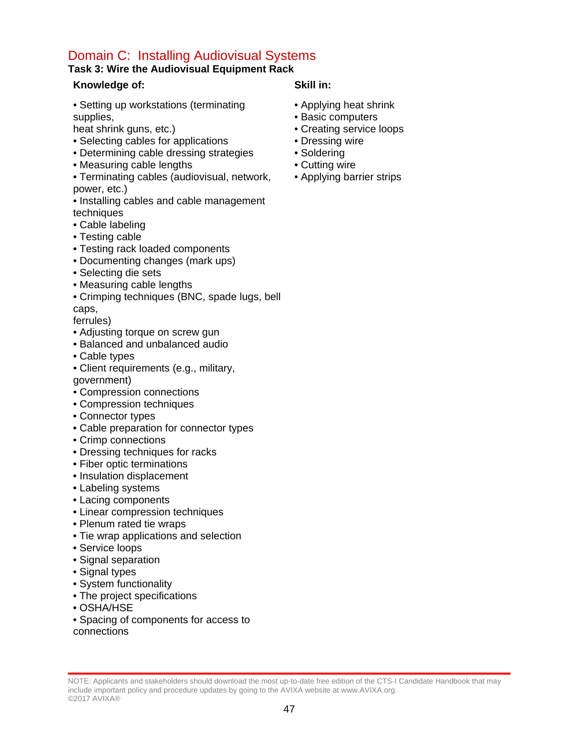## Domain C: Installing Audiovisual Systems

### Task 3: Wire the Audiovisual Equipment Rack

**Knowledge of:**

- Setting up workstations (terminating supplies, heat shrink guns, etc.)
- Selecting cables for applications
- Determining cable dressing strategies
- Measuring cable lengths
- Terminating cables (audiovisual, network, power, etc.)
- Installing cables and cable management techniques
- Cable labeling
- Testing cable
- Testing rack loaded components
- Documenting changes (mark ups)
- Selecting die sets
- Measuring cable lengths
- Crimping techniques (BNC, spade lugs, bell caps, ferrules)
- Adjusting torque on screw gun
- Balanced and unbalanced audio
- Cable types
- Client requirements (e.g., military, government)
- Compression connections
- Compression techniques
- Connector types
- Cable preparation for connector types
- Crimp connections
- Dressing techniques for racks
- Fiber optic terminations
- Insulation displacement
- Labeling systems
- Lacing components
- Linear compression techniques
- Plenum rated tie wraps
- Tie wrap applications and selection
- Service loops
- Signal separation
- Signal types
- System functionality
- The project specifications
- OSHA/HSE
- Spacing of components for access to connections

**Skill in:**

- Applying heat shrink
- Basic computers
- Creating service loops
- Dressing wire
- Soldering
- Cutting wire
- Applying barrier strips

NOTE: Applicants and stakeholders should download the most up-to-date free edition of the CTS-I Candidate Handbook that may include important policy and procedure updates by going to the AVIXA website at www.AVIXA.org.
©2017 AVIXA®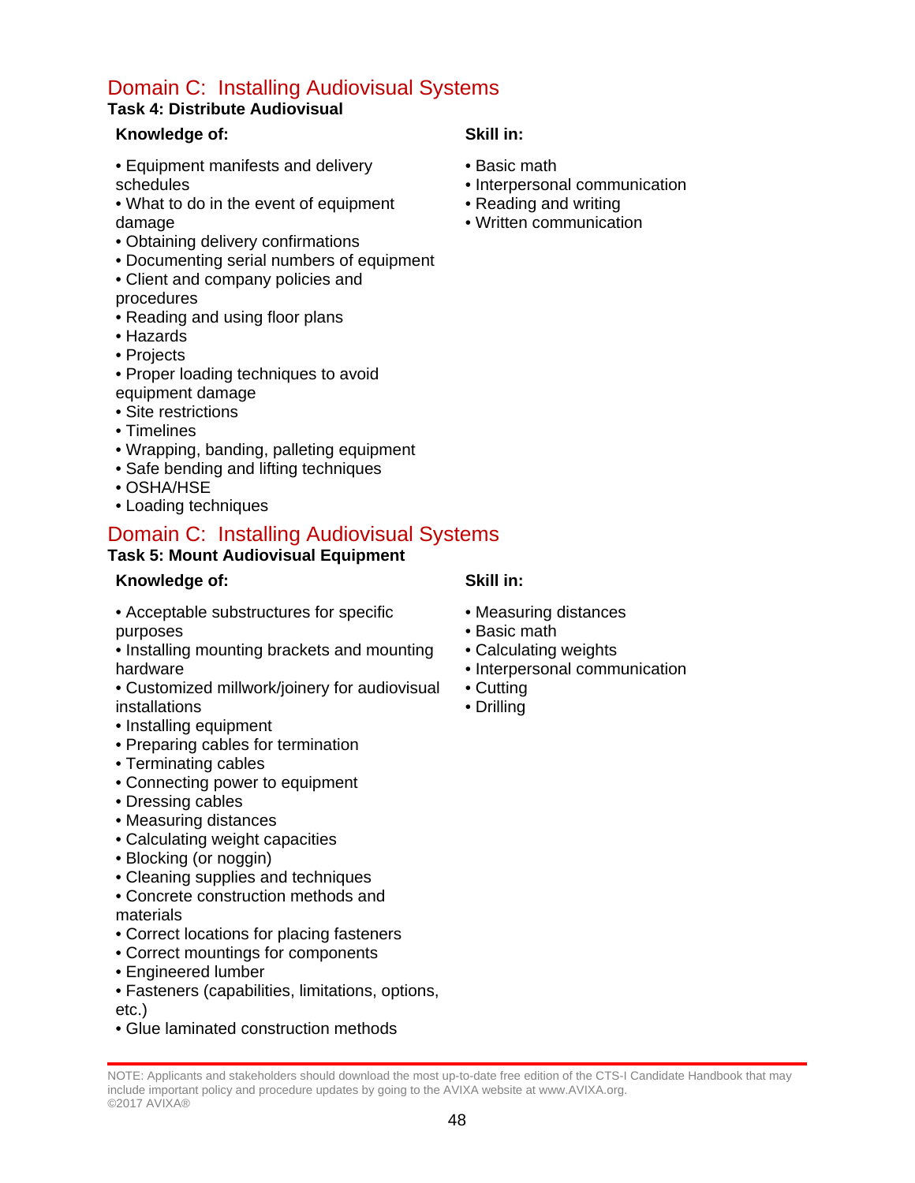## Domain C: Installing Audiovisual Systems

### Task 4: Distribute Audiovisual

**Knowledge of:**

- Equipment manifests and delivery schedules
- What to do in the event of equipment damage
- Obtaining delivery confirmations
- Documenting serial numbers of equipment
- Client and company policies and procedures
- Reading and using floor plans
- Hazards
- Projects
- Proper loading techniques to avoid equipment damage
- Site restrictions
- Timelines
- Wrapping, banding, palleting equipment
- Safe bending and lifting techniques
- OSHA/HSE
- Loading techniques

**Skill in:**

- Basic math
- Interpersonal communication
- Reading and writing
- Written communication

## Domain C: Installing Audiovisual Systems

### Task 5: Mount Audiovisual Equipment

**Knowledge of:**

- Acceptable substructures for specific purposes
- Installing mounting brackets and mounting hardware
- Customized millwork/joinery for audiovisual installations
- Installing equipment
- Preparing cables for termination
- Terminating cables
- Connecting power to equipment
- Dressing cables
- Measuring distances
- Calculating weight capacities
- Blocking (or noggin)
- Cleaning supplies and techniques
- Concrete construction methods and materials
- Correct locations for placing fasteners
- Correct mountings for components
- Engineered lumber
- Fasteners (capabilities, limitations, options, etc.)
- Glue laminated construction methods

**Skill in:**

- Measuring distances
- Basic math
- Calculating weights
- Interpersonal communication
- Cutting
- Drilling

NOTE: Applicants and stakeholders should download the most up-to-date free edition of the CTS-I Candidate Handbook that may include important policy and procedure updates by going to the AVIXA website at www.AVIXA.org.
©2017 AVIXA®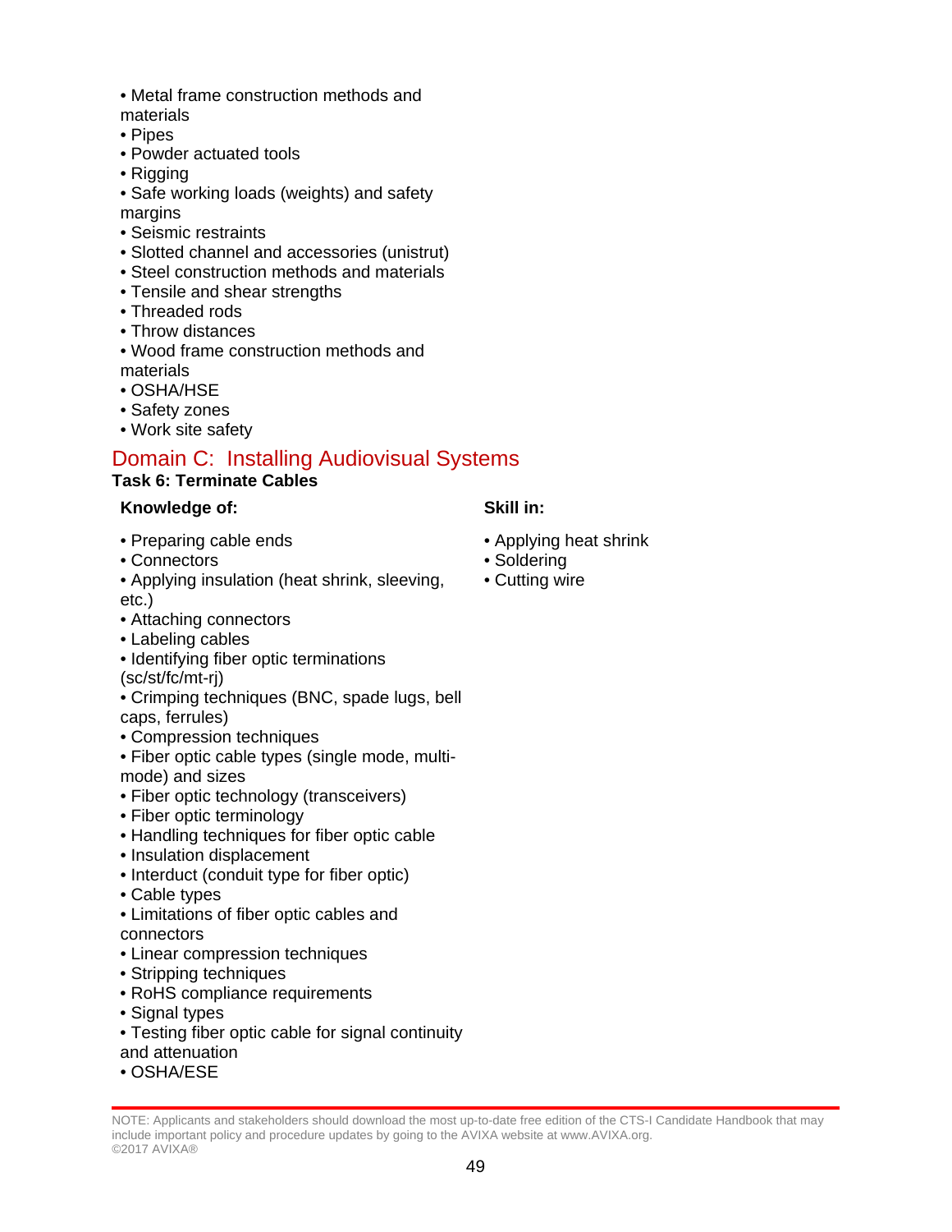- Metal frame construction methods and materials
- Pipes
- Powder actuated tools
- Rigging
- Safe working loads (weights) and safety margins
- Seismic restraints
- Slotted channel and accessories (unistrut)
- Steel construction methods and materials
- Tensile and shear strengths
- Threaded rods
- Throw distances
- Wood frame construction methods and materials
- OSHA/HSE
- Safety zones
- Work site safety

## Domain C: Installing Audiovisual Systems

### Task 6: Terminate Cables

**Knowledge of:**

- Preparing cable ends
- Connectors
- Applying insulation (heat shrink, sleeving, etc.)
- Attaching connectors
- Labeling cables
- Identifying fiber optic terminations (sc/st/fc/mt-rj)
- Crimping techniques (BNC, spade lugs, bell caps, ferrules)
- Compression techniques
- Fiber optic cable types (single mode, multi-mode) and sizes
- Fiber optic technology (transceivers)
- Fiber optic terminology
- Handling techniques for fiber optic cable
- Insulation displacement
- Interduct (conduit type for fiber optic)
- Cable types
- Limitations of fiber optic cables and connectors
- Linear compression techniques
- Stripping techniques
- RoHS compliance requirements
- Signal types
- Testing fiber optic cable for signal continuity and attenuation
- OSHA/ESE

**Skill in:**

- Applying heat shrink
- Soldering
- Cutting wire

NOTE: Applicants and stakeholders should download the most up-to-date free edition of the CTS-I Candidate Handbook that may include important policy and procedure updates by going to the AVIXA website at www.AVIXA.org.
©2017 AVIXA®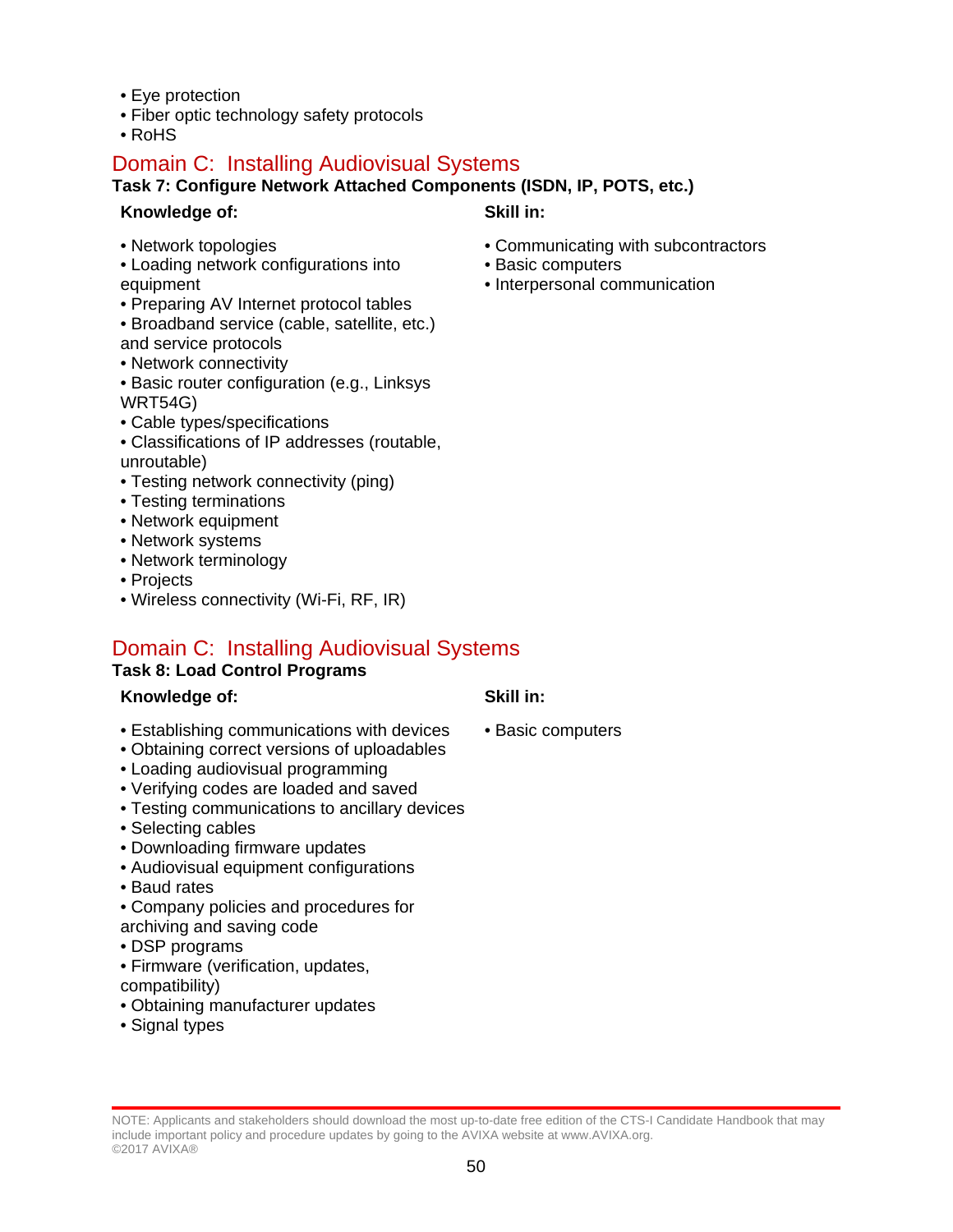- Eye protection
- Fiber optic technology safety protocols
- RoHS

## Domain C: Installing Audiovisual Systems

**Task 7: Configure Network Attached Components (ISDN, IP, POTS, etc.)**

**Knowledge of:**

- Network topologies
- Loading network configurations into equipment
- Preparing AV Internet protocol tables
- Broadband service (cable, satellite, etc.) and service protocols
- Network connectivity
- Basic router configuration (e.g., Linksys WRT54G)
- Cable types/specifications
- Classifications of IP addresses (routable, unroutable)
- Testing network connectivity (ping)
- Testing terminations
- Network equipment
- Network systems
- Network terminology
- Projects
- Wireless connectivity (Wi-Fi, RF, IR)

**Skill in:**

- Communicating with subcontractors
- Basic computers
- Interpersonal communication

## Domain C: Installing Audiovisual Systems

**Task 8: Load Control Programs**

**Knowledge of:**

- Establishing communications with devices
- Obtaining correct versions of uploadables
- Loading audiovisual programming
- Verifying codes are loaded and saved
- Testing communications to ancillary devices
- Selecting cables
- Downloading firmware updates
- Audiovisual equipment configurations
- Baud rates
- Company policies and procedures for archiving and saving code
- DSP programs
- Firmware (verification, updates, compatibility)
- Obtaining manufacturer updates
- Signal types

**Skill in:**

- Basic computers

NOTE: Applicants and stakeholders should download the most up-to-date free edition of the CTS-I Candidate Handbook that may include important policy and procedure updates by going to the AVIXA website at www.AVIXA.org.
©2017 AVIXA®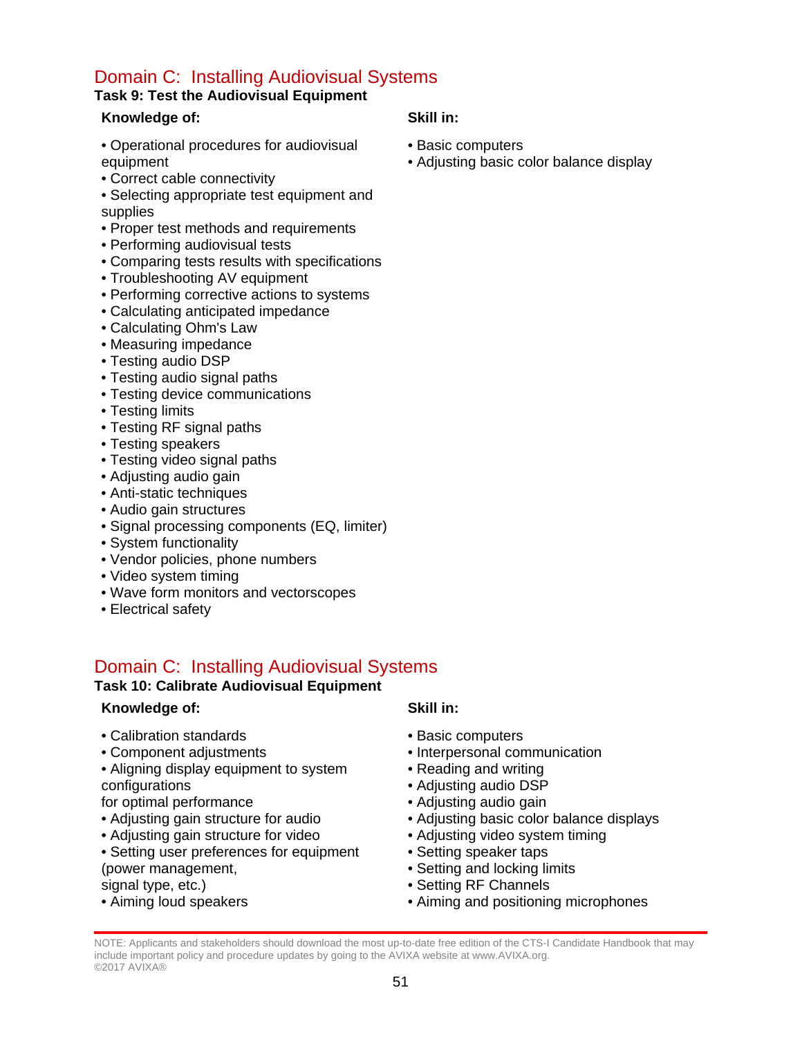## Domain C: Installing Audiovisual Systems

### Task 9: Test the Audiovisual Equipment

**Knowledge of:**

- Operational procedures for audiovisual equipment
- Correct cable connectivity
- Selecting appropriate test equipment and supplies
- Proper test methods and requirements
- Performing audiovisual tests
- Comparing tests results with specifications
- Troubleshooting AV equipment
- Performing corrective actions to systems
- Calculating anticipated impedance
- Calculating Ohm's Law
- Measuring impedance
- Testing audio DSP
- Testing audio signal paths
- Testing device communications
- Testing limits
- Testing RF signal paths
- Testing speakers
- Testing video signal paths
- Adjusting audio gain
- Anti-static techniques
- Audio gain structures
- Signal processing components (EQ, limiter)
- System functionality
- Vendor policies, phone numbers
- Video system timing
- Wave form monitors and vectorscopes
- Electrical safety

**Skill in:**

- Basic computers
- Adjusting basic color balance display

## Domain C: Installing Audiovisual Systems

### Task 10: Calibrate Audiovisual Equipment

**Knowledge of:**

- Calibration standards
- Component adjustments
- Aligning display equipment to system configurations for optimal performance
- Adjusting gain structure for audio
- Adjusting gain structure for video
- Setting user preferences for equipment (power management, signal type, etc.)
- Aiming loud speakers

**Skill in:**

- Basic computers
- Interpersonal communication
- Reading and writing
- Adjusting audio DSP
- Adjusting audio gain
- Adjusting basic color balance displays
- Adjusting video system timing
- Setting speaker taps
- Setting and locking limits
- Setting RF Channels
- Aiming and positioning microphones

NOTE: Applicants and stakeholders should download the most up-to-date free edition of the CTS-I Candidate Handbook that may include important policy and procedure updates by going to the AVIXA website at www.AVIXA.org.
©2017 AVIXA®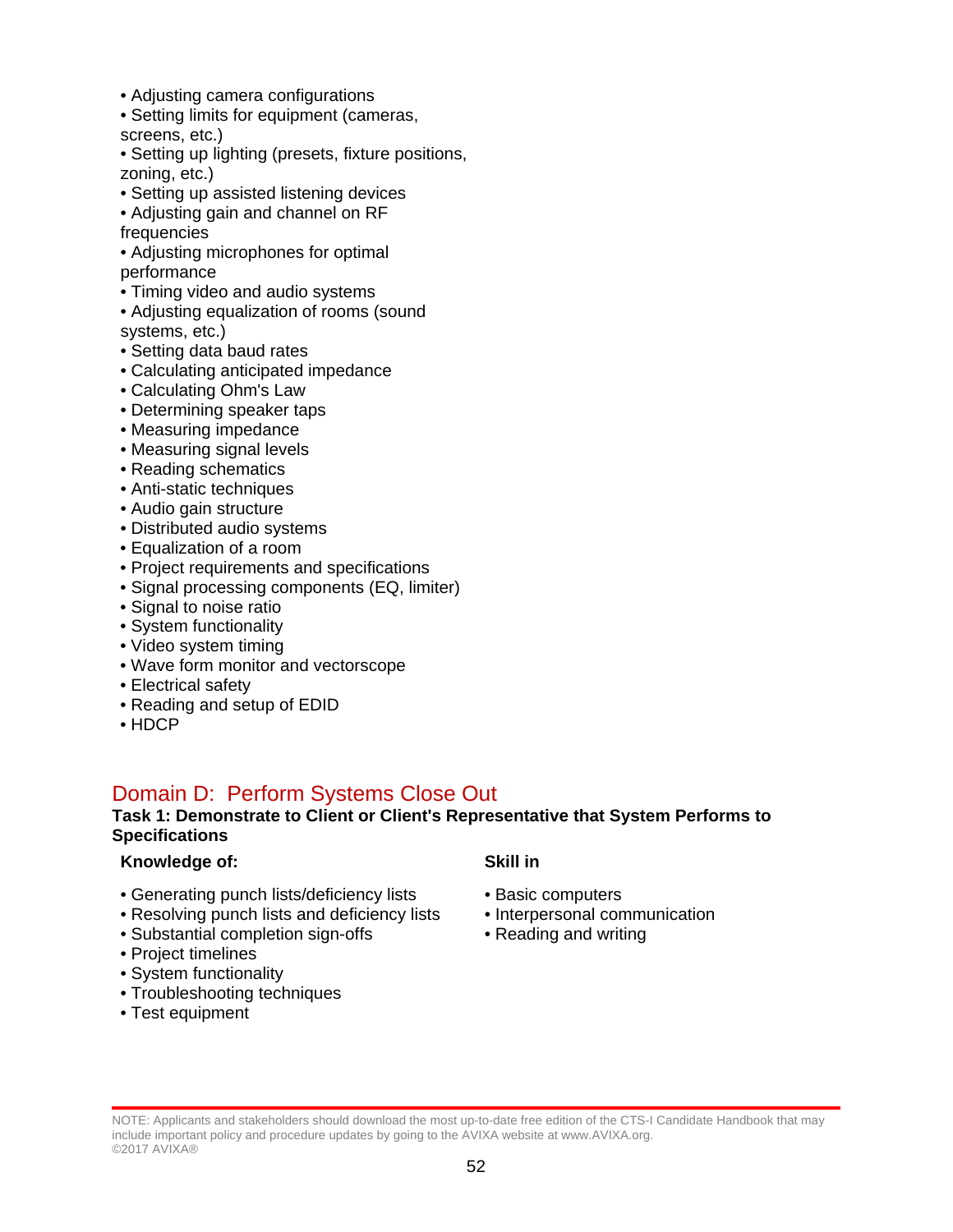- Adjusting camera configurations
- Setting limits for equipment (cameras, screens, etc.)
- Setting up lighting (presets, fixture positions, zoning, etc.)
- Setting up assisted listening devices
- Adjusting gain and channel on RF frequencies
- Adjusting microphones for optimal performance
- Timing video and audio systems
- Adjusting equalization of rooms (sound systems, etc.)
- Setting data baud rates
- Calculating anticipated impedance
- Calculating Ohm's Law
- Determining speaker taps
- Measuring impedance
- Measuring signal levels
- Reading schematics
- Anti-static techniques
- Audio gain structure
- Distributed audio systems
- Equalization of a room
- Project requirements and specifications
- Signal processing components (EQ, limiter)
- Signal to noise ratio
- System functionality
- Video system timing
- Wave form monitor and vectorscope
- Electrical safety
- Reading and setup of EDID
- HDCP

## Domain D: Perform Systems Close Out

**Task 1: Demonstrate to Client or Client's Representative that System Performs to Specifications**

**Knowledge of:**

- Generating punch lists/deficiency lists
- Resolving punch lists and deficiency lists
- Substantial completion sign-offs
- Project timelines
- System functionality
- Troubleshooting techniques
- Test equipment

**Skill in**

- Basic computers
- Interpersonal communication
- Reading and writing

NOTE: Applicants and stakeholders should download the most up-to-date free edition of the CTS-I Candidate Handbook that may include important policy and procedure updates by going to the AVIXA website at www.AVIXA.org.
©2017 AVIXA®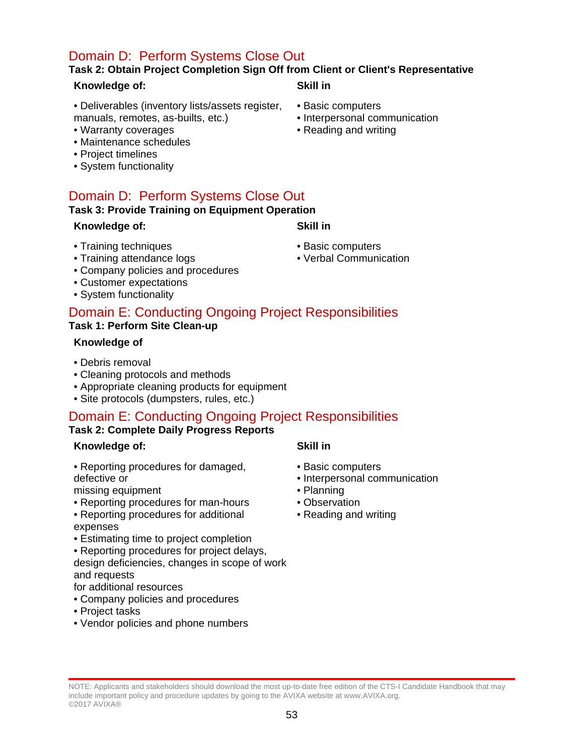## Domain D: Perform Systems Close Out

**Task 2: Obtain Project Completion Sign Off from Client or Client's Representative**

**Knowledge of:**

- Deliverables (inventory lists/assets register, manuals, remotes, as-builts, etc.)
- Warranty coverages
- Maintenance schedules
- Project timelines
- System functionality

**Skill in**

- Basic computers
- Interpersonal communication
- Reading and writing

## Domain D: Perform Systems Close Out

**Task 3: Provide Training on Equipment Operation**

**Knowledge of:**

- Training techniques
- Training attendance logs
- Company policies and procedures
- Customer expectations
- System functionality

**Skill in**

- Basic computers
- Verbal Communication

## Domain E: Conducting Ongoing Project Responsibilities

**Task 1: Perform Site Clean-up**

**Knowledge of**

- Debris removal
- Cleaning protocols and methods
- Appropriate cleaning products for equipment
- Site protocols (dumpsters, rules, etc.)

## Domain E: Conducting Ongoing Project Responsibilities

**Task 2: Complete Daily Progress Reports**

**Knowledge of:**

- Reporting procedures for damaged, defective or missing equipment
- Reporting procedures for man-hours
- Reporting procedures for additional expenses
- Estimating time to project completion
- Reporting procedures for project delays, design deficiencies, changes in scope of work and requests for additional resources
- Company policies and procedures
- Project tasks
- Vendor policies and phone numbers

**Skill in**

- Basic computers
- Interpersonal communication
- Planning
- Observation
- Reading and writing

NOTE: Applicants and stakeholders should download the most up-to-date free edition of the CTS-I Candidate Handbook that may include important policy and procedure updates by going to the AVIXA website at www.AVIXA.org.
©2017 AVIXA®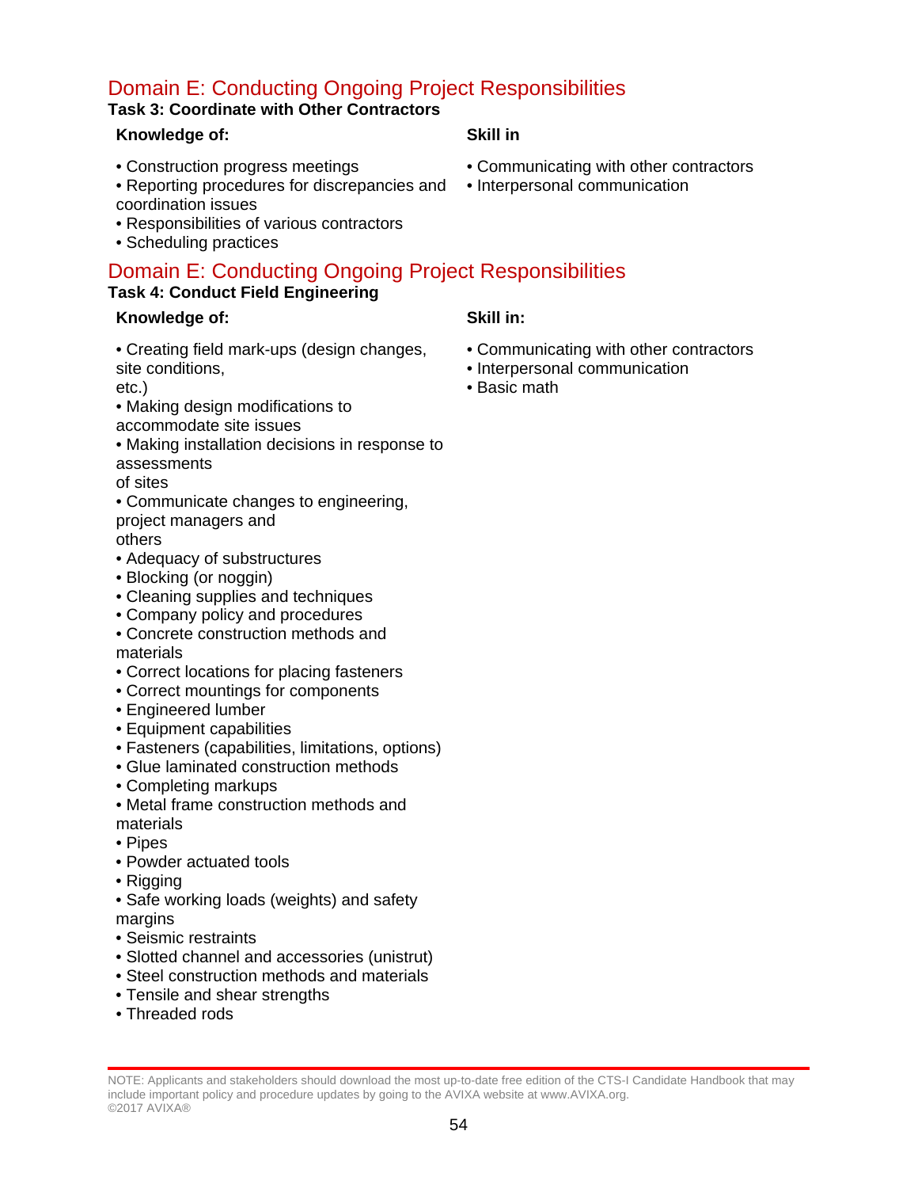## Domain E: Conducting Ongoing Project Responsibilities

### Task 3: Coordinate with Other Contractors

**Knowledge of:**

- Construction progress meetings
- Reporting procedures for discrepancies and coordination issues
- Responsibilities of various contractors
- Scheduling practices

**Skill in**

- Communicating with other contractors
- Interpersonal communication

## Domain E: Conducting Ongoing Project Responsibilities

### Task 4: Conduct Field Engineering

**Knowledge of:**

- Creating field mark-ups (design changes, site conditions, etc.)
- Making design modifications to accommodate site issues
- Making installation decisions in response to assessments of sites
- Communicate changes to engineering, project managers and others
- Adequacy of substructures
- Blocking (or noggin)
- Cleaning supplies and techniques
- Company policy and procedures
- Concrete construction methods and materials
- Correct locations for placing fasteners
- Correct mountings for components
- Engineered lumber
- Equipment capabilities
- Fasteners (capabilities, limitations, options)
- Glue laminated construction methods
- Completing markups
- Metal frame construction methods and materials
- Pipes
- Powder actuated tools
- Rigging
- Safe working loads (weights) and safety margins
- Seismic restraints
- Slotted channel and accessories (unistrut)
- Steel construction methods and materials
- Tensile and shear strengths
- Threaded rods

**Skill in:**

- Communicating with other contractors
- Interpersonal communication
- Basic math

NOTE: Applicants and stakeholders should download the most up-to-date free edition of the CTS-I Candidate Handbook that may include important policy and procedure updates by going to the AVIXA website at www.AVIXA.org.
©2017 AVIXA®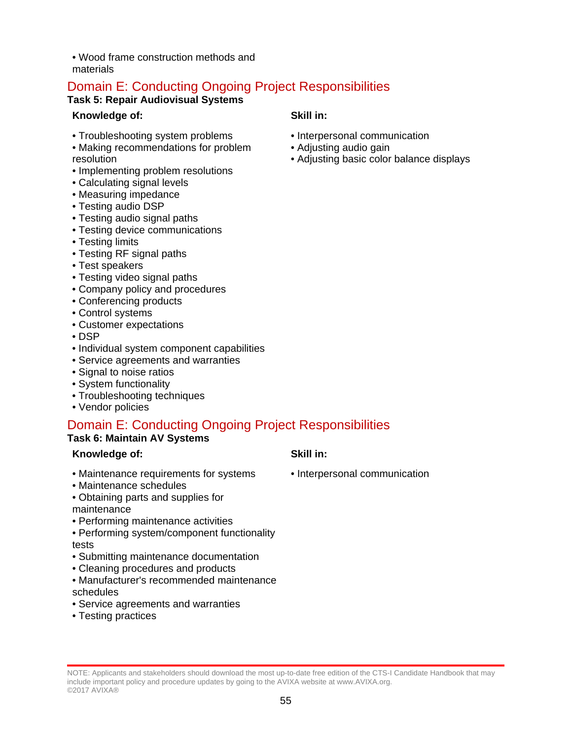- Wood frame construction methods and materials

## Domain E: Conducting Ongoing Project Responsibilities

### Task 5: Repair Audiovisual Systems

**Knowledge of:**

- Troubleshooting system problems
- Making recommendations for problem resolution
- Implementing problem resolutions
- Calculating signal levels
- Measuring impedance
- Testing audio DSP
- Testing audio signal paths
- Testing device communications
- Testing limits
- Testing RF signal paths
- Test speakers
- Testing video signal paths
- Company policy and procedures
- Conferencing products
- Control systems
- Customer expectations
- DSP
- Individual system component capabilities
- Service agreements and warranties
- Signal to noise ratios
- System functionality
- Troubleshooting techniques
- Vendor policies

**Skill in:**

- Interpersonal communication
- Adjusting audio gain
- Adjusting basic color balance displays

## Domain E: Conducting Ongoing Project Responsibilities

### Task 6: Maintain AV Systems

**Knowledge of:**

- Maintenance requirements for systems
- Maintenance schedules
- Obtaining parts and supplies for maintenance
- Performing maintenance activities
- Performing system/component functionality tests
- Submitting maintenance documentation
- Cleaning procedures and products
- Manufacturer's recommended maintenance schedules
- Service agreements and warranties
- Testing practices

**Skill in:**

- Interpersonal communication

NOTE: Applicants and stakeholders should download the most up-to-date free edition of the CTS-I Candidate Handbook that may include important policy and procedure updates by going to the AVIXA website at www.AVIXA.org.
©2017 AVIXA®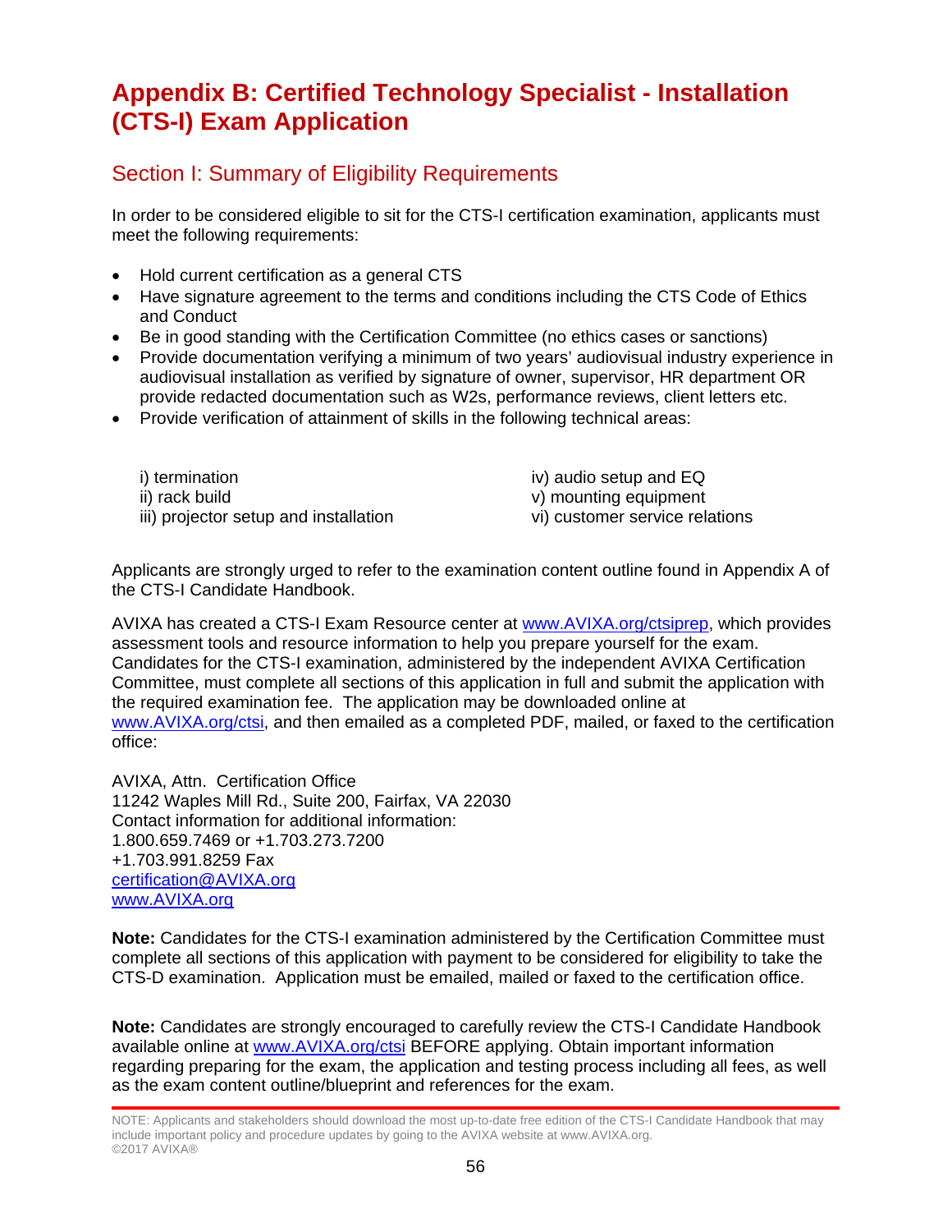# Appendix B: Certified Technology Specialist - Installation (CTS-I) Exam Application

## Section I: Summary of Eligibility Requirements

In order to be considered eligible to sit for the CTS-I certification examination, applicants must meet the following requirements:

- Hold current certification as a general CTS
- Have signature agreement to the terms and conditions including the CTS Code of Ethics and Conduct
- Be in good standing with the Certification Committee (no ethics cases or sanctions)
- Provide documentation verifying a minimum of two years' audiovisual industry experience in audiovisual installation as verified by signature of owner, supervisor, HR department OR provide redacted documentation such as W2s, performance reviews, client letters etc.
- Provide verification of attainment of skills in the following technical areas:

i) termination
ii) rack build
iii) projector setup and installation
iv) audio setup and EQ
v) mounting equipment
vi) customer service relations

Applicants are strongly urged to refer to the examination content outline found in Appendix A of the CTS-I Candidate Handbook.

AVIXA has created a CTS-I Exam Resource center at www.AVIXA.org/ctsiprep, which provides assessment tools and resource information to help you prepare yourself for the exam. Candidates for the CTS-I examination, administered by the independent AVIXA Certification Committee, must complete all sections of this application in full and submit the application with the required examination fee. The application may be downloaded online at www.AVIXA.org/ctsi, and then emailed as a completed PDF, mailed, or faxed to the certification office:

AVIXA, Attn. Certification Office
11242 Waples Mill Rd., Suite 200, Fairfax, VA 22030
Contact information for additional information:
1.800.659.7469 or +1.703.273.7200
+1.703.991.8259 Fax
certification@AVIXA.org
www.AVIXA.org

**Note:** Candidates for the CTS-I examination administered by the Certification Committee must complete all sections of this application with payment to be considered for eligibility to take the CTS-D examination. Application must be emailed, mailed or faxed to the certification office.

**Note:** Candidates are strongly encouraged to carefully review the CTS-I Candidate Handbook available online at www.AVIXA.org/ctsi BEFORE applying. Obtain important information regarding preparing for the exam, the application and testing process including all fees, as well as the exam content outline/blueprint and references for the exam.

NOTE: Applicants and stakeholders should download the most up-to-date free edition of the CTS-I Candidate Handbook that may include important policy and procedure updates by going to the AVIXA website at www.AVIXA.org.
©2017 AVIXA®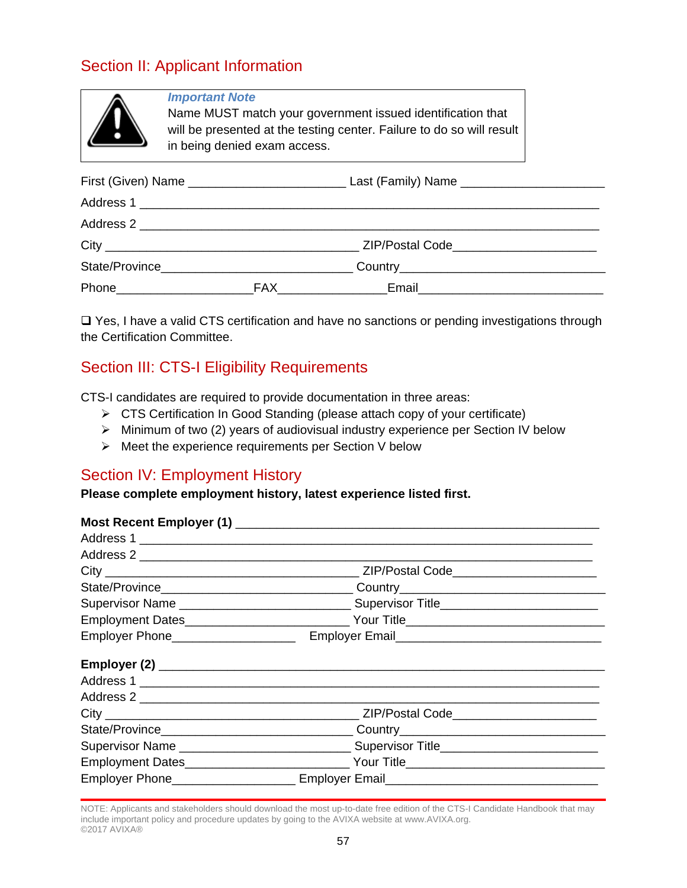## Section II: Applicant Information

> ***Important Note***
> Name MUST match your government issued identification that will be presented at the testing center. Failure to do so will result in being denied exam access.

First (Given) Name ______________________ Last (Family) Name ____________________

Address 1 _________________________________________________________________

Address 2 _________________________________________________________________

City ___________________________________ ZIP/Postal Code____________________

State/Province____________________________ Country____________________________

Phone___________________FAX_______________Email__________________________

❑ Yes, I have a valid CTS certification and have no sanctions or pending investigations through the Certification Committee.

## Section III: CTS-I Eligibility Requirements

CTS-I candidates are required to provide documentation in three areas:

- CTS Certification In Good Standing (please attach copy of your certificate)
- Minimum of two (2) years of audiovisual industry experience per Section IV below
- Meet the experience requirements per Section V below

## Section IV: Employment History

**Please complete employment history, latest experience listed first.**

**Most Recent Employer (1)** ___________________________________________________

Address 1 ________________________________________________________________

Address 2 ________________________________________________________________

City ___________________________________ ZIP/Postal Code____________________

State/Province____________________________ Country____________________________

Supervisor Name __________________________ Supervisor Title______________________

Employment Dates_________________________ Your Title___________________________

Employer Phone_________________ Employer Email____________________________

**Employer (2)** ___________________________________________________________

Address 1 _________________________________________________________________

Address 2 _________________________________________________________________

City ___________________________________ ZIP/Postal Code____________________

State/Province____________________________ Country____________________________

Supervisor Name __________________________ Supervisor Title______________________

Employment Dates_________________________ Your Title___________________________

Employer Phone_________________ Employer Email_____________________________

NOTE: Applicants and stakeholders should download the most up-to-date free edition of the CTS-I Candidate Handbook that may include important policy and procedure updates by going to the AVIXA website at www.AVIXA.org.
©2017 AVIXA®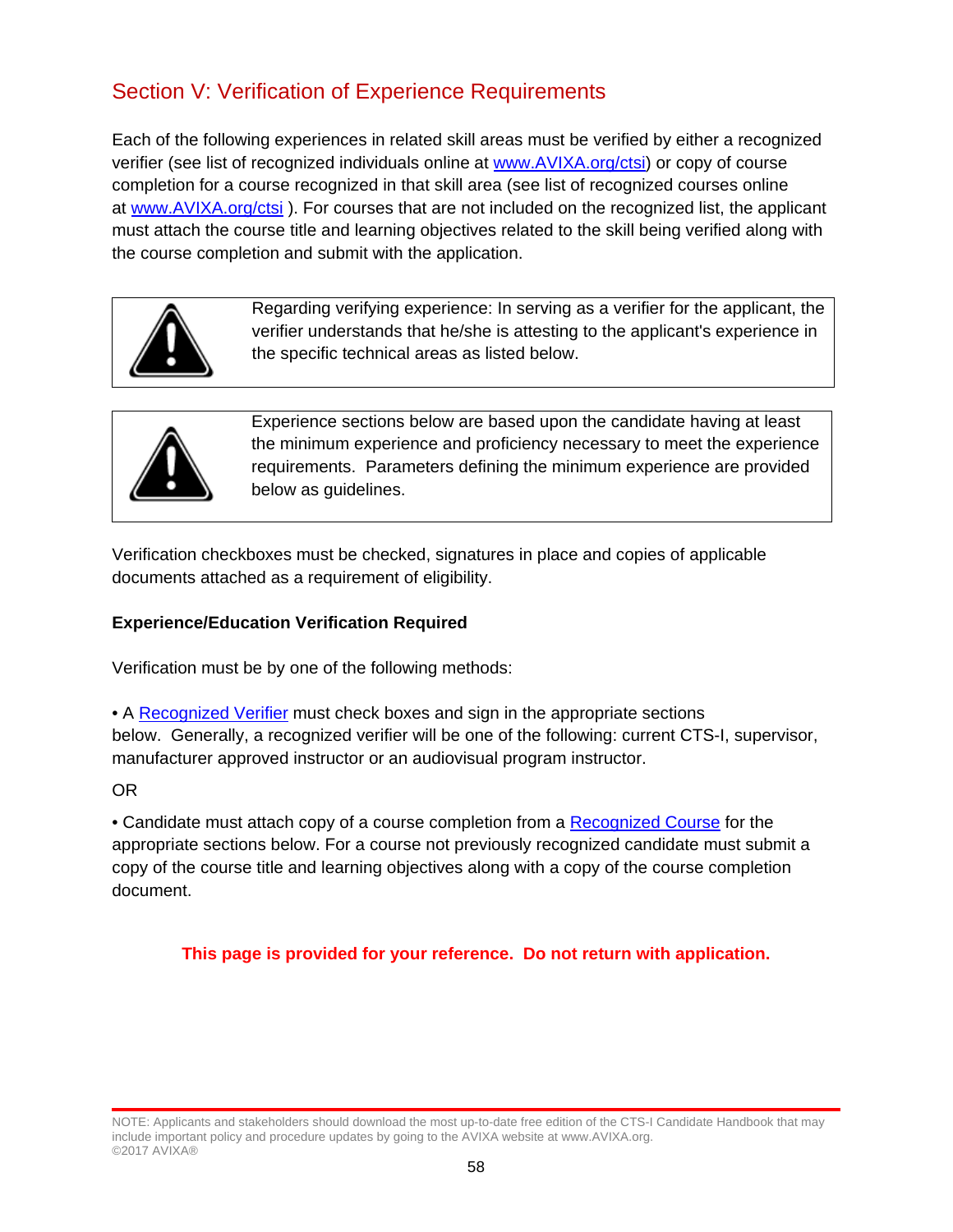## Section V: Verification of Experience Requirements

Each of the following experiences in related skill areas must be verified by either a recognized verifier (see list of recognized individuals online at www.AVIXA.org/ctsi) or copy of course completion for a course recognized in that skill area (see list of recognized courses online at www.AVIXA.org/ctsi ). For courses that are not included on the recognized list, the applicant must attach the course title and learning objectives related to the skill being verified along with the course completion and submit with the application.

> Regarding verifying experience: In serving as a verifier for the applicant, the verifier understands that he/she is attesting to the applicant's experience in the specific technical areas as listed below.

> Experience sections below are based upon the candidate having at least the minimum experience and proficiency necessary to meet the experience requirements. Parameters defining the minimum experience are provided below as guidelines.

Verification checkboxes must be checked, signatures in place and copies of applicable documents attached as a requirement of eligibility.

**Experience/Education Verification Required**

Verification must be by one of the following methods:

• A Recognized Verifier must check boxes and sign in the appropriate sections below. Generally, a recognized verifier will be one of the following: current CTS-I, supervisor, manufacturer approved instructor or an audiovisual program instructor.

OR

• Candidate must attach copy of a course completion from a Recognized Course for the appropriate sections below. For a course not previously recognized candidate must submit a copy of the course title and learning objectives along with a copy of the course completion document.

**This page is provided for your reference. Do not return with application.**

NOTE: Applicants and stakeholders should download the most up-to-date free edition of the CTS-I Candidate Handbook that may include important policy and procedure updates by going to the AVIXA website at www.AVIXA.org.
©2017 AVIXA®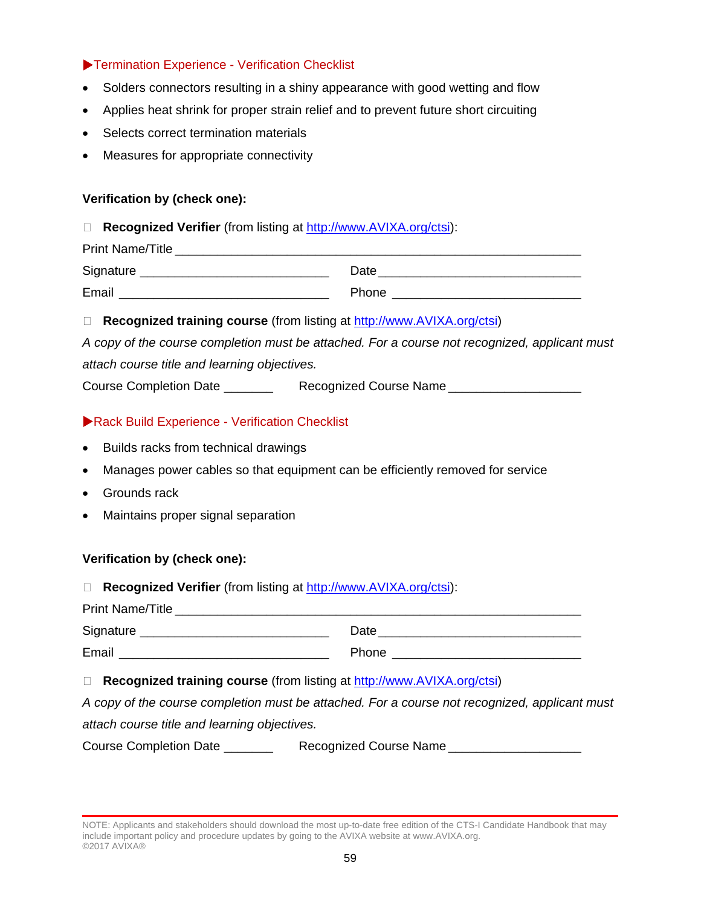### ▶Termination Experience - Verification Checklist

- Solders connectors resulting in a shiny appearance with good wetting and flow
- Applies heat shrink for proper strain relief and to prevent future short circuiting
- Selects correct termination materials
- Measures for appropriate connectivity

**Verification by (check one):**

☐ **Recognized Verifier** (from listing at http://www.AVIXA.org/ctsi):

Print Name/Title ____________________________________________________________

Signature ___________________________ Date _____________________________

Email ______________________________ Phone ___________________________

☐ **Recognized training course** (from listing at http://www.AVIXA.org/ctsi)

*A copy of the course completion must be attached. For a course not recognized, applicant must attach course title and learning objectives.*

Course Completion Date _______ Recognized Course Name __________________

### ▶Rack Build Experience - Verification Checklist

- Builds racks from technical drawings
- Manages power cables so that equipment can be efficiently removed for service
- Grounds rack
- Maintains proper signal separation

**Verification by (check one):**

☐ **Recognized Verifier** (from listing at http://www.AVIXA.org/ctsi):

Print Name/Title ____________________________________________________________

Signature ___________________________ Date _____________________________

Email ______________________________ Phone ___________________________

☐ **Recognized training course** (from listing at http://www.AVIXA.org/ctsi)

*A copy of the course completion must be attached. For a course not recognized, applicant must attach course title and learning objectives.*

Course Completion Date _______ Recognized Course Name __________________

NOTE: Applicants and stakeholders should download the most up-to-date free edition of the CTS-I Candidate Handbook that may include important policy and procedure updates by going to the AVIXA website at www.AVIXA.org.
©2017 AVIXA®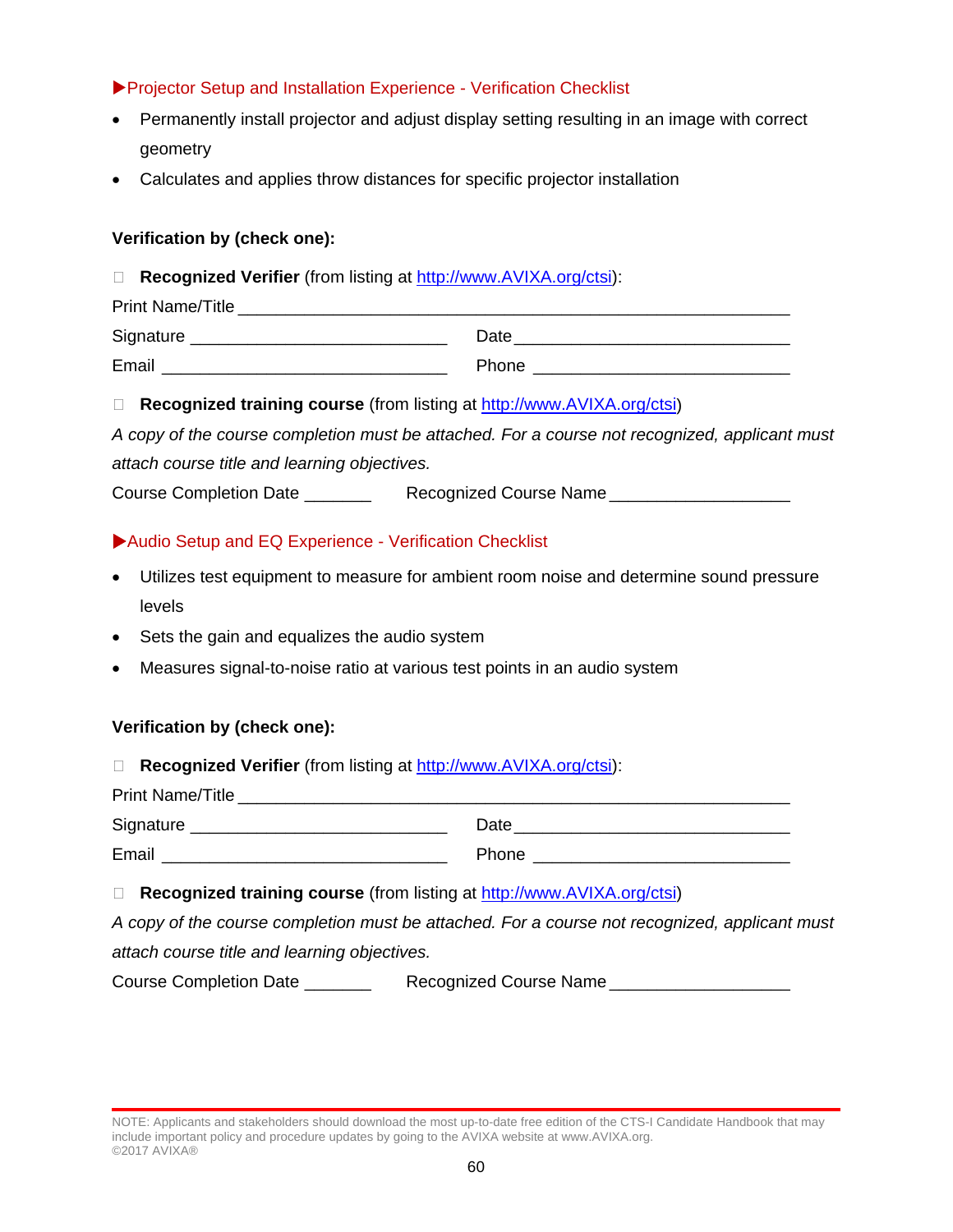### ▶Projector Setup and Installation Experience - Verification Checklist

- Permanently install projector and adjust display setting resulting in an image with correct geometry
- Calculates and applies throw distances for specific projector installation

**Verification by (check one):**

☐ **Recognized Verifier** (from listing at http://www.AVIXA.org/ctsi):

Print Name/Title ___________________________________________________________

Signature ____________________________ Date ______________________________

Email _______________________________ Phone ____________________________

☐ **Recognized training course** (from listing at http://www.AVIXA.org/ctsi)

*A copy of the course completion must be attached. For a course not recognized, applicant must attach course title and learning objectives.*

Course Completion Date _______ Recognized Course Name ___________________

### ▶Audio Setup and EQ Experience - Verification Checklist

- Utilizes test equipment to measure for ambient room noise and determine sound pressure levels
- Sets the gain and equalizes the audio system
- Measures signal-to-noise ratio at various test points in an audio system

**Verification by (check one):**

☐ **Recognized Verifier** (from listing at http://www.AVIXA.org/ctsi):

Print Name/Title ___________________________________________________________

Signature ____________________________ Date ______________________________

Email _______________________________ Phone ____________________________

☐ **Recognized training course** (from listing at http://www.AVIXA.org/ctsi)

*A copy of the course completion must be attached. For a course not recognized, applicant must attach course title and learning objectives.*

Course Completion Date _______ Recognized Course Name ___________________

NOTE: Applicants and stakeholders should download the most up-to-date free edition of the CTS-I Candidate Handbook that may include important policy and procedure updates by going to the AVIXA website at www.AVIXA.org.
©2017 AVIXA®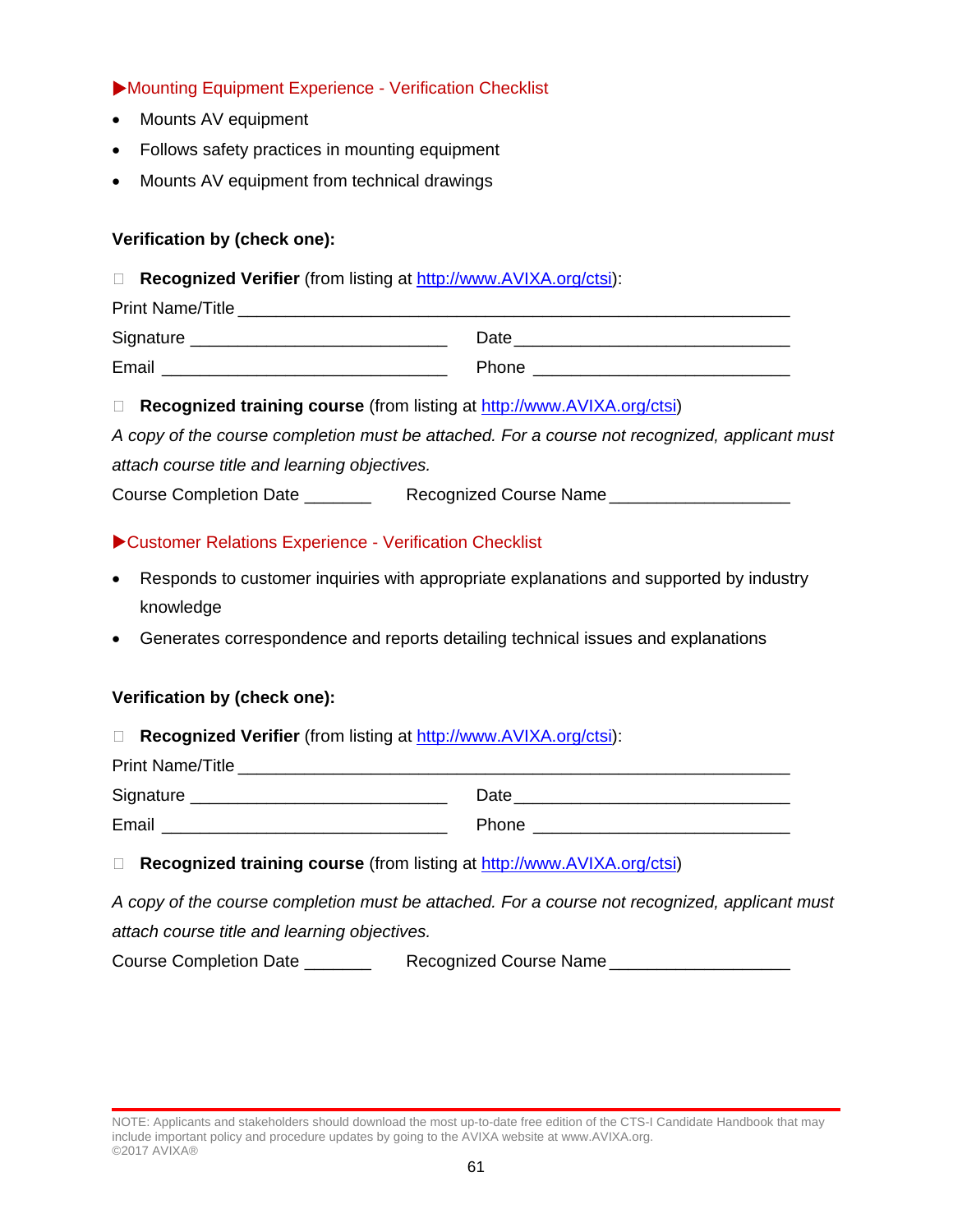### ▶Mounting Equipment Experience - Verification Checklist

- Mounts AV equipment
- Follows safety practices in mounting equipment
- Mounts AV equipment from technical drawings

**Verification by (check one):**

☐ **Recognized Verifier** (from listing at http://www.AVIXA.org/ctsi):

Print Name/Title ____________________________________________________________

Signature ____________________________ Date ______________________________

Email _______________________________ Phone ____________________________

☐ **Recognized training course** (from listing at http://www.AVIXA.org/ctsi)

*A copy of the course completion must be attached. For a course not recognized, applicant must attach course title and learning objectives.*

Course Completion Date _______ Recognized Course Name ___________________

### ▶Customer Relations Experience - Verification Checklist

- Responds to customer inquiries with appropriate explanations and supported by industry knowledge
- Generates correspondence and reports detailing technical issues and explanations

**Verification by (check one):**

☐ **Recognized Verifier** (from listing at http://www.AVIXA.org/ctsi):

Print Name/Title ____________________________________________________________

Signature ____________________________ Date ______________________________

Email _______________________________ Phone ____________________________

☐ **Recognized training course** (from listing at http://www.AVIXA.org/ctsi)

*A copy of the course completion must be attached. For a course not recognized, applicant must attach course title and learning objectives.*

Course Completion Date _______ Recognized Course Name ___________________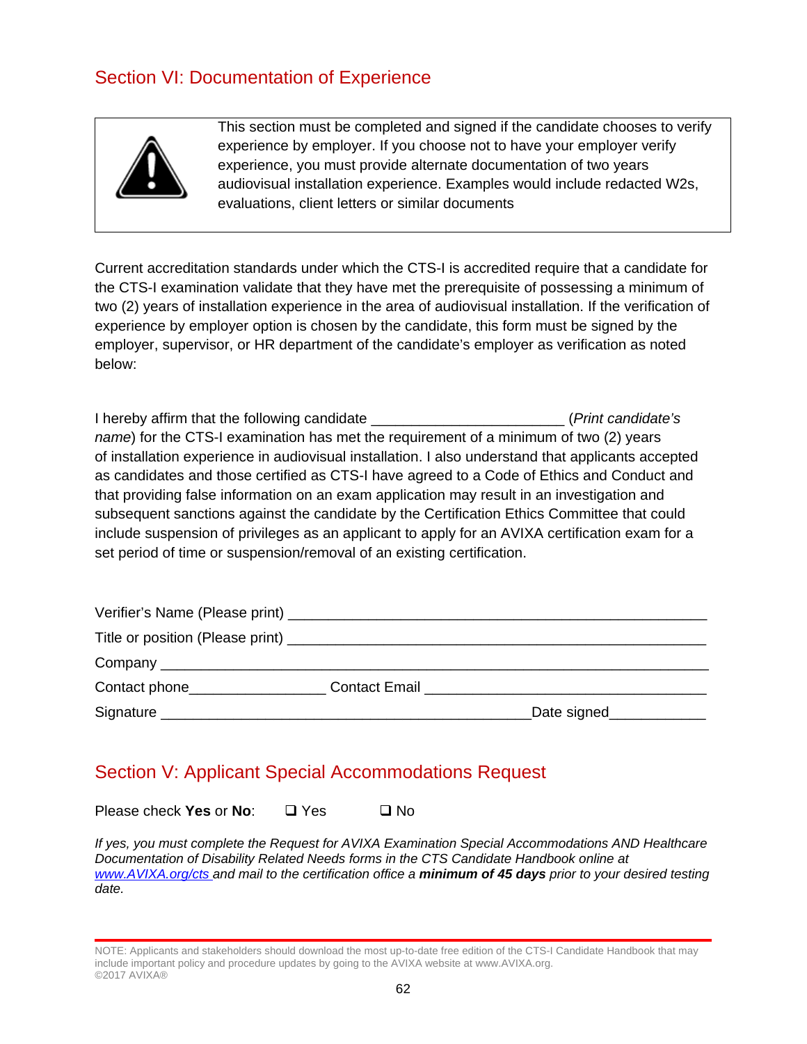## Section VI: Documentation of Experience

> This section must be completed and signed if the candidate chooses to verify experience by employer. If you choose not to have your employer verify experience, you must provide alternate documentation of two years audiovisual installation experience. Examples would include redacted W2s, evaluations, client letters or similar documents

Current accreditation standards under which the CTS-I is accredited require that a candidate for the CTS-I examination validate that they have met the prerequisite of possessing a minimum of two (2) years of installation experience in the area of audiovisual installation. If the verification of experience by employer option is chosen by the candidate, this form must be signed by the employer, supervisor, or HR department of the candidate's employer as verification as noted below:

I hereby affirm that the following candidate _______________________ (*Print candidate's name*) for the CTS-I examination has met the requirement of a minimum of two (2) years of installation experience in audiovisual installation. I also understand that applicants accepted as candidates and those certified as CTS-I have agreed to a Code of Ethics and Conduct and that providing false information on an exam application may result in an investigation and subsequent sanctions against the candidate by the Certification Ethics Committee that could include suspension of privileges as an applicant to apply for an AVIXA certification exam for a set period of time or suspension/removal of an existing certification.

Verifier's Name (Please print) _____________________________________________________

Title or position (Please print) _____________________________________________________

Company ____________________________________________________________________

Contact phone________________ Contact Email ____________________________________

Signature ______________________________________________Date signed____________

## Section V: Applicant Special Accommodations Request

Please check **Yes** or **No**: ☐ Yes ☐ No

*If yes, you must complete the Request for AVIXA Examination Special Accommodations AND Healthcare Documentation of Disability Related Needs forms in the CTS Candidate Handbook online at [www.AVIXA.org/cts](www.AVIXA.org/cts) and mail to the certification office a **minimum of 45 days** prior to your desired testing date.*

NOTE: Applicants and stakeholders should download the most up-to-date free edition of the CTS-I Candidate Handbook that may include important policy and procedure updates by going to the AVIXA website at www.AVIXA.org.
©2017 AVIXA®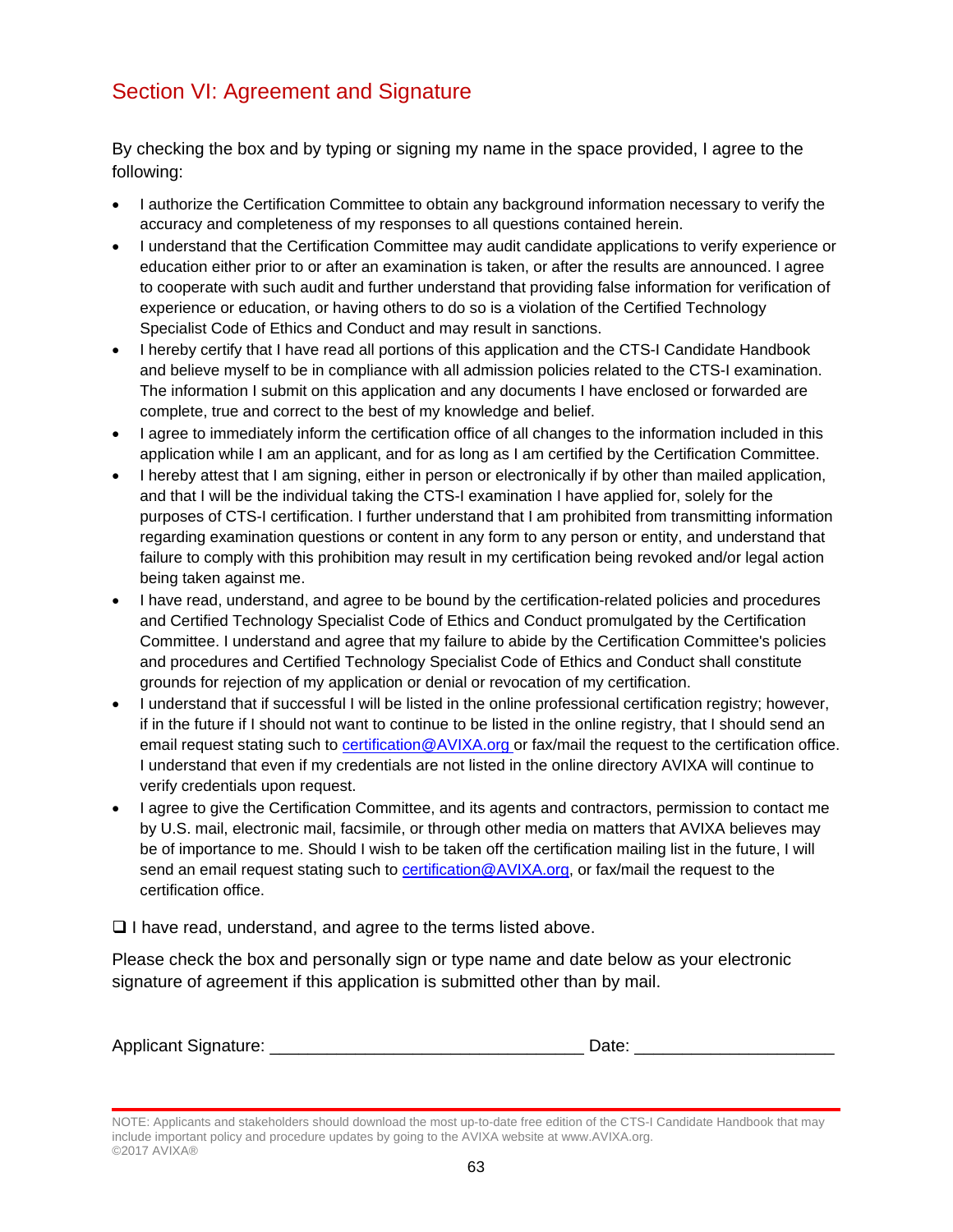## Section VI: Agreement and Signature

By checking the box and by typing or signing my name in the space provided, I agree to the following:

- I authorize the Certification Committee to obtain any background information necessary to verify the accuracy and completeness of my responses to all questions contained herein.
- I understand that the Certification Committee may audit candidate applications to verify experience or education either prior to or after an examination is taken, or after the results are announced. I agree to cooperate with such audit and further understand that providing false information for verification of experience or education, or having others to do so is a violation of the Certified Technology Specialist Code of Ethics and Conduct and may result in sanctions.
- I hereby certify that I have read all portions of this application and the CTS-I Candidate Handbook and believe myself to be in compliance with all admission policies related to the CTS-I examination. The information I submit on this application and any documents I have enclosed or forwarded are complete, true and correct to the best of my knowledge and belief.
- I agree to immediately inform the certification office of all changes to the information included in this application while I am an applicant, and for as long as I am certified by the Certification Committee.
- I hereby attest that I am signing, either in person or electronically if by other than mailed application, and that I will be the individual taking the CTS-I examination I have applied for, solely for the purposes of CTS-I certification. I further understand that I am prohibited from transmitting information regarding examination questions or content in any form to any person or entity, and understand that failure to comply with this prohibition may result in my certification being revoked and/or legal action being taken against me.
- I have read, understand, and agree to be bound by the certification-related policies and procedures and Certified Technology Specialist Code of Ethics and Conduct promulgated by the Certification Committee. I understand and agree that my failure to abide by the Certification Committee's policies and procedures and Certified Technology Specialist Code of Ethics and Conduct shall constitute grounds for rejection of my application or denial or revocation of my certification.
- I understand that if successful I will be listed in the online professional certification registry; however, if in the future if I should not want to continue to be listed in the online registry, that I should send an email request stating such to certification@AVIXA.org or fax/mail the request to the certification office. I understand that even if my credentials are not listed in the online directory AVIXA will continue to verify credentials upon request.
- I agree to give the Certification Committee, and its agents and contractors, permission to contact me by U.S. mail, electronic mail, facsimile, or through other media on matters that AVIXA believes may be of importance to me. Should I wish to be taken off the certification mailing list in the future, I will send an email request stating such to certification@AVIXA.org, or fax/mail the request to the certification office.

❑ I have read, understand, and agree to the terms listed above.

Please check the box and personally sign or type name and date below as your electronic signature of agreement if this application is submitted other than by mail.

Applicant Signature: _________________________________ Date: _____________________

NOTE: Applicants and stakeholders should download the most up-to-date free edition of the CTS-I Candidate Handbook that may include important policy and procedure updates by going to the AVIXA website at www.AVIXA.org.
©2017 AVIXA®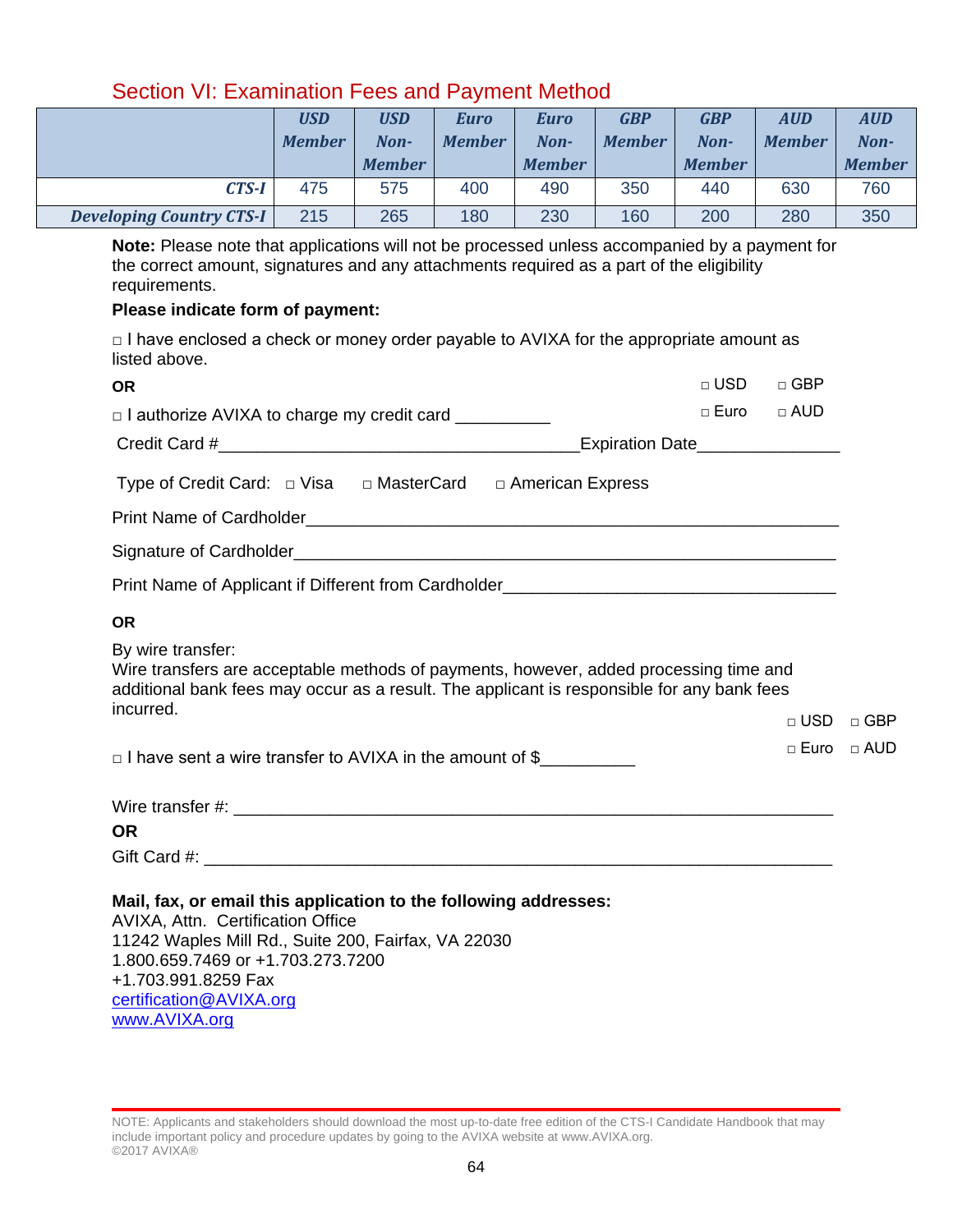## Section VI: Examination Fees and Payment Method

| | *USD Member* | *USD Non-Member* | *Euro Member* | *Euro Non-Member* | *GBP Member* | *GBP Non-Member* | *AUD Member* | *AUD Non-Member* |
|---|---|---|---|---|---|---|---|---|
| ***CTS-I*** | 475 | 575 | 400 | 490 | 350 | 440 | 630 | 760 |
| ***Developing Country CTS-I*** | 215 | 265 | 180 | 230 | 160 | 200 | 280 | 350 |

**Note:** Please note that applications will not be processed unless accompanied by a payment for the correct amount, signatures and any attachments required as a part of the eligibility requirements.

**Please indicate form of payment:**

□ I have enclosed a check or money order payable to AVIXA for the appropriate amount as listed above.

**OR**

□ I authorize AVIXA to charge my credit card __________ □ USD □ GBP □ Euro □ AUD

Credit Card #______________________________________Expiration Date_______________

Type of Credit Card: □ Visa □ MasterCard □ American Express

Print Name of Cardholder_____________________________________________________

Signature of Cardholder______________________________________________________

Print Name of Applicant if Different from Cardholder___________________________________

**OR**

By wire transfer:
Wire transfers are acceptable methods of payments, however, added processing time and additional bank fees may occur as a result. The applicant is responsible for any bank fees incurred.

□ I have sent a wire transfer to AVIXA in the amount of $__________ □ USD □ GBP □ Euro □ AUD

Wire transfer #: ______________________________________________________________

**OR**

Gift Card #: _________________________________________________________________

**Mail, fax, or email this application to the following addresses:**
AVIXA, Attn. Certification Office
11242 Waples Mill Rd., Suite 200, Fairfax, VA 22030
1.800.659.7469 or +1.703.273.7200
+1.703.991.8259 Fax
certification@AVIXA.org
www.AVIXA.org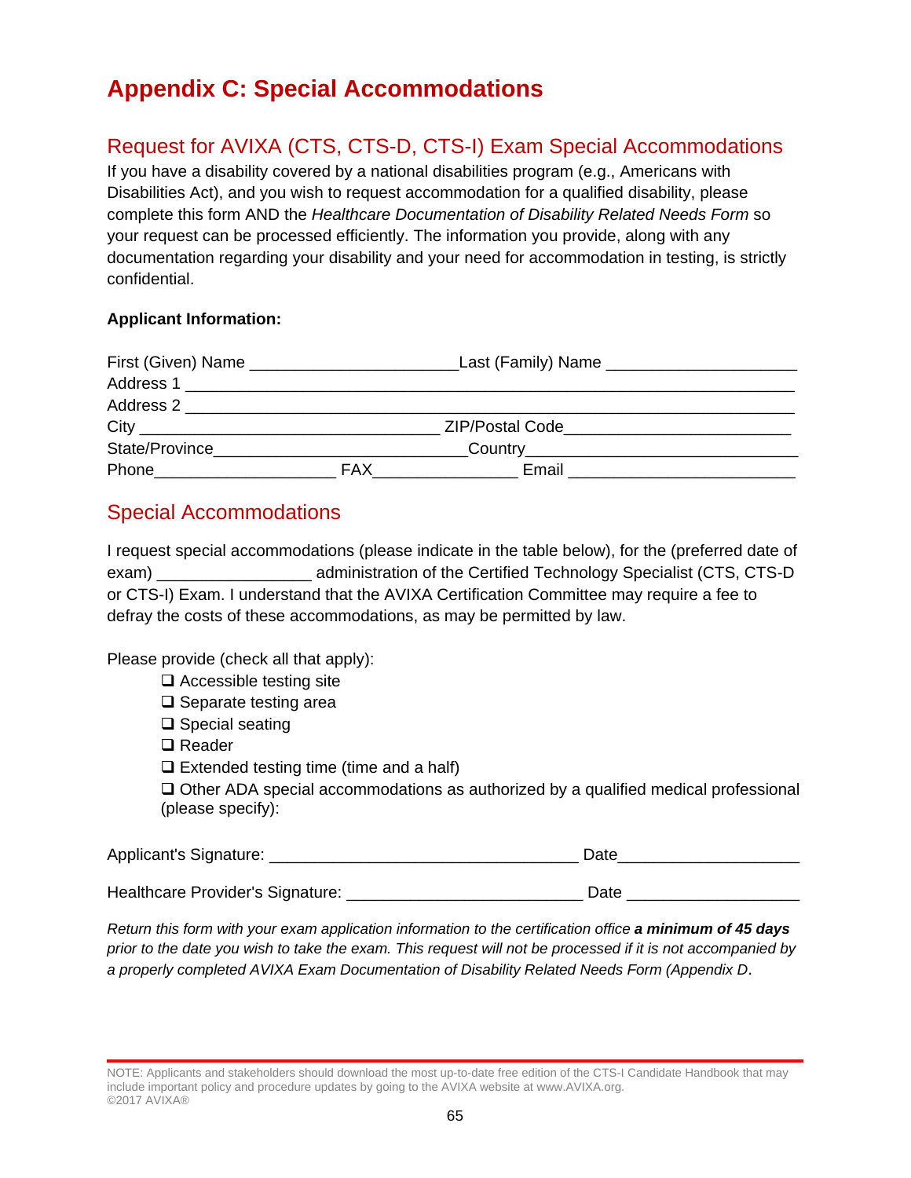# Appendix C: Special Accommodations

## Request for AVIXA (CTS, CTS-D, CTS-I) Exam Special Accommodations

If you have a disability covered by a national disabilities program (e.g., Americans with Disabilities Act), and you wish to request accommodation for a qualified disability, please complete this form AND the *Healthcare Documentation of Disability Related Needs Form* so your request can be processed efficiently. The information you provide, along with any documentation regarding your disability and your need for accommodation in testing, is strictly confidential.

**Applicant Information:**

First (Given) Name ______________________ Last (Family) Name ____________________

Address 1 ________________________________________________________________

Address 2 ________________________________________________________________

City ________________________________ ZIP/Postal Code________________________

State/Province___________________________Country____________________________

Phone___________________ FAX_______________ Email ________________________

## Special Accommodations

I request special accommodations (please indicate in the table below), for the (preferred date of exam) ________________ administration of the Certified Technology Specialist (CTS, CTS-D or CTS-I) Exam. I understand that the AVIXA Certification Committee may require a fee to defray the costs of these accommodations, as may be permitted by law.

Please provide (check all that apply):

- ❑ Accessible testing site
- ❑ Separate testing area
- ❑ Special seating
- ❑ Reader
- ❑ Extended testing time (time and a half)
- ❑ Other ADA special accommodations as authorized by a qualified medical professional (please specify):

Applicant's Signature: ________________________________ Date__________________

Healthcare Provider's Signature: ________________________ Date __________________

*Return this form with your exam application information to the certification office* ***a minimum of 45 days*** *prior to the date you wish to take the exam. This request will not be processed if it is not accompanied by a properly completed AVIXA Exam Documentation of Disability Related Needs Form (Appendix D*.

NOTE: Applicants and stakeholders should download the most up-to-date free edition of the CTS-I Candidate Handbook that may include important policy and procedure updates by going to the AVIXA website at www.AVIXA.org.
©2017 AVIXA®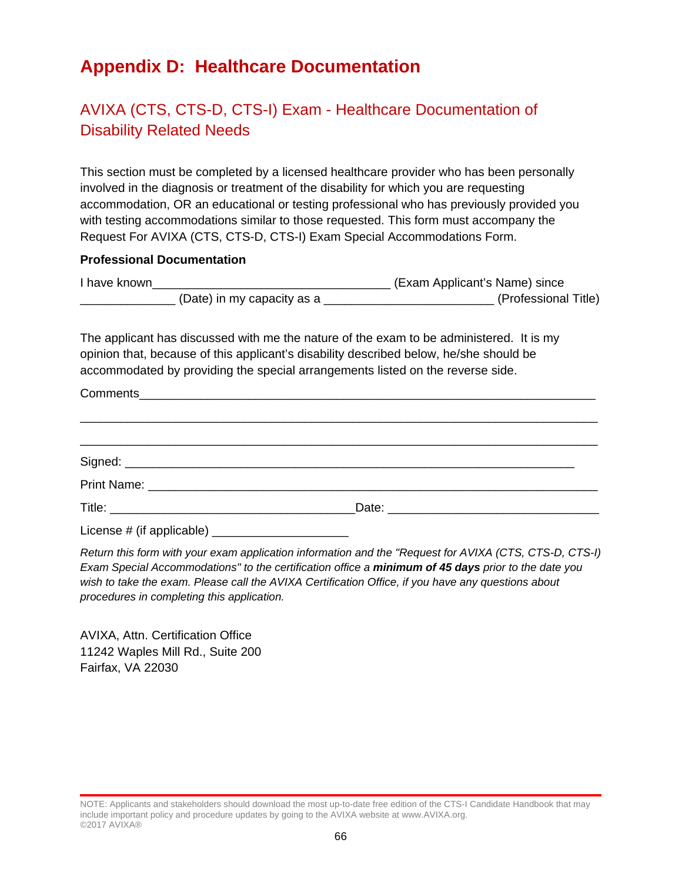# Appendix D: Healthcare Documentation

## AVIXA (CTS, CTS-D, CTS-I) Exam - Healthcare Documentation of Disability Related Needs

This section must be completed by a licensed healthcare provider who has been personally involved in the diagnosis or treatment of the disability for which you are requesting accommodation, OR an educational or testing professional who has previously provided you with testing accommodations similar to those requested. This form must accompany the Request For AVIXA (CTS, CTS-D, CTS-I) Exam Special Accommodations Form.

**Professional Documentation**

I have known___________________________________ (Exam Applicant's Name) since ______________ (Date) in my capacity as a _________________________ (Professional Title)

The applicant has discussed with me the nature of the exam to be administered. It is my opinion that, because of this applicant's disability described below, he/she should be accommodated by providing the special arrangements listed on the reverse side.

Comments___________________________________________________________________

____________________________________________________________________________

____________________________________________________________________________

Signed: ____________________________________________________________________

Print Name: ________________________________________________________________

Title: ____________________________________Date: _______________________________

License # (if applicable) ____________________

*Return this form with your exam application information and the "Request for AVIXA (CTS, CTS-D, CTS-I) Exam Special Accommodations" to the certification office a* ***minimum of 45 days*** *prior to the date you wish to take the exam. Please call the AVIXA Certification Office, if you have any questions about procedures in completing this application.*

AVIXA, Attn. Certification Office
11242 Waples Mill Rd., Suite 200
Fairfax, VA 22030

NOTE: Applicants and stakeholders should download the most up-to-date free edition of the CTS-I Candidate Handbook that may include important policy and procedure updates by going to the AVIXA website at www.AVIXA.org.
©2017 AVIXA®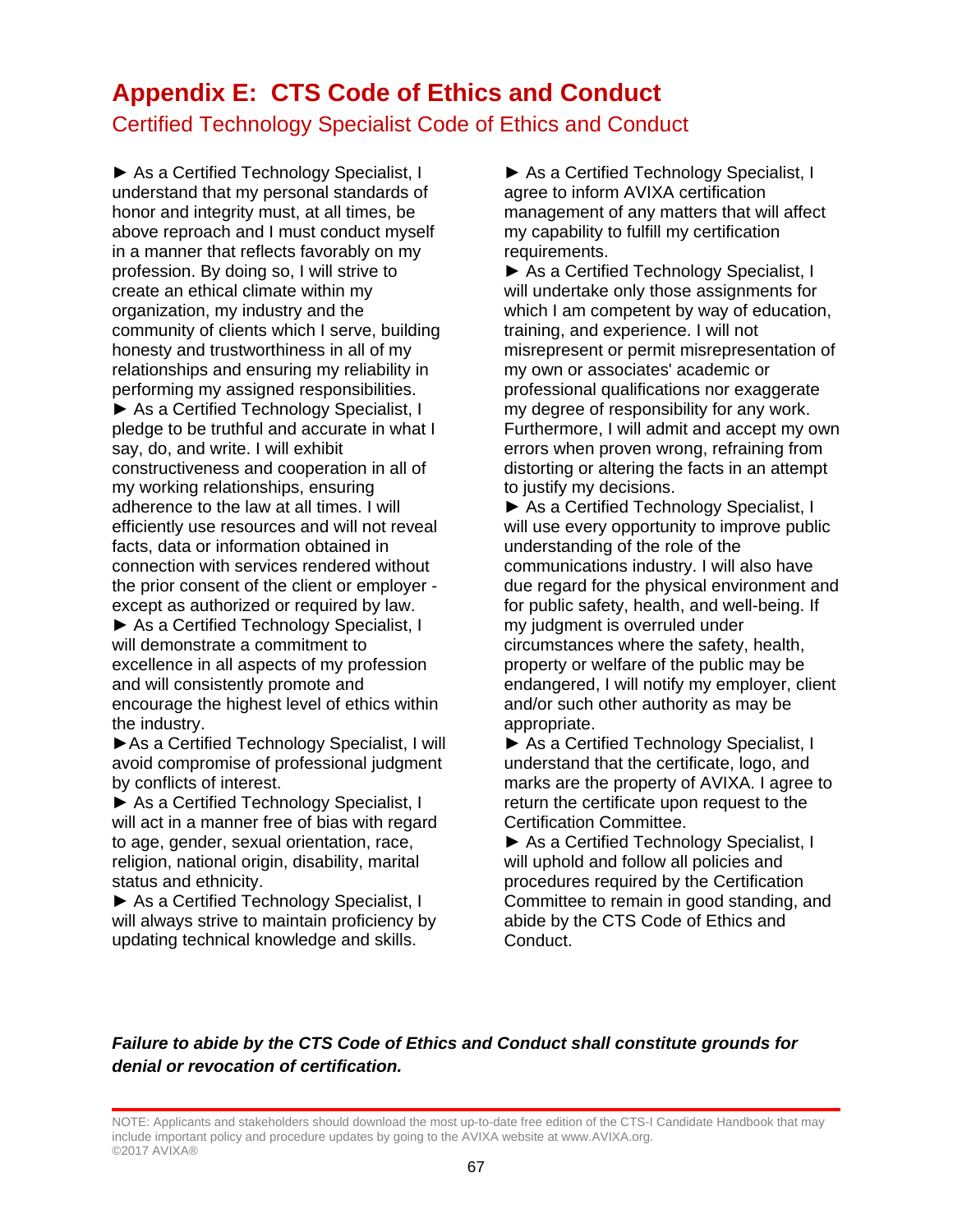# Appendix E: CTS Code of Ethics and Conduct

## Certified Technology Specialist Code of Ethics and Conduct

► As a Certified Technology Specialist, I understand that my personal standards of honor and integrity must, at all times, be above reproach and I must conduct myself in a manner that reflects favorably on my profession. By doing so, I will strive to create an ethical climate within my organization, my industry and the community of clients which I serve, building honesty and trustworthiness in all of my relationships and ensuring my reliability in performing my assigned responsibilities.

► As a Certified Technology Specialist, I pledge to be truthful and accurate in what I say, do, and write. I will exhibit constructiveness and cooperation in all of my working relationships, ensuring adherence to the law at all times. I will efficiently use resources and will not reveal facts, data or information obtained in connection with services rendered without the prior consent of the client or employer - except as authorized or required by law.

► As a Certified Technology Specialist, I will demonstrate a commitment to excellence in all aspects of my profession and will consistently promote and encourage the highest level of ethics within the industry.

► As a Certified Technology Specialist, I will avoid compromise of professional judgment by conflicts of interest.

► As a Certified Technology Specialist, I will act in a manner free of bias with regard to age, gender, sexual orientation, race, religion, national origin, disability, marital status and ethnicity.

► As a Certified Technology Specialist, I will always strive to maintain proficiency by updating technical knowledge and skills.

► As a Certified Technology Specialist, I agree to inform AVIXA certification management of any matters that will affect my capability to fulfill my certification requirements.

► As a Certified Technology Specialist, I will undertake only those assignments for which I am competent by way of education, training, and experience. I will not misrepresent or permit misrepresentation of my own or associates' academic or professional qualifications nor exaggerate my degree of responsibility for any work. Furthermore, I will admit and accept my own errors when proven wrong, refraining from distorting or altering the facts in an attempt to justify my decisions.

► As a Certified Technology Specialist, I will use every opportunity to improve public understanding of the role of the communications industry. I will also have due regard for the physical environment and for public safety, health, and well-being. If my judgment is overruled under circumstances where the safety, health, property or welfare of the public may be endangered, I will notify my employer, client and/or such other authority as may be appropriate.

► As a Certified Technology Specialist, I understand that the certificate, logo, and marks are the property of AVIXA. I agree to return the certificate upon request to the Certification Committee.

► As a Certified Technology Specialist, I will uphold and follow all policies and procedures required by the Certification Committee to remain in good standing, and abide by the CTS Code of Ethics and Conduct.

***Failure to abide by the CTS Code of Ethics and Conduct shall constitute grounds for denial or revocation of certification.***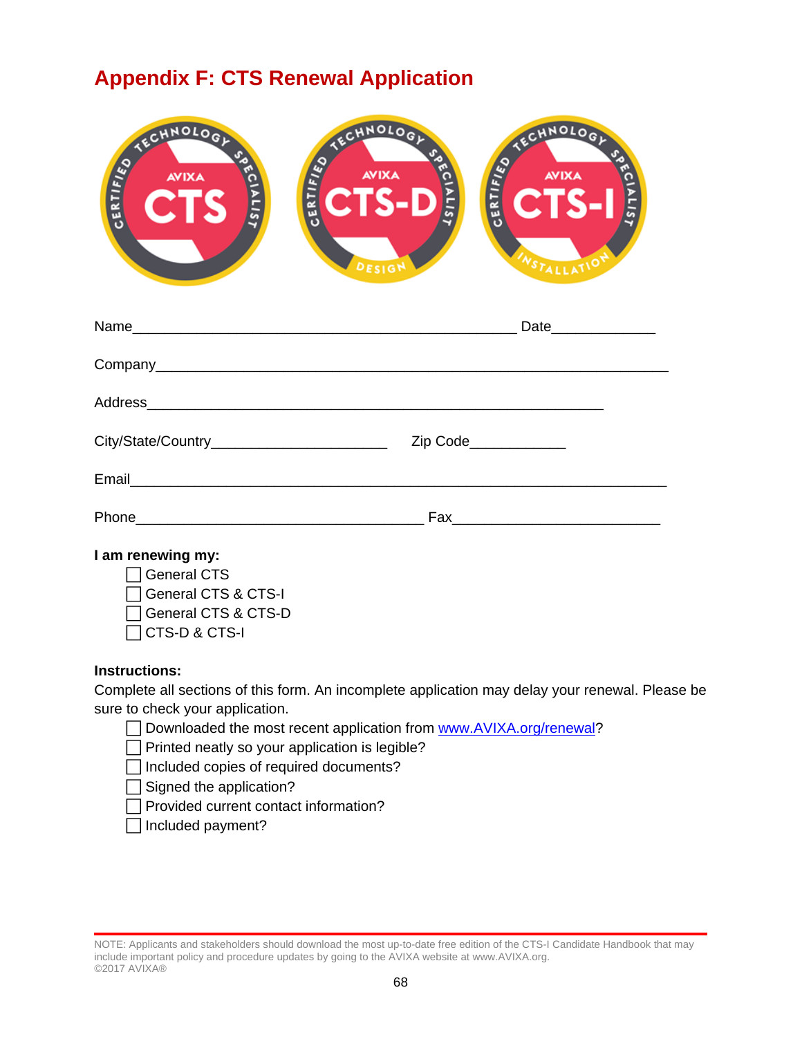# Appendix F: CTS Renewal Application

Name_______________________________________________ Date____________

Company______________________________________________________________

Address________________________________________________________

City/State/Country______________________ Zip Code____________

Email________________________________________________________________

Phone___________________________________ Fax__________________________

**I am renewing my:**

- ☐ General CTS
- ☐ General CTS & CTS-I
- ☐ General CTS & CTS-D
- ☐ CTS-D & CTS-I

**Instructions:**

Complete all sections of this form. An incomplete application may delay your renewal. Please be sure to check your application.

- ☐ Downloaded the most recent application from www.AVIXA.org/renewal?
- ☐ Printed neatly so your application is legible?
- ☐ Included copies of required documents?
- ☐ Signed the application?
- ☐ Provided current contact information?
- ☐ Included payment?

NOTE: Applicants and stakeholders should download the most up-to-date free edition of the CTS-I Candidate Handbook that may include important policy and procedure updates by going to the AVIXA website at www.AVIXA.org.
©2017 AVIXA®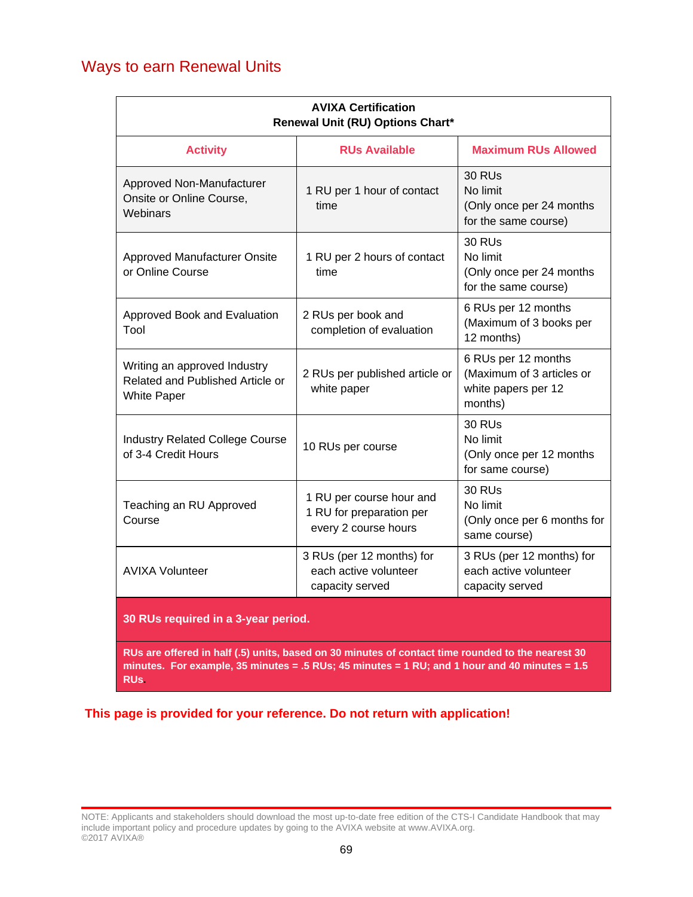## Ways to earn Renewal Units

| **AVIXA Certification Renewal Unit (RU) Options Chart*** | | |
|---|---|---|
| **Activity** | **RUs Available** | **Maximum RUs Allowed** |
| Approved Non-Manufacturer Onsite or Online Course, Webinars | 1 RU per 1 hour of contact time | 30 RUs No limit (Only once per 24 months for the same course) |
| Approved Manufacturer Onsite or Online Course | 1 RU per 2 hours of contact time | 30 RUs No limit (Only once per 24 months for the same course) |
| Approved Book and Evaluation Tool | 2 RUs per book and completion of evaluation | 6 RUs per 12 months (Maximum of 3 books per 12 months) |
| Writing an approved Industry Related and Published Article or White Paper | 2 RUs per published article or white paper | 6 RUs per 12 months (Maximum of 3 articles or white papers per 12 months) |
| Industry Related College Course of 3-4 Credit Hours | 10 RUs per course | 30 RUs No limit (Only once per 12 months for same course) |
| Teaching an RU Approved Course | 1 RU per course hour and 1 RU for preparation per every 2 course hours | 30 RUs No limit (Only once per 6 months for same course) |
| AVIXA Volunteer | 3 RUs (per 12 months) for each active volunteer capacity served | 3 RUs (per 12 months) for each active volunteer capacity served |
| **30 RUs required in a 3-year period.** | | |
| **RUs are offered in half (.5) units, based on 30 minutes of contact time rounded to the nearest 30 minutes. For example, 35 minutes = .5 RUs; 45 minutes = 1 RU; and 1 hour and 40 minutes = 1.5 RUs.** | | |

**This page is provided for your reference. Do not return with application!**

NOTE: Applicants and stakeholders should download the most up-to-date free edition of the CTS-I Candidate Handbook that may include important policy and procedure updates by going to the AVIXA website at www.AVIXA.org.
©2017 AVIXA®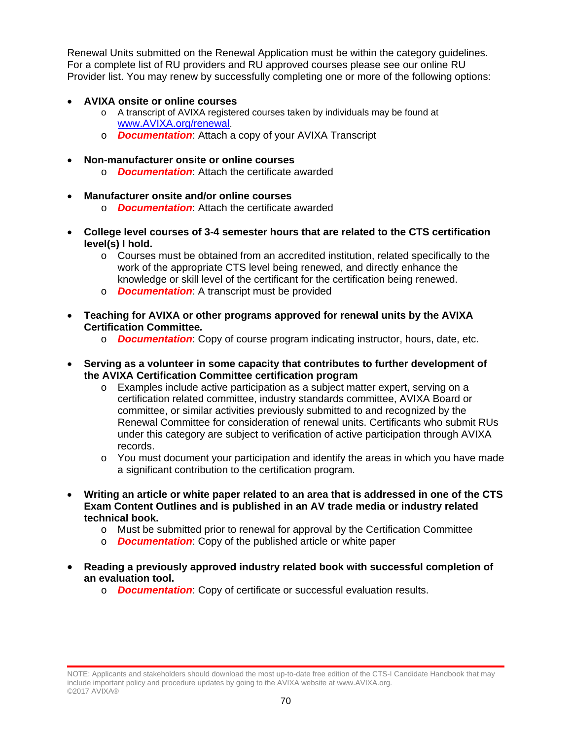Renewal Units submitted on the Renewal Application must be within the category guidelines. For a complete list of RU providers and RU approved courses please see our online RU Provider list. You may renew by successfully completing one or more of the following options:

- **AVIXA onsite or online courses**
  - A transcript of AVIXA registered courses taken by individuals may be found at [www.AVIXA.org/renewal](www.AVIXA.org/renewal).
  - ***Documentation***: Attach a copy of your AVIXA Transcript
- **Non-manufacturer onsite or online courses**
  - ***Documentation***: Attach the certificate awarded
- **Manufacturer onsite and/or online courses**
  - ***Documentation***: Attach the certificate awarded
- **College level courses of 3-4 semester hours that are related to the CTS certification level(s) I hold.**
  - Courses must be obtained from an accredited institution, related specifically to the work of the appropriate CTS level being renewed, and directly enhance the knowledge or skill level of the certificant for the certification being renewed.
  - ***Documentation***: A transcript must be provided
- **Teaching for AVIXA or other programs approved for renewal units by the AVIXA Certification Committee.**
  - ***Documentation***: Copy of course program indicating instructor, hours, date, etc.
- **Serving as a volunteer in some capacity that contributes to further development of the AVIXA Certification Committee certification program**
  - Examples include active participation as a subject matter expert, serving on a certification related committee, industry standards committee, AVIXA Board or committee, or similar activities previously submitted to and recognized by the Renewal Committee for consideration of renewal units. Certificants who submit RUs under this category are subject to verification of active participation through AVIXA records.
  - You must document your participation and identify the areas in which you have made a significant contribution to the certification program.
- **Writing an article or white paper related to an area that is addressed in one of the CTS Exam Content Outlines and is published in an AV trade media or industry related technical book.**
  - Must be submitted prior to renewal for approval by the Certification Committee
  - ***Documentation***: Copy of the published article or white paper
- **Reading a previously approved industry related book with successful completion of an evaluation tool.**
  - ***Documentation***: Copy of certificate or successful evaluation results.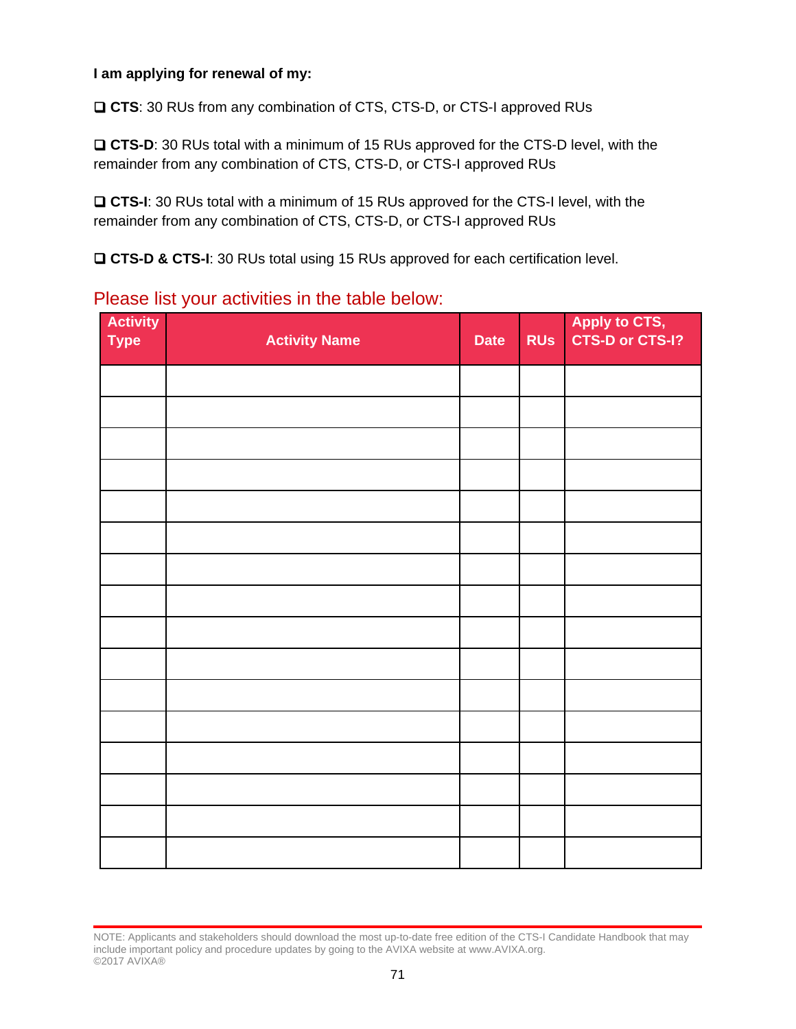**I am applying for renewal of my:**

❑ **CTS**: 30 RUs from any combination of CTS, CTS-D, or CTS-I approved RUs

❑ **CTS-D**: 30 RUs total with a minimum of 15 RUs approved for the CTS-D level, with the remainder from any combination of CTS, CTS-D, or CTS-I approved RUs

❑ **CTS-I**: 30 RUs total with a minimum of 15 RUs approved for the CTS-I level, with the remainder from any combination of CTS, CTS-D, or CTS-I approved RUs

❑ **CTS-D & CTS-I**: 30 RUs total using 15 RUs approved for each certification level.

## Please list your activities in the table below:

| Activity Type | Activity Name | Date | RUs | Apply to CTS, CTS-D or CTS-I? |
|---|---|---|---|---|
| | | | | |
| | | | | |
| | | | | |
| | | | | |
| | | | | |
| | | | | |
| | | | | |
| | | | | |
| | | | | |
| | | | | |
| | | | | |
| | | | | |
| | | | | |
| | | | | |
| | | | | |
| | | | | |

NOTE: Applicants and stakeholders should download the most up-to-date free edition of the CTS-I Candidate Handbook that may include important policy and procedure updates by going to the AVIXA website at www.AVIXA.org.
©2017 AVIXA®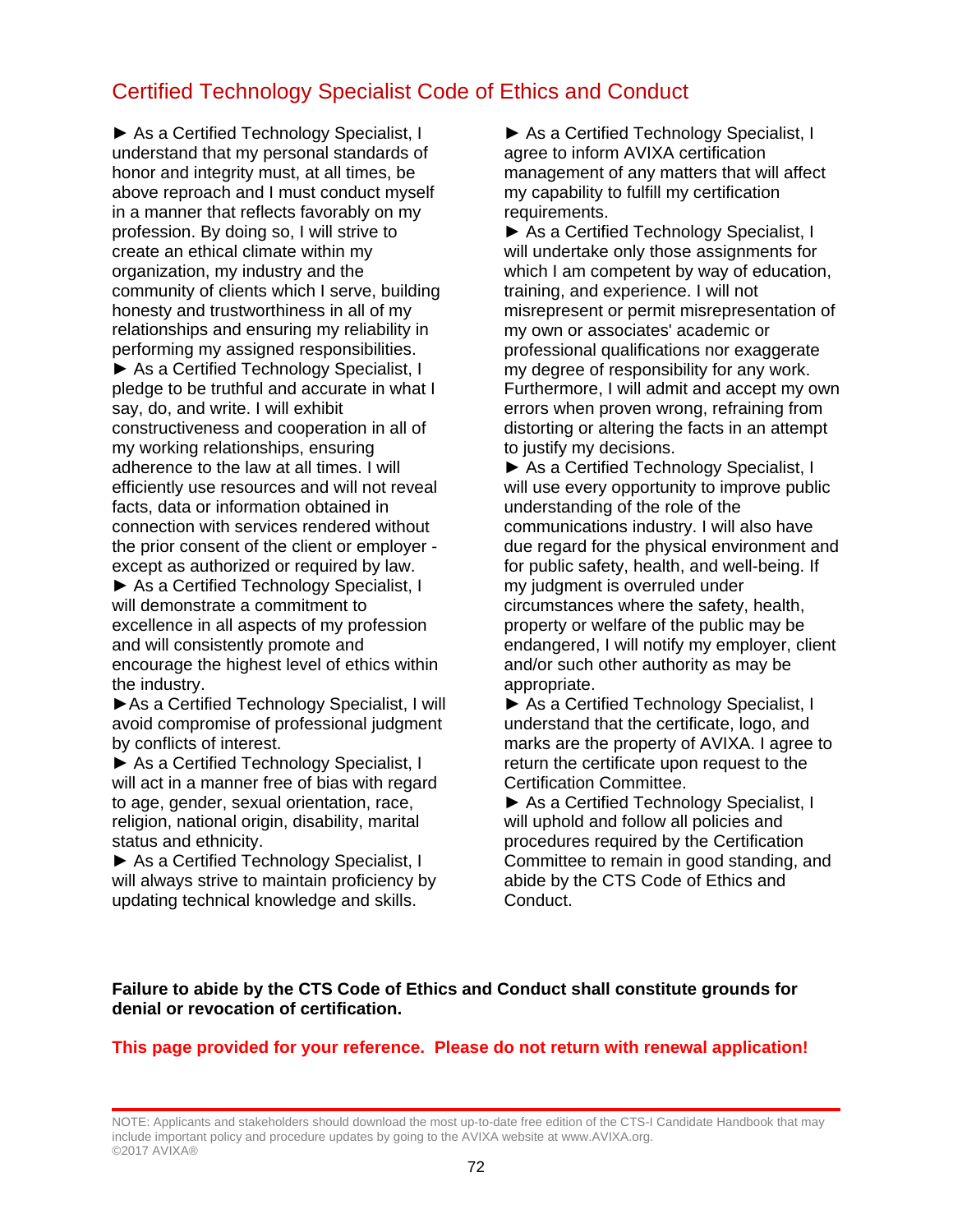## Certified Technology Specialist Code of Ethics and Conduct

► As a Certified Technology Specialist, I understand that my personal standards of honor and integrity must, at all times, be above reproach and I must conduct myself in a manner that reflects favorably on my profession. By doing so, I will strive to create an ethical climate within my organization, my industry and the community of clients which I serve, building honesty and trustworthiness in all of my relationships and ensuring my reliability in performing my assigned responsibilities.

► As a Certified Technology Specialist, I pledge to be truthful and accurate in what I say, do, and write. I will exhibit constructiveness and cooperation in all of my working relationships, ensuring adherence to the law at all times. I will efficiently use resources and will not reveal facts, data or information obtained in connection with services rendered without the prior consent of the client or employer - except as authorized or required by law.

► As a Certified Technology Specialist, I will demonstrate a commitment to excellence in all aspects of my profession and will consistently promote and encourage the highest level of ethics within the industry.

► As a Certified Technology Specialist, I will avoid compromise of professional judgment by conflicts of interest.

► As a Certified Technology Specialist, I will act in a manner free of bias with regard to age, gender, sexual orientation, race, religion, national origin, disability, marital status and ethnicity.

► As a Certified Technology Specialist, I will always strive to maintain proficiency by updating technical knowledge and skills.

► As a Certified Technology Specialist, I agree to inform AVIXA certification management of any matters that will affect my capability to fulfill my certification requirements.

► As a Certified Technology Specialist, I will undertake only those assignments for which I am competent by way of education, training, and experience. I will not misrepresent or permit misrepresentation of my own or associates' academic or professional qualifications nor exaggerate my degree of responsibility for any work. Furthermore, I will admit and accept my own errors when proven wrong, refraining from distorting or altering the facts in an attempt to justify my decisions.

► As a Certified Technology Specialist, I will use every opportunity to improve public understanding of the role of the communications industry. I will also have due regard for the physical environment and for public safety, health, and well-being. If my judgment is overruled under circumstances where the safety, health, property or welfare of the public may be endangered, I will notify my employer, client and/or such other authority as may be appropriate.

► As a Certified Technology Specialist, I understand that the certificate, logo, and marks are the property of AVIXA. I agree to return the certificate upon request to the Certification Committee.

► As a Certified Technology Specialist, I will uphold and follow all policies and procedures required by the Certification Committee to remain in good standing, and abide by the CTS Code of Ethics and Conduct.

**Failure to abide by the CTS Code of Ethics and Conduct shall constitute grounds for denial or revocation of certification.**

**This page provided for your reference. Please do not return with renewal application!**

NOTE: Applicants and stakeholders should download the most up-to-date free edition of the CTS-I Candidate Handbook that may include important policy and procedure updates by going to the AVIXA website at www.AVIXA.org.
©2017 AVIXA®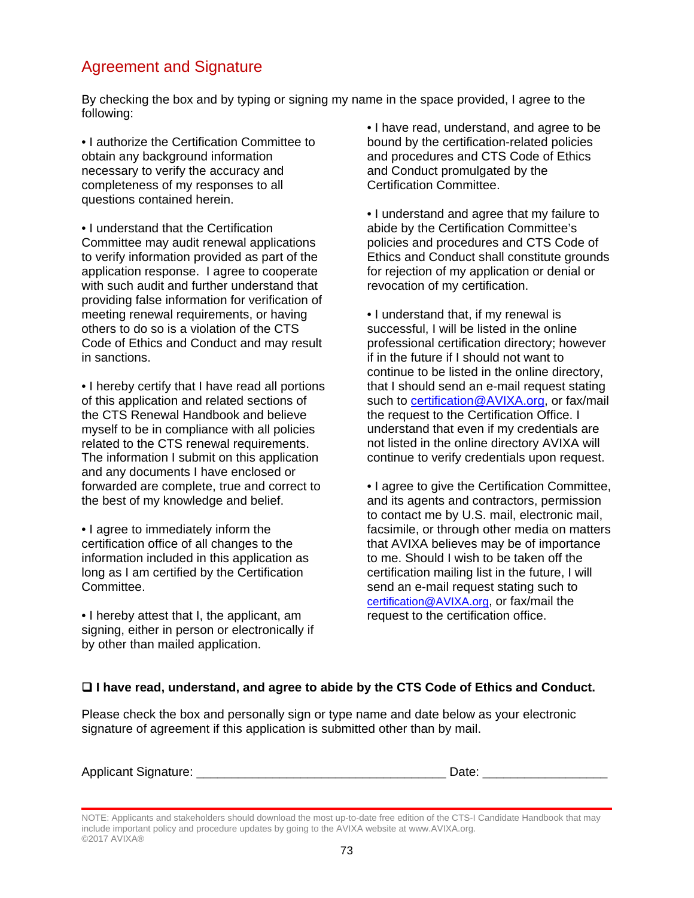## Agreement and Signature

By checking the box and by typing or signing my name in the space provided, I agree to the following:

• I authorize the Certification Committee to obtain any background information necessary to verify the accuracy and completeness of my responses to all questions contained herein.

• I understand that the Certification Committee may audit renewal applications to verify information provided as part of the application response. I agree to cooperate with such audit and further understand that providing false information for verification of meeting renewal requirements, or having others to do so is a violation of the CTS Code of Ethics and Conduct and may result in sanctions.

• I hereby certify that I have read all portions of this application and related sections of the CTS Renewal Handbook and believe myself to be in compliance with all policies related to the CTS renewal requirements. The information I submit on this application and any documents I have enclosed or forwarded are complete, true and correct to the best of my knowledge and belief.

• I agree to immediately inform the certification office of all changes to the information included in this application as long as I am certified by the Certification Committee.

• I hereby attest that I, the applicant, am signing, either in person or electronically if by other than mailed application.

• I have read, understand, and agree to be bound by the certification-related policies and procedures and CTS Code of Ethics and Conduct promulgated by the Certification Committee.

• I understand and agree that my failure to abide by the Certification Committee's policies and procedures and CTS Code of Ethics and Conduct shall constitute grounds for rejection of my application or denial or revocation of my certification.

• I understand that, if my renewal is successful, I will be listed in the online professional certification directory; however if in the future if I should not want to continue to be listed in the online directory, that I should send an e-mail request stating such to certification@AVIXA.org, or fax/mail the request to the Certification Office. I understand that even if my credentials are not listed in the online directory AVIXA will continue to verify credentials upon request.

• I agree to give the Certification Committee, and its agents and contractors, permission to contact me by U.S. mail, electronic mail, facsimile, or through other media on matters that AVIXA believes may be of importance to me. Should I wish to be taken off the certification mailing list in the future, I will send an e-mail request stating such to certification@AVIXA.org, or fax/mail the request to the certification office.

❑ **I have read, understand, and agree to abide by the CTS Code of Ethics and Conduct.**

Please check the box and personally sign or type name and date below as your electronic signature of agreement if this application is submitted other than by mail.

Applicant Signature: ___________________________________ Date: _________________

NOTE: Applicants and stakeholders should download the most up-to-date free edition of the CTS-I Candidate Handbook that may include important policy and procedure updates by going to the AVIXA website at www.AVIXA.org.
©2017 AVIXA®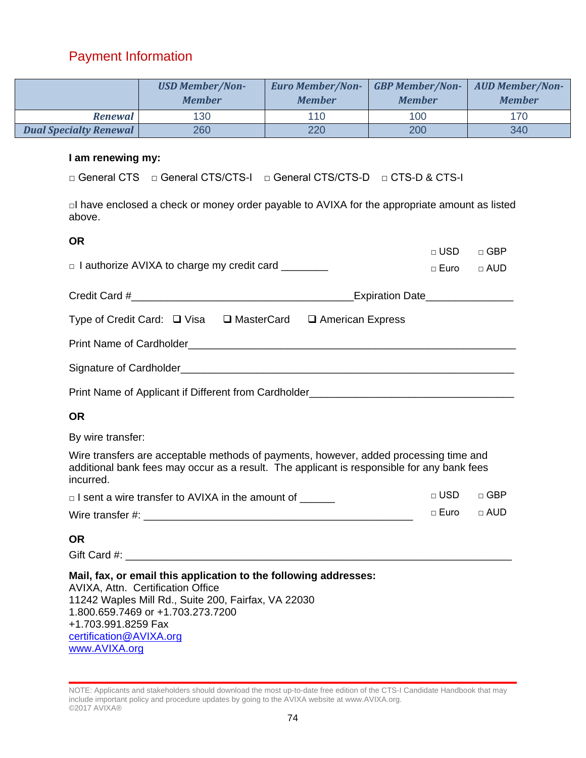## Payment Information

| | *USD Member/Non-Member* | *Euro Member/Non-Member* | *GBP Member/Non-Member* | *AUD Member/Non-Member* |
|---|---|---|---|---|
| ***Renewal*** | 130 | 110 | 100 | 170 |
| ***Dual Specialty Renewal*** | 260 | 220 | 200 | 340 |

**I am renewing my:**

□ General CTS □ General CTS/CTS-I □ General CTS/CTS-D □ CTS-D & CTS-I

□I have enclosed a check or money order payable to AVIXA for the appropriate amount as listed above.

**OR**

□ I authorize AVIXA to charge my credit card ________ □ USD □ GBP □ Euro □ AUD

Credit Card #________________________________________Expiration Date_______________

Type of Credit Card: ❑ Visa ❑ MasterCard ❑ American Express

Print Name of Cardholder_________________________________________________________

Signature of Cardholder__________________________________________________________

Print Name of Applicant if Different from Cardholder___________________________________

**OR**

By wire transfer:

Wire transfers are acceptable methods of payments, however, added processing time and additional bank fees may occur as a result. The applicant is responsible for any bank fees incurred.

□ I sent a wire transfer to AVIXA in the amount of ______ □ USD □ GBP □ Euro □ AUD

Wire transfer #: ________________________________________________

**OR**

Gift Card #: ______________________________________________________________________

**Mail, fax, or email this application to the following addresses:**
AVIXA, Attn. Certification Office
11242 Waples Mill Rd., Suite 200, Fairfax, VA 22030
1.800.659.7469 or +1.703.273.7200
+1.703.991.8259 Fax
certification@AVIXA.org
www.AVIXA.org

NOTE: Applicants and stakeholders should download the most up-to-date free edition of the CTS-I Candidate Handbook that may include important policy and procedure updates by going to the AVIXA website at www.AVIXA.org.
©2017 AVIXA®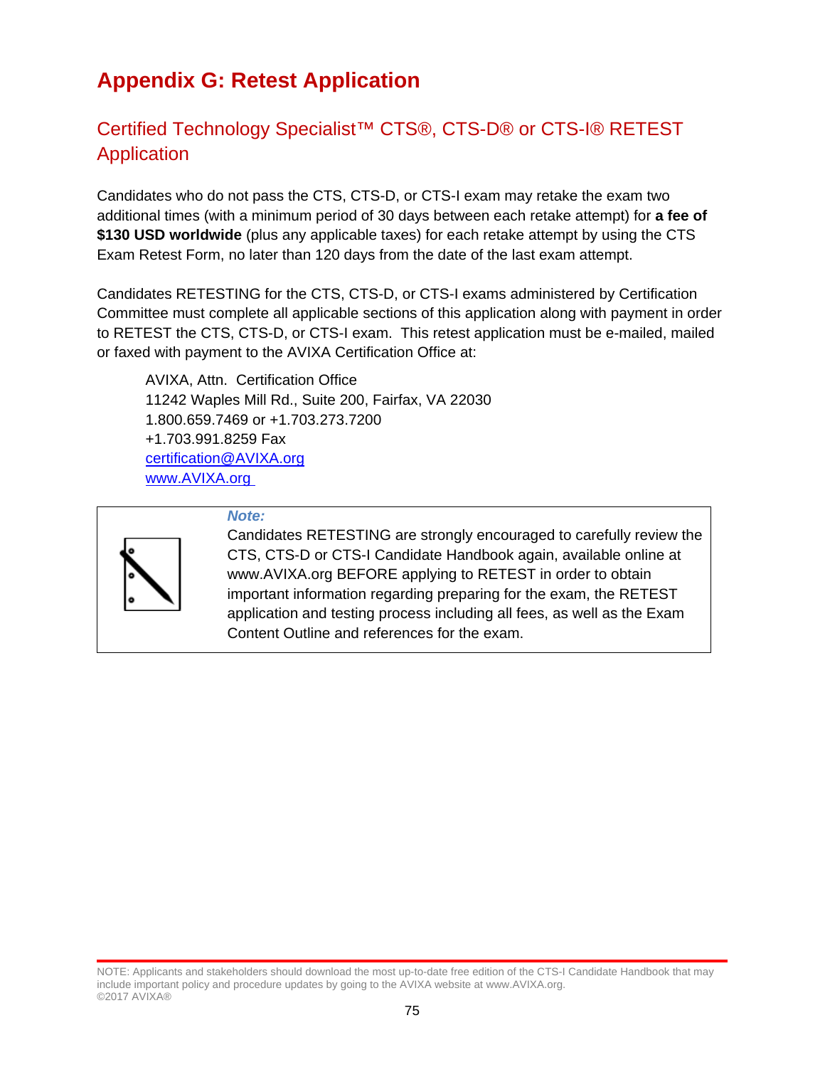# Appendix G: Retest Application

## Certified Technology Specialist™ CTS®, CTS-D® or CTS-I® RETEST Application

Candidates who do not pass the CTS, CTS-D, or CTS-I exam may retake the exam two additional times (with a minimum period of 30 days between each retake attempt) for **a fee of $130 USD worldwide** (plus any applicable taxes) for each retake attempt by using the CTS Exam Retest Form, no later than 120 days from the date of the last exam attempt.

Candidates RETESTING for the CTS, CTS-D, or CTS-I exams administered by Certification Committee must complete all applicable sections of this application along with payment in order to RETEST the CTS, CTS-D, or CTS-I exam. This retest application must be e-mailed, mailed or faxed with payment to the AVIXA Certification Office at:

AVIXA, Attn. Certification Office
11242 Waples Mill Rd., Suite 200, Fairfax, VA 22030
1.800.659.7469 or +1.703.273.7200
+1.703.991.8259 Fax
certification@AVIXA.org
www.AVIXA.org

***Note:***
Candidates RETESTING are strongly encouraged to carefully review the CTS, CTS-D or CTS-I Candidate Handbook again, available online at www.AVIXA.org BEFORE applying to RETEST in order to obtain important information regarding preparing for the exam, the RETEST application and testing process including all fees, as well as the Exam Content Outline and references for the exam.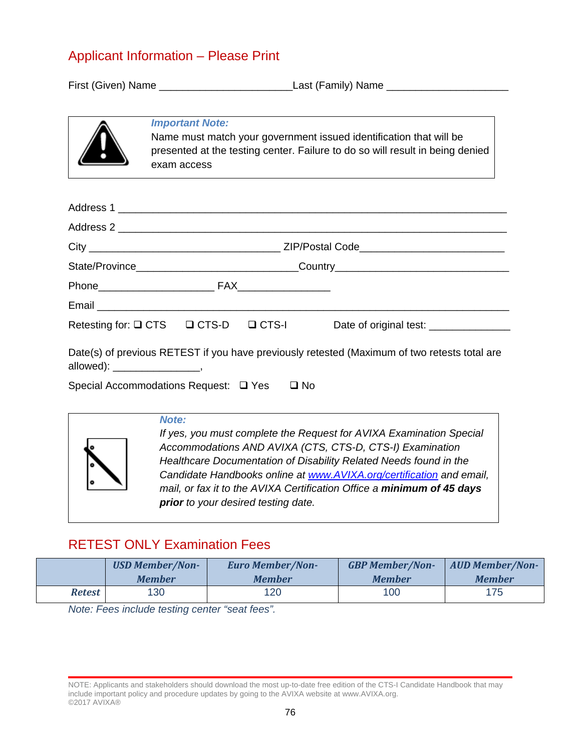## Applicant Information – Please Print

First (Given) Name ________________________Last (Family) Name ______________________

> ***Important Note:***
> Name must match your government issued identification that will be presented at the testing center. Failure to do so will result in being denied exam access

Address 1 ______________________________________________________________________

Address 2 ______________________________________________________________________

City __________________________________ ZIP/Postal Code__________________________

State/Province_____________________________Country_________________________________

Phone_____________________ FAX________________

Email ____________________________________________________________________________

Retesting for: ❑ CTS ❑ CTS-D ❑ CTS-I Date of original test: ______________

Date(s) of previous RETEST if you have previously retested (Maximum of two retests total are allowed): _______________,

Special Accommodations Request: ❑ Yes ❑ No

> ***Note:***
> *If yes, you must complete the Request for AVIXA Examination Special Accommodations AND AVIXA (CTS, CTS-D, CTS-I) Examination Healthcare Documentation of Disability Related Needs found in the Candidate Handbooks online at [www.AVIXA.org/certification](www.AVIXA.org/certification) and email, mail, or fax it to the AVIXA Certification Office a **minimum of 45 days prior** to your desired testing date.*

## RETEST ONLY Examination Fees

| | USD Member/Non-Member | Euro Member/Non-Member | GBP Member/Non-Member | AUD Member/Non-Member |
|---|---|---|---|---|
| ***Retest*** | 130 | 120 | 100 | 175 |

*Note: Fees include testing center "seat fees".*

NOTE: Applicants and stakeholders should download the most up-to-date free edition of the CTS-I Candidate Handbook that may include important policy and procedure updates by going to the AVIXA website at www.AVIXA.org.
©2017 AVIXA®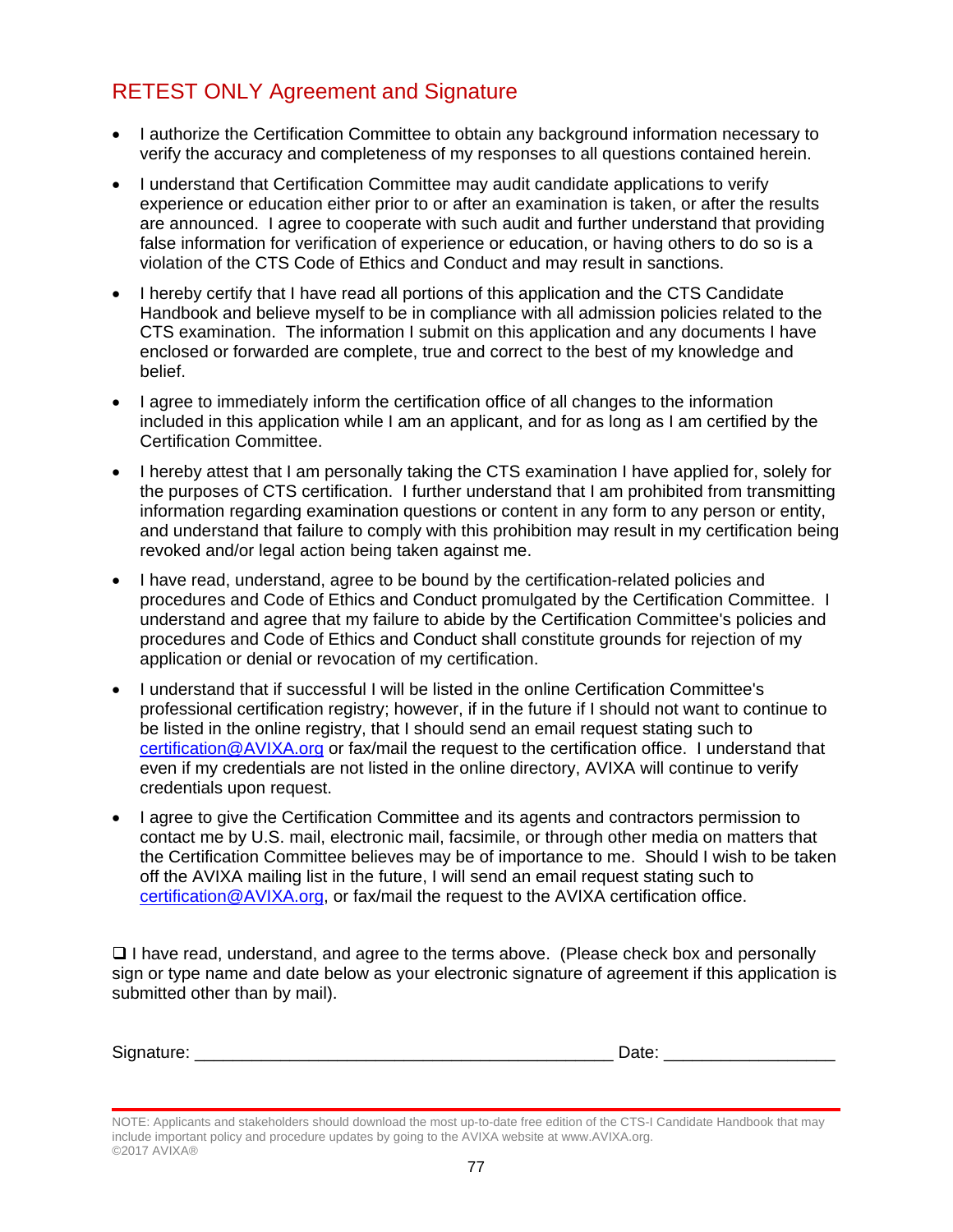## RETEST ONLY Agreement and Signature

- I authorize the Certification Committee to obtain any background information necessary to verify the accuracy and completeness of my responses to all questions contained herein.
- I understand that Certification Committee may audit candidate applications to verify experience or education either prior to or after an examination is taken, or after the results are announced. I agree to cooperate with such audit and further understand that providing false information for verification of experience or education, or having others to do so is a violation of the CTS Code of Ethics and Conduct and may result in sanctions.
- I hereby certify that I have read all portions of this application and the CTS Candidate Handbook and believe myself to be in compliance with all admission policies related to the CTS examination. The information I submit on this application and any documents I have enclosed or forwarded are complete, true and correct to the best of my knowledge and belief.
- I agree to immediately inform the certification office of all changes to the information included in this application while I am an applicant, and for as long as I am certified by the Certification Committee.
- I hereby attest that I am personally taking the CTS examination I have applied for, solely for the purposes of CTS certification. I further understand that I am prohibited from transmitting information regarding examination questions or content in any form to any person or entity, and understand that failure to comply with this prohibition may result in my certification being revoked and/or legal action being taken against me.
- I have read, understand, agree to be bound by the certification-related policies and procedures and Code of Ethics and Conduct promulgated by the Certification Committee. I understand and agree that my failure to abide by the Certification Committee's policies and procedures and Code of Ethics and Conduct shall constitute grounds for rejection of my application or denial or revocation of my certification.
- I understand that if successful I will be listed in the online Certification Committee's professional certification registry; however, if in the future if I should not want to continue to be listed in the online registry, that I should send an email request stating such to certification@AVIXA.org or fax/mail the request to the certification office. I understand that even if my credentials are not listed in the online directory, AVIXA will continue to verify credentials upon request.
- I agree to give the Certification Committee and its agents and contractors permission to contact me by U.S. mail, electronic mail, facsimile, or through other media on matters that the Certification Committee believes may be of importance to me. Should I wish to be taken off the AVIXA mailing list in the future, I will send an email request stating such to certification@AVIXA.org, or fax/mail the request to the AVIXA certification office.

❑ I have read, understand, and agree to the terms above. (Please check box and personally sign or type name and date below as your electronic signature of agreement if this application is submitted other than by mail).

Signature: ____________________________________________ Date: _________________

NOTE: Applicants and stakeholders should download the most up-to-date free edition of the CTS-I Candidate Handbook that may include important policy and procedure updates by going to the AVIXA website at www.AVIXA.org.
©2017 AVIXA®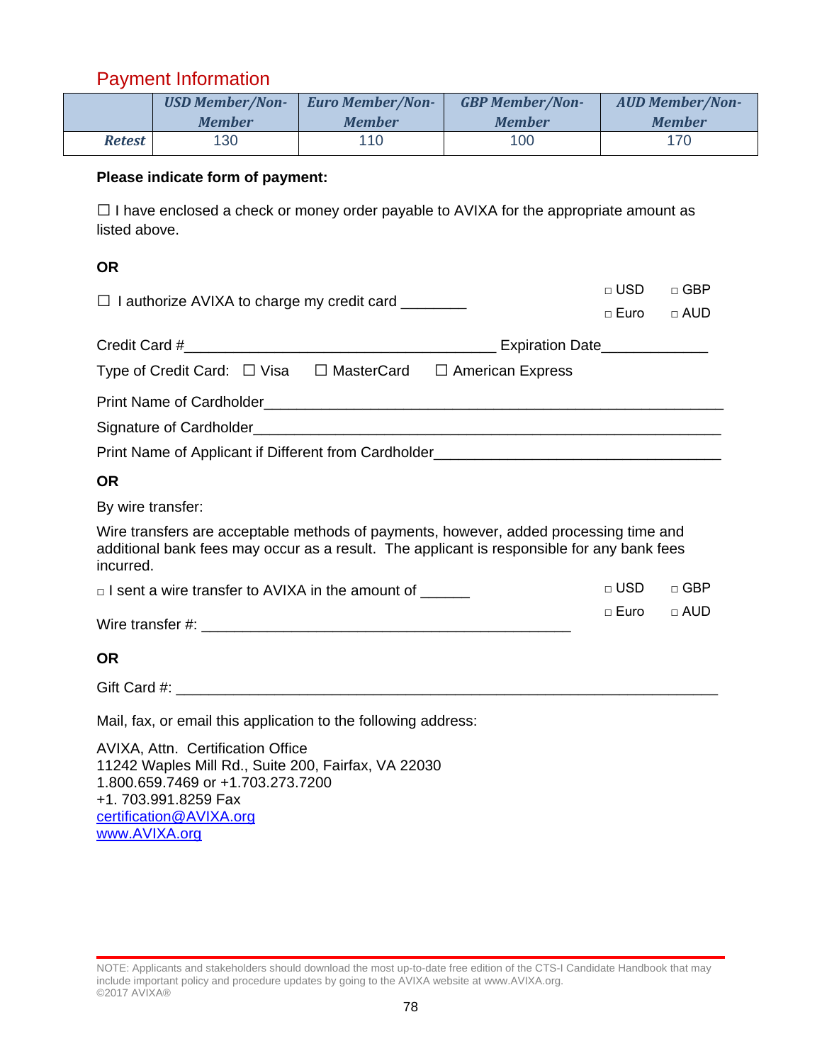## Payment Information

| | *USD Member/Non-Member* | *Euro Member/Non-Member* | *GBP Member/Non-Member* | *AUD Member/Non-Member* |
|---|---|---|---|---|
| *Retest* | 130 | 110 | 100 | 170 |

**Please indicate form of payment:**

☐ I have enclosed a check or money order payable to AVIXA for the appropriate amount as listed above.

**OR**

☐ I authorize AVIXA to charge my credit card ________ □ USD □ GBP □ Euro □ AUD

Credit Card #_______________________________________ Expiration Date_____________

Type of Credit Card: ☐ Visa ☐ MasterCard ☐ American Express

Print Name of Cardholder_________________________________________________________

Signature of Cardholder__________________________________________________________

Print Name of Applicant if Different from Cardholder_____________________________________

**OR**

By wire transfer:

Wire transfers are acceptable methods of payments, however, added processing time and additional bank fees may occur as a result. The applicant is responsible for any bank fees incurred.

□ I sent a wire transfer to AVIXA in the amount of ______ □ USD □ GBP □ Euro □ AUD

Wire transfer #: ______________________________________________

**OR**

Gift Card #: ____________________________________________________________________

Mail, fax, or email this application to the following address:

AVIXA, Attn. Certification Office
11242 Waples Mill Rd., Suite 200, Fairfax, VA 22030
1.800.659.7469 or +1.703.273.7200
+1. 703.991.8259 Fax
certification@AVIXA.org
www.AVIXA.org

NOTE: Applicants and stakeholders should download the most up-to-date free edition of the CTS-I Candidate Handbook that may include important policy and procedure updates by going to the AVIXA website at www.AVIXA.org.
©2017 AVIXA®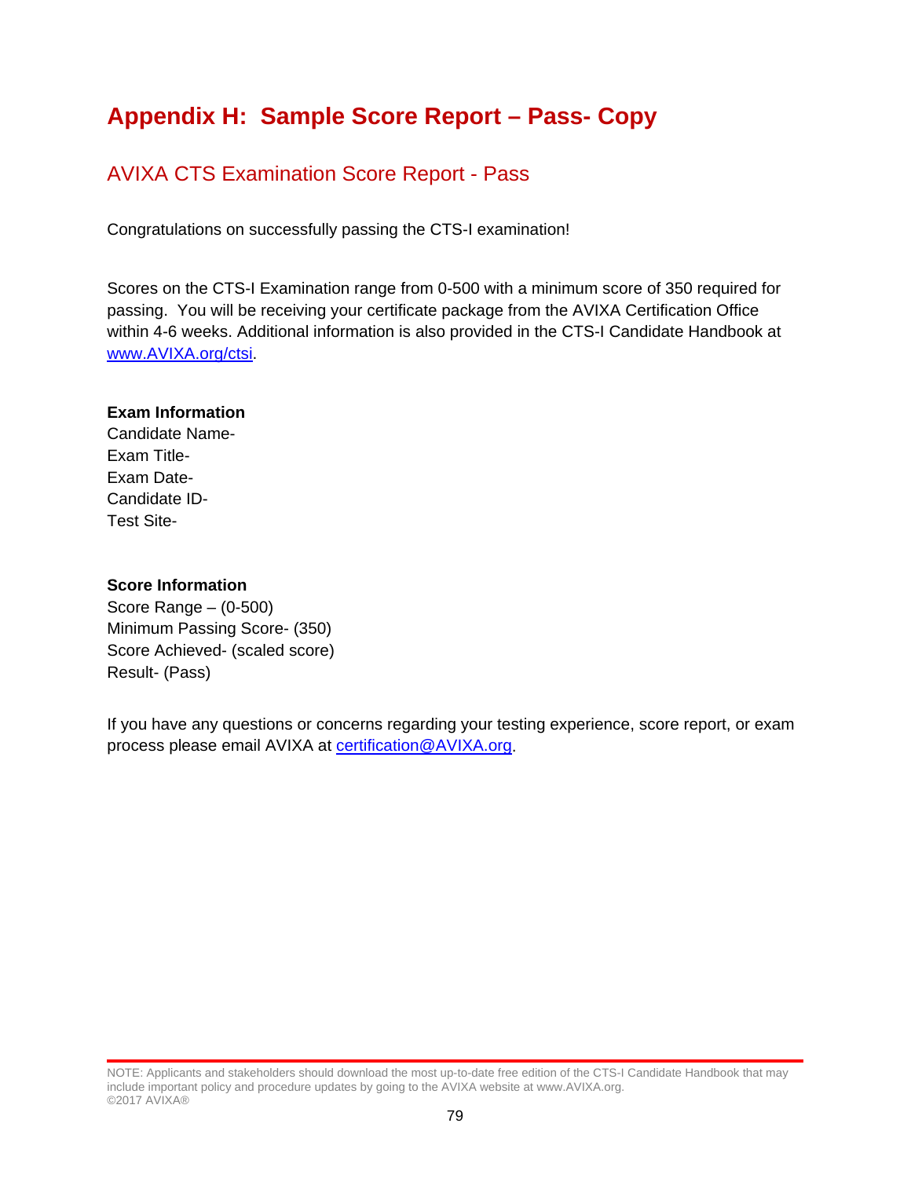# Appendix H: Sample Score Report – Pass- Copy

## AVIXA CTS Examination Score Report - Pass

Congratulations on successfully passing the CTS-I examination!

Scores on the CTS-I Examination range from 0-500 with a minimum score of 350 required for passing. You will be receiving your certificate package from the AVIXA Certification Office within 4-6 weeks. Additional information is also provided in the CTS-I Candidate Handbook at www.AVIXA.org/ctsi.

**Exam Information**
Candidate Name-
Exam Title-
Exam Date-
Candidate ID-
Test Site-

**Score Information**
Score Range – (0-500)
Minimum Passing Score- (350)
Score Achieved- (scaled score)
Result- (Pass)

If you have any questions or concerns regarding your testing experience, score report, or exam process please email AVIXA at certification@AVIXA.org.

NOTE: Applicants and stakeholders should download the most up-to-date free edition of the CTS-I Candidate Handbook that may include important policy and procedure updates by going to the AVIXA website at www.AVIXA.org.
©2017 AVIXA®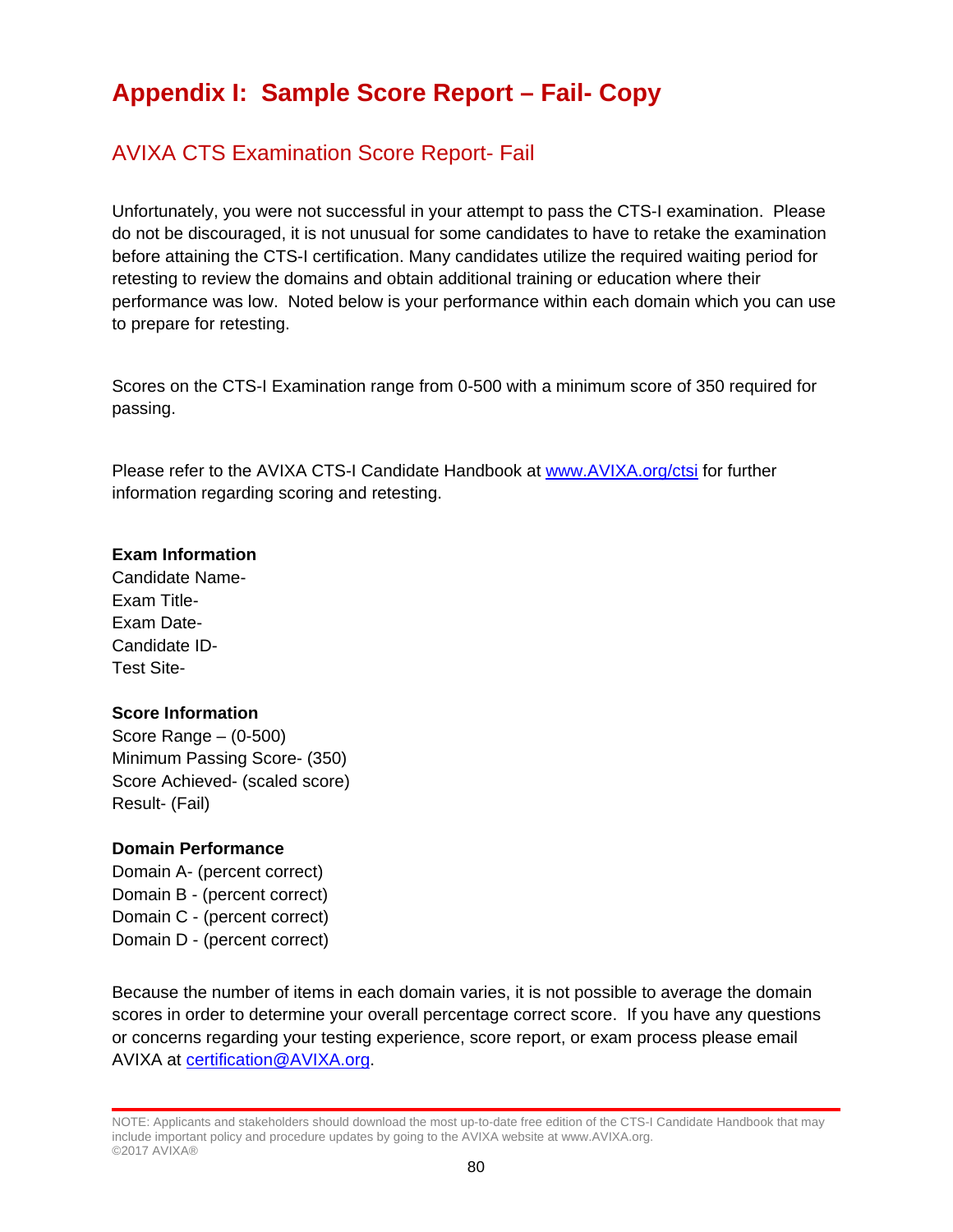# Appendix I: Sample Score Report – Fail- Copy

## AVIXA CTS Examination Score Report- Fail

Unfortunately, you were not successful in your attempt to pass the CTS-I examination. Please do not be discouraged, it is not unusual for some candidates to have to retake the examination before attaining the CTS-I certification. Many candidates utilize the required waiting period for retesting to review the domains and obtain additional training or education where their performance was low. Noted below is your performance within each domain which you can use to prepare for retesting.

Scores on the CTS-I Examination range from 0-500 with a minimum score of 350 required for passing.

Please refer to the AVIXA CTS-I Candidate Handbook at www.AVIXA.org/ctsi for further information regarding scoring and retesting.

**Exam Information**
Candidate Name-
Exam Title-
Exam Date-
Candidate ID-
Test Site-

**Score Information**
Score Range – (0-500)
Minimum Passing Score- (350)
Score Achieved- (scaled score)
Result- (Fail)

**Domain Performance**
Domain A- (percent correct)
Domain B - (percent correct)
Domain C - (percent correct)
Domain D - (percent correct)

Because the number of items in each domain varies, it is not possible to average the domain scores in order to determine your overall percentage correct score. If you have any questions or concerns regarding your testing experience, score report, or exam process please email AVIXA at certification@AVIXA.org.

NOTE: Applicants and stakeholders should download the most up-to-date free edition of the CTS-I Candidate Handbook that may include important policy and procedure updates by going to the AVIXA website at www.AVIXA.org.
©2017 AVIXA®